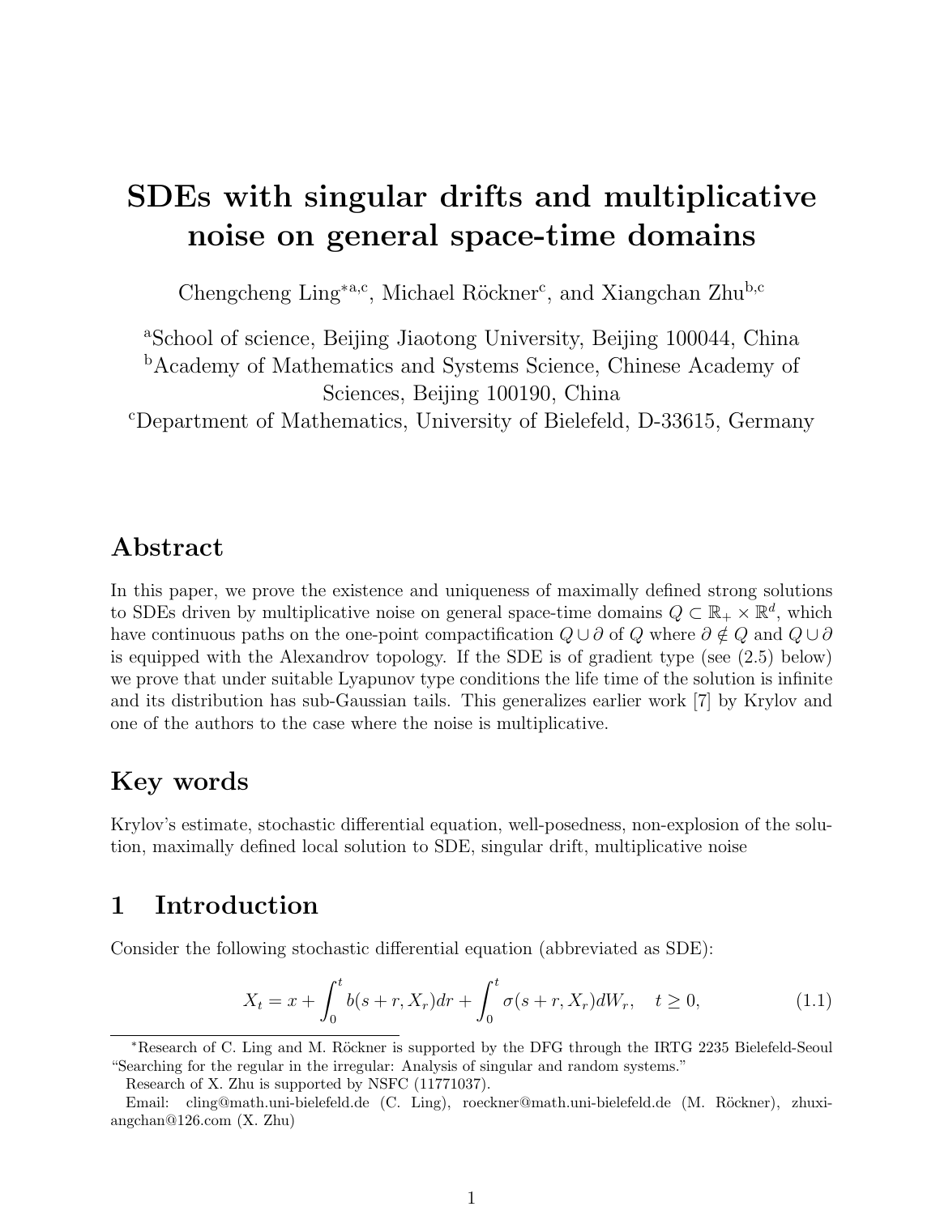# SDEs with singular drifts and multiplicative noise on general space-time domains

Chengcheng Ling*[a,c], Michael Röckner[c], and Xiangchan Zhu[b,c]

[a]School of science, Beijing Jiaotong University, Beijing 100044, China
[b]Academy of Mathematics and Systems Science, Chinese Academy of Sciences, Beijing 100190, China
[c]Department of Mathematics, University of Bielefeld, D-33615, Germany

## Abstract

In this paper, we prove the existence and uniqueness of maximally defined strong solutions to SDEs driven by multiplicative noise on general space-time domains $Q \subset \mathbb{R}_+ \times \mathbb{R}^d$, which have continuous paths on the one-point compactification $Q \cup \partial$ of $Q$ where $\partial \notin Q$ and $Q \cup \partial$ is equipped with the Alexandrov topology. If the SDE is of gradient type (see (2.5) below) we prove that under suitable Lyapunov type conditions the life time of the solution is infinite and its distribution has sub-Gaussian tails. This generalizes earlier work [7] by Krylov and one of the authors to the case where the noise is multiplicative.

## Key words

Krylov's estimate, stochastic differential equation, well-posedness, non-explosion of the solution, maximally defined local solution to SDE, singular drift, multiplicative noise

## 1 Introduction

Consider the following stochastic differential equation (abbreviated as SDE):

$$X_t = x + \int_0^t b(s+r, X_r)dr + \int_0^t \sigma(s+r, X_r)dW_r, \quad t \geq 0, \tag{1.1}$$

*Research of C. Ling and M. Röckner is supported by the DFG through the IRTG 2235 Bielefeld-Seoul "Searching for the regular in the irregular: Analysis of singular and random systems."

Research of X. Zhu is supported by NSFC (11771037).

Email: cling@math.uni-bielefeld.de (C. Ling), roeckner@math.uni-bielefeld.de (M. Röckner), zhuxiangchan@126.com (X. Zhu)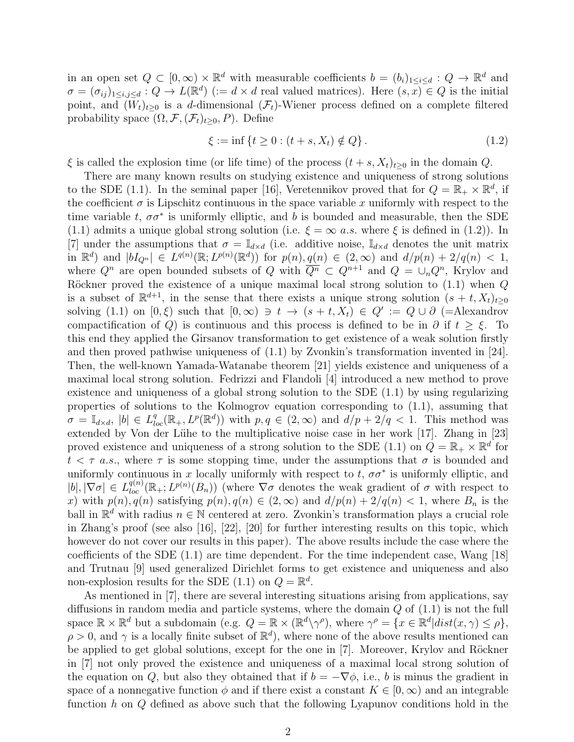in an open set $Q \subset [0,\infty) \times \mathbb{R}^d$ with measurable coefficients $b = (b_i)_{1\le i\le d} : Q \to \mathbb{R}^d$ and $\sigma = (\sigma_{ij})_{1\le i,j\le d} : Q \to L(\mathbb{R}^d)$ ($:= d \times d$ real valued matrices). Here $(s,x) \in Q$ is the initial point, and $(W_t)_{t\ge 0}$ is a $d$-dimensional $(\mathcal{F}_t)$-Wiener process defined on a complete filtered probability space $(\Omega, \mathcal{F}, (\mathcal{F}_t)_{t\ge 0}, P)$. Define

$$\xi := \inf\{t \ge 0 : (t+s, X_t) \notin Q\}. \tag{1.2}$$

$\xi$ is called the explosion time (or life time) of the process $(t+s, X_t)_{t\ge 0}$ in the domain $Q$.

There are many known results on studying existence and uniqueness of strong solutions to the SDE (1.1). In the seminal paper [16], Veretennikov proved that for $Q = \mathbb{R}_+ \times \mathbb{R}^d$, if the coefficient $\sigma$ is Lipschitz continuous in the space variable $x$ uniformly with respect to the time variable $t$, $\sigma\sigma^*$ is uniformly elliptic, and $b$ is bounded and measurable, then the SDE (1.1) admits a unique global strong solution (i.e. $\xi = \infty$ $a.s.$ where $\xi$ is defined in (1.2)). In [7] under the assumptions that $\sigma = \mathbb{I}_{d\times d}$ (i.e. additive noise, $\mathbb{I}_{d\times d}$ denotes the unit matrix in $\mathbb{R}^d$) and $|bI_{Q^n}| \in L^{q(n)}(\mathbb{R}; L^{p(n)}(\mathbb{R}^d))$ for $p(n), q(n) \in (2,\infty)$ and $d/p(n) + 2/q(n) < 1$, where $Q^n$ are open bounded subsets of $Q$ with $\overline{Q^n} \subset Q^{n+1}$ and $Q = \cup_n Q^n$, Krylov and Röckner proved the existence of a unique maximal local strong solution to (1.1) when $Q$ is a subset of $\mathbb{R}^{d+1}$, in the sense that there exists a unique strong solution $(s+t, X_t)_{t\ge 0}$ solving (1.1) on $[0,\xi)$ such that $[0,\infty) \ni t \to (s+t, X_t) \in Q' := Q \cup \partial$ (=Alexandrov compactification of $Q$) is continuous and this process is defined to be in $\partial$ if $t \ge \xi$. To this end they applied the Girsanov transformation to get existence of a weak solution firstly and then proved pathwise uniqueness of (1.1) by Zvonkin's transformation invented in [24]. Then, the well-known Yamada-Watanabe theorem [21] yields existence and uniqueness of a maximal local strong solution. Fedrizzi and Flandoli [4] introduced a new method to prove existence and uniqueness of a global strong solution to the SDE (1.1) by using regularizing properties of solutions to the Kolmogrov equation corresponding to (1.1), assuming that $\sigma = \mathbb{I}_{d\times d}$, $|b| \in L^q_{loc}(\mathbb{R}_+, L^p(\mathbb{R}^d))$ with $p, q \in (2,\infty)$ and $d/p + 2/q < 1$. This method was extended by Von der Lühe to the multiplicative noise case in her work [17]. Zhang in [23] proved existence and uniqueness of a strong solution to the SDE (1.1) on $Q = \mathbb{R}_+ \times \mathbb{R}^d$ for $t < \tau$ $a.s.$, where $\tau$ is some stopping time, under the assumptions that $\sigma$ is bounded and uniformly continuous in $x$ locally uniformly with respect to $t$, $\sigma\sigma^*$ is uniformly elliptic, and $|b|, |\nabla\sigma| \in L^{q(n)}_{loc}(\mathbb{R}_+; L^{p(n)}(B_n))$ (where $\nabla\sigma$ denotes the weak gradient of $\sigma$ with respect to $x$) with $p(n), q(n)$ satisfying $p(n), q(n) \in (2,\infty)$ and $d/p(n) + 2/q(n) < 1$, where $B_n$ is the ball in $\mathbb{R}^d$ with radius $n \in \mathbb{N}$ centered at zero. Zvonkin's transformation plays a crucial role in Zhang's proof (see also [16], [22], [20] for further interesting results on this topic, which however do not cover our results in this paper). The above results include the case where the coefficients of the SDE (1.1) are time dependent. For the time independent case, Wang [18] and Trutnau [9] used generalized Dirichlet forms to get existence and uniqueness and also non-explosion results for the SDE (1.1) on $Q = \mathbb{R}^d$.

As mentioned in [7], there are several interesting situations arising from applications, say diffusions in random media and particle systems, where the domain $Q$ of (1.1) is not the full space $\mathbb{R} \times \mathbb{R}^d$ but a subdomain (e.g. $Q = \mathbb{R} \times (\mathbb{R}^d \backslash \gamma^\rho)$, where $\gamma^\rho = \{x \in \mathbb{R}^d | dist(x,\gamma) \le \rho\}$, $\rho > 0$, and $\gamma$ is a locally finite subset of $\mathbb{R}^d$), where none of the above results mentioned can be applied to get global solutions, except for the one in [7]. Moreover, Krylov and Röckner in [7] not only proved the existence and uniqueness of a maximal local strong solution of the equation on $Q$, but also they obtained that if $b = -\nabla\phi$, i.e., $b$ is minus the gradient in space of a nonnegative function $\phi$ and if there exist a constant $K \in [0,\infty)$ and an integrable function $h$ on $Q$ defined as above such that the following Lyapunov conditions hold in the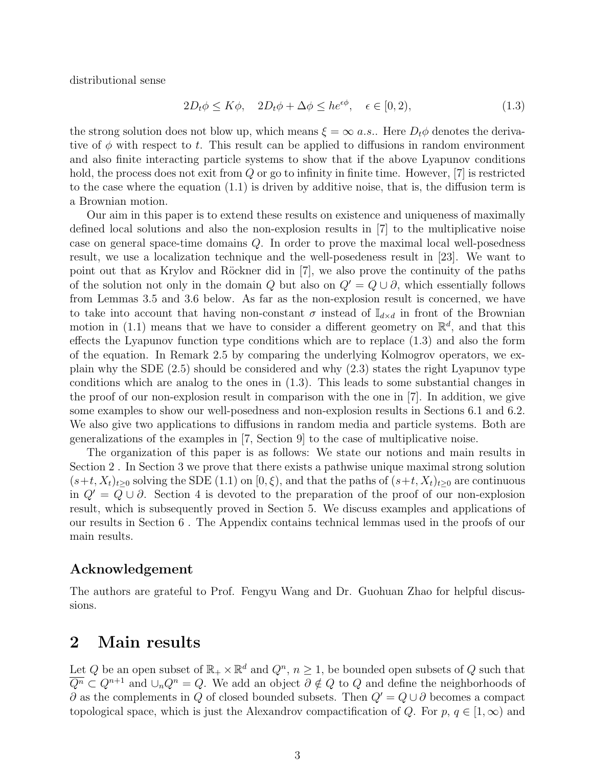distributional sense

$$2D_t\phi \le K\phi, \quad 2D_t\phi + \Delta\phi \le he^{\epsilon\phi}, \quad \epsilon \in [0, 2), \tag{1.3}$$

the strong solution does not blow up, which means $\xi = \infty$ *a.s.*. Here $D_t\phi$ denotes the derivative of $\phi$ with respect to $t$. This result can be applied to diffusions in random environment and also finite interacting particle systems to show that if the above Lyapunov conditions hold, the process does not exit from $Q$ or go to infinity in finite time. However, [7] is restricted to the case where the equation (1.1) is driven by additive noise, that is, the diffusion term is a Brownian motion.

Our aim in this paper is to extend these results on existence and uniqueness of maximally defined local solutions and also the non-explosion results in [7] to the multiplicative noise case on general space-time domains $Q$. In order to prove the maximal local well-posedness result, we use a localization technique and the well-posedeness result in [23]. We want to point out that as Krylov and Röckner did in [7], we also prove the continuity of the paths of the solution not only in the domain $Q$ but also on $Q' = Q \cup \partial$, which essentially follows from Lemmas 3.5 and 3.6 below. As far as the non-explosion result is concerned, we have to take into account that having non-constant $\sigma$ instead of $\mathbb{I}_{d\times d}$ in front of the Brownian motion in (1.1) means that we have to consider a different geometry on $\mathbb{R}^d$, and that this effects the Lyapunov function type conditions which are to replace (1.3) and also the form of the equation. In Remark 2.5 by comparing the underlying Kolmogrov operators, we explain why the SDE (2.5) should be considered and why (2.3) states the right Lyapunov type conditions which are analog to the ones in (1.3). This leads to some substantial changes in the proof of our non-explosion result in comparison with the one in [7]. In addition, we give some examples to show our well-posedness and non-explosion results in Sections 6.1 and 6.2. We also give two applications to diffusions in random media and particle systems. Both are generalizations of the examples in [7, Section 9] to the case of multiplicative noise.

The organization of this paper is as follows: We state our notions and main results in Section 2 . In Section 3 we prove that there exists a pathwise unique maximal strong solution $(s+t, X_t)_{t\ge 0}$ solving the SDE (1.1) on $[0, \xi)$, and that the paths of $(s+t, X_t)_{t\ge 0}$ are continuous in $Q' = Q \cup \partial$. Section 4 is devoted to the preparation of the proof of our non-explosion result, which is subsequently proved in Section 5. We discuss examples and applications of our results in Section 6 . The Appendix contains technical lemmas used in the proofs of our main results.

### Acknowledgement

The authors are grateful to Prof. Fengyu Wang and Dr. Guohuan Zhao for helpful discussions.

## 2 Main results

Let $Q$ be an open subset of $\mathbb{R}_+ \times \mathbb{R}^d$ and $Q^n$, $n \ge 1$, be bounded open subsets of $Q$ such that $\overline{Q^n} \subset Q^{n+1}$ and $\cup_n Q^n = Q$. We add an object $\partial \notin Q$ to $Q$ and define the neighborhoods of $\partial$ as the complements in $Q$ of closed bounded subsets. Then $Q' = Q \cup \partial$ becomes a compact topological space, which is just the Alexandrov compactification of $Q$. For $p$, $q \in [1, \infty)$ and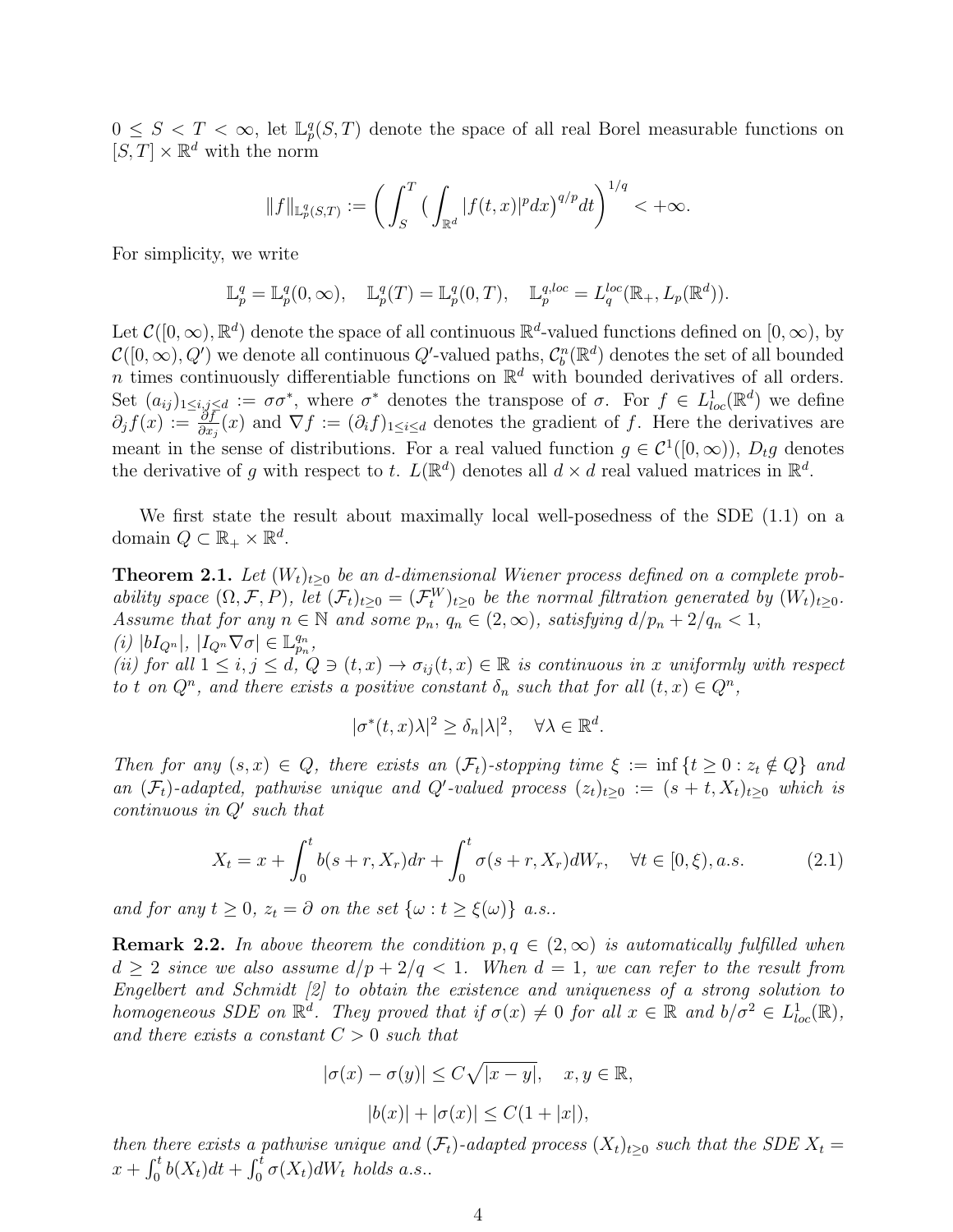$0 \leq S < T < \infty$, let $\mathbb{L}_p^q(S,T)$ denote the space of all real Borel measurable functions on $[S,T] \times \mathbb{R}^d$ with the norm

$$\|f\|_{\mathbb{L}_p^q(S,T)} := \left( \int_S^T \big( \int_{\mathbb{R}^d} |f(t,x)|^p dx \big)^{q/p} dt \right)^{1/q} < +\infty.$$

For simplicity, we write

$$\mathbb{L}_p^q = \mathbb{L}_p^q(0,\infty), \quad \mathbb{L}_p^q(T) = \mathbb{L}_p^q(0,T), \quad \mathbb{L}_p^{q,loc} = L_q^{loc}(\mathbb{R}_+, L_p(\mathbb{R}^d)).$$

Let $\mathcal{C}([0,\infty),\mathbb{R}^d)$ denote the space of all continuous $\mathbb{R}^d$-valued functions defined on $[0,\infty)$, by $\mathcal{C}([0,\infty),Q')$ we denote all continuous $Q'$-valued paths, $\mathcal{C}_b^n(\mathbb{R}^d)$ denotes the set of all bounded $n$ times continuously differentiable functions on $\mathbb{R}^d$ with bounded derivatives of all orders. Set $(a_{ij})_{1\leq i,j\leq d} := \sigma\sigma^*$, where $\sigma^*$ denotes the transpose of $\sigma$. For $f \in L^1_{loc}(\mathbb{R}^d)$ we define $\partial_j f(x) := \frac{\partial f}{\partial x_j}(x)$ and $\nabla f := (\partial_i f)_{1\leq i\leq d}$ denotes the gradient of $f$. Here the derivatives are meant in the sense of distributions. For a real valued function $g \in \mathcal{C}^1([0,\infty))$, $D_t g$ denotes the derivative of $g$ with respect to $t$. $L(\mathbb{R}^d)$ denotes all $d\times d$ real valued matrices in $\mathbb{R}^d$.

We first state the result about maximally local well-posedness of the SDE (1.1) on a domain $Q \subset \mathbb{R}_+ \times \mathbb{R}^d$.

**Theorem 2.1.** *Let $(W_t)_{t\geq 0}$ be an $d$-dimensional Wiener process defined on a complete probability space $(\Omega,\mathcal{F},P)$, let $(\mathcal{F}_t)_{t\geq 0} = (\mathcal{F}_t^W)_{t\geq 0}$ be the normal filtration generated by $(W_t)_{t\geq 0}$. Assume that for any $n\in\mathbb{N}$ and some $p_n$, $q_n \in (2,\infty)$, satisfying $d/p_n + 2/q_n < 1$,*
*(i) $|bI_{Q^n}|$, $|I_{Q^n}\nabla\sigma| \in \mathbb{L}_{p_n}^{q_n}$,*
*(ii) for all $1\leq i,j\leq d$, $Q \ni (t,x) \to \sigma_{ij}(t,x) \in \mathbb{R}$ is continuous in $x$ uniformly with respect to $t$ on $Q^n$, and there exists a positive constant $\delta_n$ such that for all $(t,x)\in Q^n$,*

$$|\sigma^*(t,x)\lambda|^2 \geq \delta_n |\lambda|^2, \quad \forall \lambda \in \mathbb{R}^d.$$

*Then for any $(s,x)\in Q$, there exists an $(\mathcal{F}_t)$-stopping time $\xi := \inf\{t\geq 0 : z_t \notin Q\}$ and an $(\mathcal{F}_t)$-adapted, pathwise unique and $Q'$-valued process $(z_t)_{t\geq 0} := (s+t, X_t)_{t\geq 0}$ which is continuous in $Q'$ such that*

$$X_t = x + \int_0^t b(s+r, X_r)dr + \int_0^t \sigma(s+r,X_r)dW_r, \quad \forall t\in[0,\xi), a.s. \tag{2.1}$$

*and for any $t\geq 0$, $z_t = \partial$ on the set $\{\omega : t \geq \xi(\omega)\}$ a.s..*

**Remark 2.2.** *In above theorem the condition $p,q\in(2,\infty)$ is automatically fulfilled when $d\geq 2$ since we also assume $d/p + 2/q < 1$. When $d = 1$, we can refer to the result from Engelbert and Schmidt [2] to obtain the existence and uniqueness of a strong solution to homogeneous SDE on $\mathbb{R}^d$. They proved that if $\sigma(x)\neq 0$ for all $x\in\mathbb{R}$ and $b/\sigma^2 \in L^1_{loc}(\mathbb{R})$, and there exists a constant $C>0$ such that*

$$|\sigma(x) - \sigma(y)| \leq C\sqrt{|x-y|}, \quad x,y\in\mathbb{R},$$

$$|b(x)| + |\sigma(x)| \leq C(1+|x|),$$

*then there exists a pathwise unique and $(\mathcal{F}_t)$-adapted process $(X_t)_{t\geq 0}$ such that the SDE $X_t = x + \int_0^t b(X_t)dt + \int_0^t \sigma(X_t)dW_t$ holds a.s..*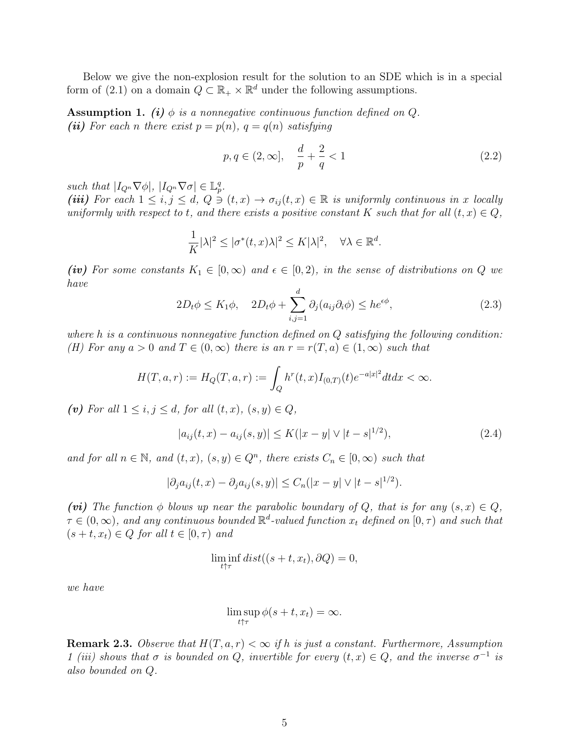Below we give the non-explosion result for the solution to an SDE which is in a special form of (2.1) on a domain $Q \subset \mathbb{R}_+ \times \mathbb{R}^d$ under the following assumptions.

**Assumption 1.** ***(i)*** *$\phi$ is a nonnegative continuous function defined on $Q$.*
***(ii)*** *For each $n$ there exist $p = p(n)$, $q = q(n)$ satisfying*

$$p, q \in (2, \infty], \quad \frac{d}{p} + \frac{2}{q} < 1 \tag{2.2}$$

*such that $|I_{Q^n} \nabla \phi|$, $|I_{Q^n} \nabla \sigma| \in \mathbb{L}_p^q$.*
***(iii)*** *For each $1 \le i, j \le d$, $Q \ni (t, x) \to \sigma_{ij}(t, x) \in \mathbb{R}$ is uniformly continuous in $x$ locally uniformly with respect to $t$, and there exists a positive constant $K$ such that for all $(t, x) \in Q$,*

$$\frac{1}{K}|\lambda|^2 \le |\sigma^*(t, x)\lambda|^2 \le K|\lambda|^2, \quad \forall \lambda \in \mathbb{R}^d.$$

***(iv)*** *For some constants $K_1 \in [0, \infty)$ and $\epsilon \in [0, 2)$, in the sense of distributions on $Q$ we have*

$$2D_t\phi \le K_1\phi, \quad 2D_t\phi + \sum_{i,j=1}^{d} \partial_j(a_{ij}\partial_i\phi) \le he^{\epsilon\phi}, \tag{2.3}$$

*where $h$ is a continuous nonnegative function defined on $Q$ satisfying the following condition:*
*(H) For any $a > 0$ and $T \in (0, \infty)$ there is an $r = r(T, a) \in (1, \infty)$ such that*

$$H(T, a, r) := H_Q(T, a, r) := \int_Q h^r(t, x) I_{(0,T)}(t) e^{-a|x|^2} dt dx < \infty.$$

***(v)*** *For all $1 \le i, j \le d$, for all $(t, x)$, $(s, y) \in Q$,*

$$|a_{ij}(t, x) - a_{ij}(s, y)| \le K(|x - y| \vee |t - s|^{1/2}), \tag{2.4}$$

*and for all $n \in \mathbb{N}$, and $(t, x)$, $(s, y) \in Q^n$, there exists $C_n \in [0, \infty)$ such that*

$$|\partial_j a_{ij}(t, x) - \partial_j a_{ij}(s, y)| \le C_n(|x - y| \vee |t - s|^{1/2}).$$

***(vi)*** *The function $\phi$ blows up near the parabolic boundary of $Q$, that is for any $(s, x) \in Q$, $\tau \in (0, \infty)$, and any continuous bounded $\mathbb{R}^d$-valued function $x_t$ defined on $[0, \tau)$ and such that $(s + t, x_t) \in Q$ for all $t \in [0, \tau)$ and*

$$\liminf_{t \uparrow \tau} dist((s + t, x_t), \partial Q) = 0,$$

*we have*

$$\limsup_{t \uparrow \tau} \phi(s + t, x_t) = \infty.$$

**Remark 2.3.** *Observe that $H(T, a, r) < \infty$ if $h$ is just a constant. Furthermore, Assumption 1 (iii) shows that $\sigma$ is bounded on $Q$, invertible for every $(t, x) \in Q$, and the inverse $\sigma^{-1}$ is also bounded on $Q$.*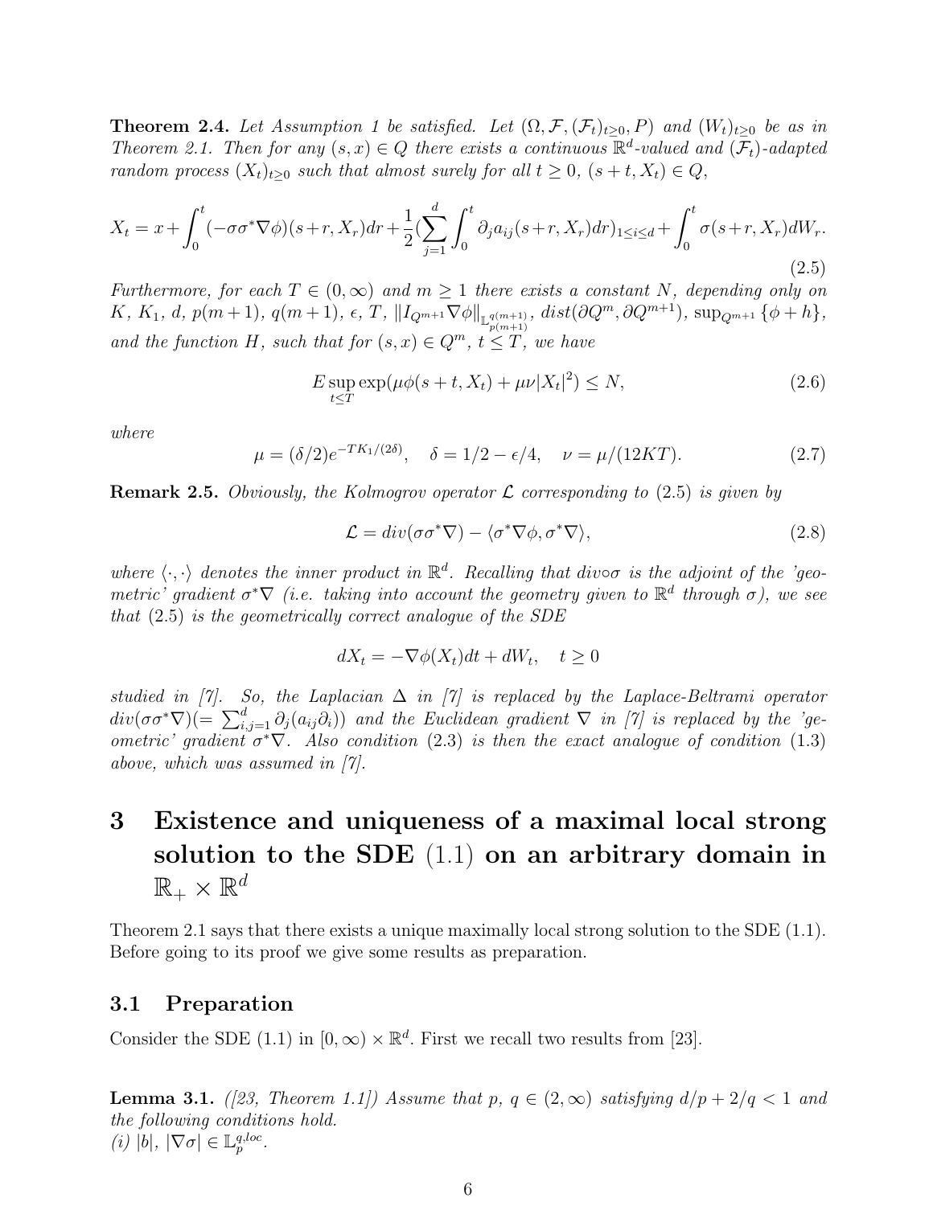**Theorem 2.4.** *Let Assumption 1 be satisfied. Let $(\Omega, \mathcal{F}, (\mathcal{F}_t)_{t\geq 0}, P)$ and $(W_t)_{t\geq 0}$ be as in Theorem 2.1. Then for any $(s,x) \in Q$ there exists a continuous $\mathbb{R}^d$-valued and $(\mathcal{F}_t)$-adapted random process $(X_t)_{t\geq 0}$ such that almost surely for all $t \geq 0$, $(s+t, X_t) \in Q$,*

$$X_t = x + \int_0^t (-\sigma\sigma^*\nabla\phi)(s+r, X_r)dr + \frac{1}{2}(\sum_{j=1}^d \int_0^t \partial_j a_{ij}(s+r, X_r)dr)_{1\leq i\leq d} + \int_0^t \sigma(s+r, X_r)dW_r. \tag{2.5}$$

*Furthermore, for each $T \in (0,\infty)$ and $m \geq 1$ there exists a constant $N$, depending only on $K$, $K_1$, $d$, $p(m+1)$, $q(m+1)$, $\epsilon$, $T$, $\|I_{Q^{m+1}}\nabla\phi\|_{\mathbb{L}^{q(m+1)}_{p(m+1)}}$, $dist(\partial Q^m, \partial Q^{m+1})$, $\sup_{Q^{m+1}}\{\phi + h\}$, and the function $H$, such that for $(s,x) \in Q^m$, $t \leq T$, we have*

$$E \sup_{t\leq T} \exp(\mu\phi(s+t, X_t) + \mu\nu|X_t|^2) \leq N, \tag{2.6}$$

*where*

$$\mu = (\delta/2)e^{-TK_1/(2\delta)}, \quad \delta = 1/2 - \epsilon/4, \quad \nu = \mu/(12KT). \tag{2.7}$$

**Remark 2.5.** *Obviously, the Kolmogrov operator $\mathcal{L}$ corresponding to (2.5) is given by*

$$\mathcal{L} = div(\sigma\sigma^*\nabla) - \langle\sigma^*\nabla\phi, \sigma^*\nabla\rangle, \tag{2.8}$$

*where $\langle\cdot,\cdot\rangle$ denotes the inner product in $\mathbb{R}^d$. Recalling that $div\circ\sigma$ is the adjoint of the 'geometric' gradient $\sigma^*\nabla$ (i.e. taking into account the geometry given to $\mathbb{R}^d$ through $\sigma$), we see that (2.5) is the geometrically correct analogue of the SDE*

$$dX_t = -\nabla\phi(X_t)dt + dW_t, \quad t \geq 0$$

*studied in [7]. So, the Laplacian $\Delta$ in [7] is replaced by the Laplace-Beltrami operator $div(\sigma\sigma^*\nabla)(= \sum_{i,j=1}^d \partial_j(a_{ij}\partial_i))$ and the Euclidean gradient $\nabla$ in [7] is replaced by the 'geometric' gradient $\sigma^*\nabla$. Also condition (2.3) is then the exact analogue of condition (1.3) above, which was assumed in [7].*

# 3 Existence and uniqueness of a maximal local strong solution to the SDE (1.1) on an arbitrary domain in $\mathbb{R}_+ \times \mathbb{R}^d$

Theorem 2.1 says that there exists a unique maximally local strong solution to the SDE (1.1). Before going to its proof we give some results as preparation.

## 3.1 Preparation

Consider the SDE (1.1) in $[0,\infty) \times \mathbb{R}^d$. First we recall two results from [23].

**Lemma 3.1.** *([23, Theorem 1.1]) Assume that $p$, $q \in (2,\infty)$ satisfying $d/p + 2/q < 1$ and the following conditions hold.*
*(i) $|b|$, $|\nabla\sigma| \in \mathbb{L}^{q,loc}_p$.*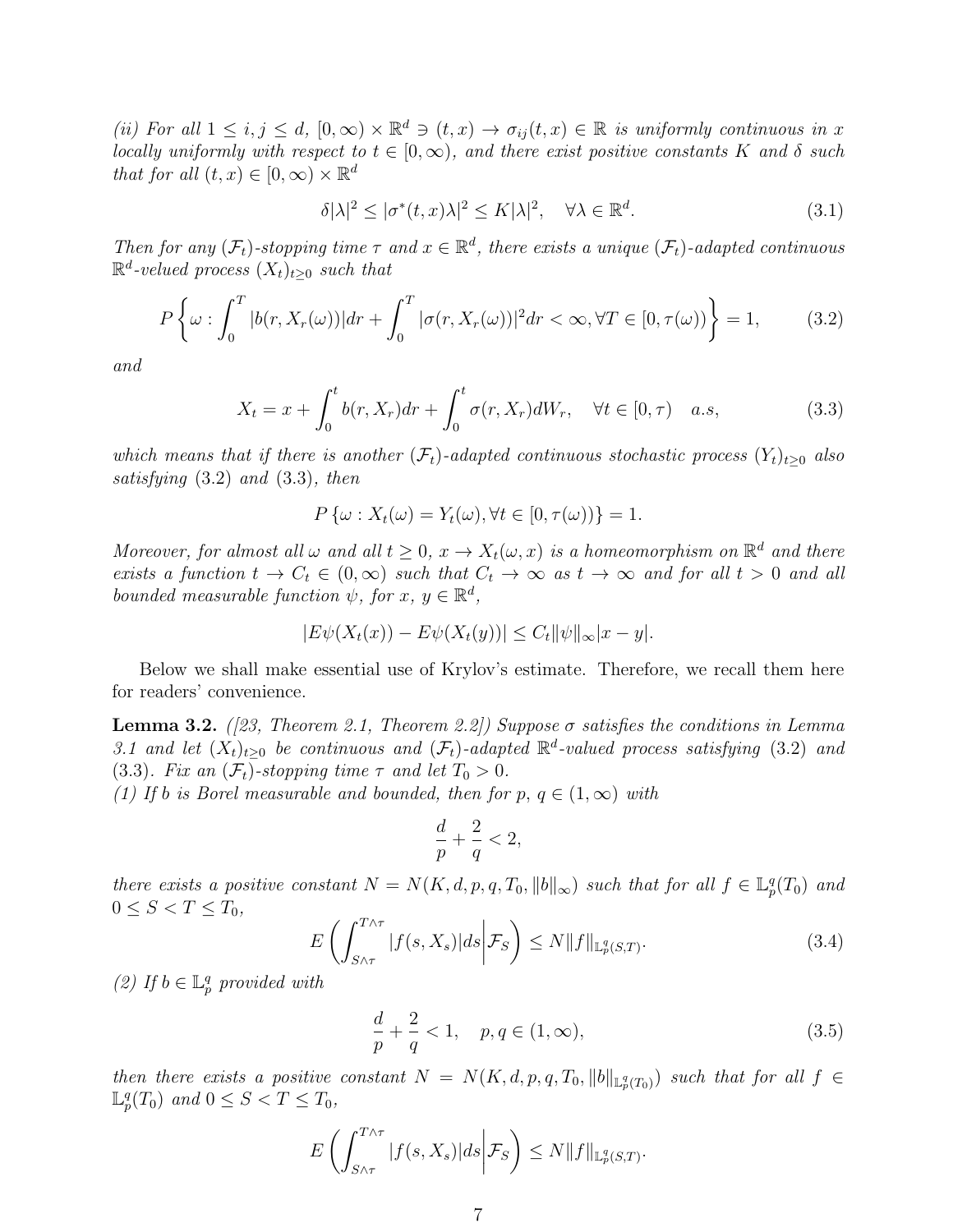*(ii) For all $1 \leq i, j \leq d$, $[0,\infty) \times \mathbb{R}^d \ni (t,x) \to \sigma_{ij}(t,x) \in \mathbb{R}$ is uniformly continuous in $x$ locally uniformly with respect to $t \in [0,\infty)$, and there exist positive constants $K$ and $\delta$ such that for all $(t,x) \in [0,\infty) \times \mathbb{R}^d$*

$$\delta|\lambda|^2 \leq |\sigma^*(t,x)\lambda|^2 \leq K|\lambda|^2, \quad \forall \lambda \in \mathbb{R}^d. \tag{3.1}$$

*Then for any $(\mathcal{F}_t)$-stopping time $\tau$ and $x \in \mathbb{R}^d$, there exists a unique $(\mathcal{F}_t)$-adapted continuous $\mathbb{R}^d$-velued process $(X_t)_{t\geq 0}$ such that*

$$P\left\{\omega : \int_0^T |b(r, X_r(\omega))|dr + \int_0^T |\sigma(r, X_r(\omega))|^2 dr < \infty, \forall T \in [0, \tau(\omega))\right\} = 1, \tag{3.2}$$

*and*

$$X_t = x + \int_0^t b(r, X_r)dr + \int_0^t \sigma(r, X_r)dW_r, \quad \forall t \in [0, \tau) \quad a.s, \tag{3.3}$$

*which means that if there is another $(\mathcal{F}_t)$-adapted continuous stochastic process $(Y_t)_{t\geq 0}$ also satisfying* (3.2) *and* (3.3)*, then*

$$P\left\{\omega : X_t(\omega) = Y_t(\omega), \forall t \in [0, \tau(\omega))\right\} = 1.$$

*Moreover, for almost all $\omega$ and all $t \geq 0$, $x \to X_t(\omega, x)$ is a homeomorphism on $\mathbb{R}^d$ and there exists a function $t \to C_t \in (0,\infty)$ such that $C_t \to \infty$ as $t \to \infty$ and for all $t > 0$ and all bounded measurable function $\psi$, for $x$, $y \in \mathbb{R}^d$,*

$$|E\psi(X_t(x)) - E\psi(X_t(y))| \leq C_t \|\psi\|_\infty |x - y|.$$

Below we shall make essential use of Krylov's estimate. Therefore, we recall them here for readers' convenience.

**Lemma 3.2.** *([23, Theorem 2.1, Theorem 2.2]) Suppose $\sigma$ satisfies the conditions in Lemma 3.1 and let $(X_t)_{t\geq 0}$ be continuous and $(\mathcal{F}_t)$-adapted $\mathbb{R}^d$-valued process satisfying* (3.2) *and* (3.3)*. Fix an $(\mathcal{F}_t)$-stopping time $\tau$ and let $T_0 > 0$.*
*(1) If $b$ is Borel measurable and bounded, then for $p$, $q \in (1,\infty)$ with*

$$\frac{d}{p} + \frac{2}{q} < 2,$$

*there exists a positive constant $N = N(K, d, p, q, T_0, \|b\|_\infty)$ such that for all $f \in \mathbb{L}_p^q(T_0)$ and $0 \leq S < T \leq T_0$,*

$$E\left(\int_{S\wedge\tau}^{T\wedge\tau} |f(s, X_s)|ds \middle| \mathcal{F}_S\right) \leq N\|f\|_{\mathbb{L}_p^q(S,T)}. \tag{3.4}$$

*(2) If $b \in \mathbb{L}_p^q$ provided with*

$$\frac{d}{p} + \frac{2}{q} < 1, \quad p, q \in (1,\infty), \tag{3.5}$$

*then there exists a positive constant $N = N(K, d, p, q, T_0, \|b\|_{\mathbb{L}_p^q(T_0)})$ such that for all $f \in \mathbb{L}_p^q(T_0)$ and $0 \leq S < T \leq T_0$,*

$$E\left(\int_{S\wedge\tau}^{T\wedge\tau} |f(s, X_s)|ds \middle| \mathcal{F}_S\right) \leq N\|f\|_{\mathbb{L}_p^q(S,T)}.$$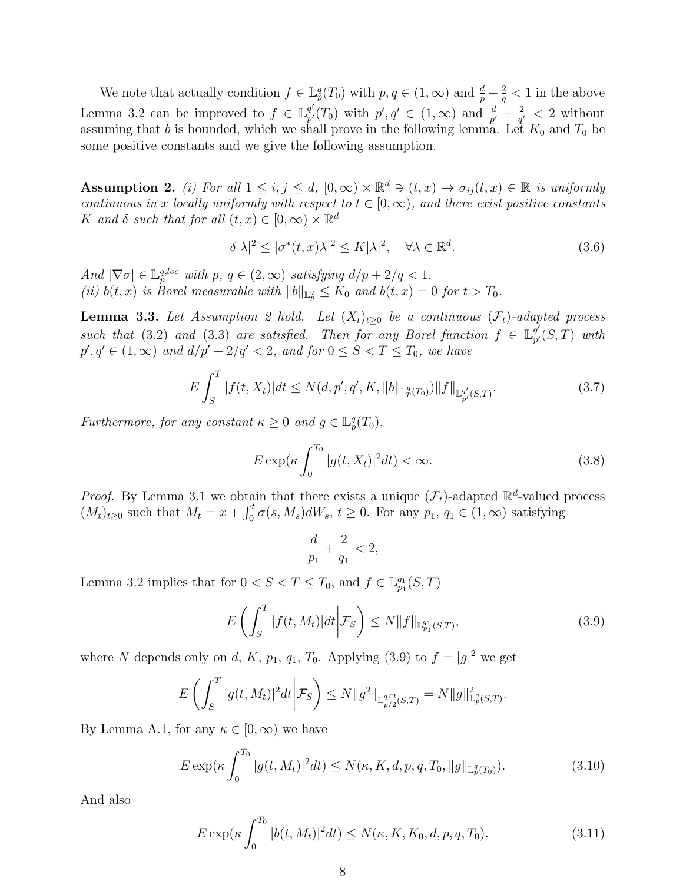We note that actually condition $f \in \mathbb{L}_p^q(T_0)$ with $p, q \in (1, \infty)$ and $\frac{d}{p} + \frac{2}{q} < 1$ in the above Lemma 3.2 can be improved to $f \in \mathbb{L}_{p'}^{q'}(T_0)$ with $p', q' \in (1, \infty)$ and $\frac{d}{p'} + \frac{2}{q'} < 2$ without assuming that $b$ is bounded, which we shall prove in the following lemma. Let $K_0$ and $T_0$ be some positive constants and we give the following assumption.

**Assumption 2.** *(i) For all $1 \leq i, j \leq d$, $[0, \infty) \times \mathbb{R}^d \ni (t, x) \to \sigma_{ij}(t, x) \in \mathbb{R}$ is uniformly continuous in $x$ locally uniformly with respect to $t \in [0, \infty)$, and there exist positive constants $K$ and $\delta$ such that for all $(t, x) \in [0, \infty) \times \mathbb{R}^d$*

$$\delta|\lambda|^2 \leq |\sigma^*(t, x)\lambda|^2 \leq K|\lambda|^2, \quad \forall \lambda \in \mathbb{R}^d. \tag{3.6}$$

*And $|\nabla\sigma| \in \mathbb{L}_p^{q,loc}$ with $p$, $q \in (2, \infty)$ satisfying $d/p + 2/q < 1$.*
*(ii) $b(t, x)$ is Borel measurable with $\|b\|_{\mathbb{L}_p^q} \leq K_0$ and $b(t, x) = 0$ for $t > T_0$.*

**Lemma 3.3.** *Let Assumption 2 hold. Let $(X_t)_{t \geq 0}$ be a continuous $(\mathcal{F}_t)$-adapted process such that (3.2) and (3.3) are satisfied. Then for any Borel function $f \in \mathbb{L}_{p'}^{q'}(S, T)$ with $p', q' \in (1, \infty)$ and $d/p' + 2/q' < 2$, and for $0 \leq S < T \leq T_0$, we have*

$$E\int_S^T |f(t, X_t)|dt \leq N(d, p', q', K, \|b\|_{\mathbb{L}_p^q(T_0)})\|f\|_{\mathbb{L}_{p'}^{q'}(S,T)}. \tag{3.7}$$

*Furthermore, for any constant $\kappa \geq 0$ and $g \in \mathbb{L}_p^q(T_0)$,*

$$E \exp(\kappa \int_0^{T_0} |g(t, X_t)|^2 dt) < \infty. \tag{3.8}$$

*Proof.* By Lemma 3.1 we obtain that there exists a unique $(\mathcal{F}_t)$-adapted $\mathbb{R}^d$-valued process $(M_t)_{t \geq 0}$ such that $M_t = x + \int_0^t \sigma(s, M_s)dW_s$, $t \geq 0$. For any $p_1$, $q_1 \in (1, \infty)$ satisfying

$$\frac{d}{p_1} + \frac{2}{q_1} < 2,$$

Lemma 3.2 implies that for $0 < S < T \leq T_0$, and $f \in \mathbb{L}_{p_1}^{q_1}(S, T)$

$$E\left(\int_S^T |f(t, M_t)|dt \middle| \mathcal{F}_S\right) \leq N\|f\|_{\mathbb{L}_{p_1}^{q_1}(S,T)}, \tag{3.9}$$

where $N$ depends only on $d$, $K$, $p_1$, $q_1$, $T_0$. Applying (3.9) to $f = |g|^2$ we get

$$E\left(\int_S^T |g(t, M_t)|^2 dt \middle| \mathcal{F}_S\right) \leq N\|g^2\|_{\mathbb{L}_{p/2}^{q/2}(S,T)} = N\|g\|^2_{\mathbb{L}_p^q(S,T)}.$$

By Lemma A.1, for any $\kappa \in [0, \infty)$ we have

$$E \exp(\kappa \int_0^{T_0} |g(t, M_t)|^2 dt) \leq N(\kappa, K, d, p, q, T_0, \|g\|_{\mathbb{L}_p^q(T_0)}). \tag{3.10}$$

And also

$$E \exp(\kappa \int_0^{T_0} |b(t, M_t)|^2 dt) \leq N(\kappa, K, K_0, d, p, q, T_0). \tag{3.11}$$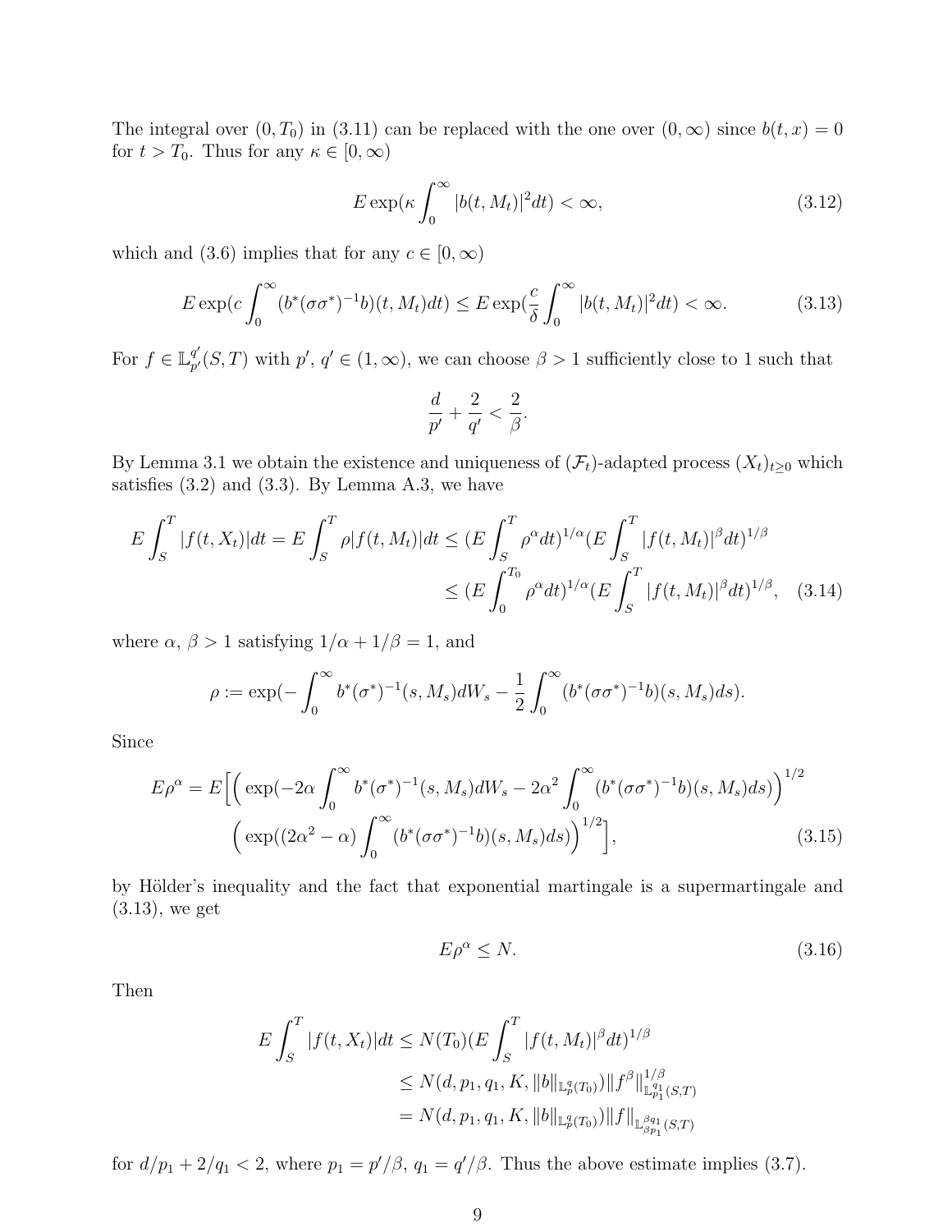The integral over $(0, T_0)$ in (3.11) can be replaced with the one over $(0, \infty)$ since $b(t, x) = 0$ for $t > T_0$. Thus for any $\kappa \in [0, \infty)$

$$E \exp(\kappa \int_0^\infty |b(t, M_t)|^2 dt) < \infty, \tag{3.12}$$

which and (3.6) implies that for any $c \in [0, \infty)$

$$E \exp(c \int_0^\infty (b^*(\sigma\sigma^*)^{-1}b)(t, M_t)dt) \leq E \exp(\frac{c}{\delta} \int_0^\infty |b(t, M_t)|^2 dt) < \infty. \tag{3.13}$$

For $f \in \mathbb{L}_{p'}^{q'}(S, T)$ with $p'$, $q' \in (1, \infty)$, we can choose $\beta > 1$ sufficiently close to 1 such that

$$\frac{d}{p'} + \frac{2}{q'} < \frac{2}{\beta}.$$

By Lemma 3.1 we obtain the existence and uniqueness of $(\mathcal{F}_t)$-adapted process $(X_t)_{t \geq 0}$ which satisfies (3.2) and (3.3). By Lemma A.3, we have

$$\begin{aligned} E \int_S^T |f(t, X_t)| dt = E \int_S^T \rho |f(t, M_t)| dt &\leq (E \int_S^T \rho^\alpha dt)^{1/\alpha} (E \int_S^T |f(t, M_t)|^\beta dt)^{1/\beta} \\ &\leq (E \int_0^{T_0} \rho^\alpha dt)^{1/\alpha} (E \int_S^T |f(t, M_t)|^\beta dt)^{1/\beta}, \end{aligned} \tag{3.14}$$

where $\alpha$, $\beta > 1$ satisfying $1/\alpha + 1/\beta = 1$, and

$$\rho := \exp(-\int_0^\infty b^*(\sigma^*)^{-1}(s, M_s) dW_s - \frac{1}{2} \int_0^\infty (b^*(\sigma\sigma^*)^{-1}b)(s, M_s) ds).$$

Since

$$\begin{aligned} E\rho^\alpha = E\Big[ &\Big( \exp(-2\alpha \int_0^\infty b^*(\sigma^*)^{-1}(s, M_s) dW_s - 2\alpha^2 \int_0^\infty (b^*(\sigma\sigma^*)^{-1}b)(s, M_s) ds) \Big)^{1/2} \\ &\Big( \exp((2\alpha^2 - \alpha) \int_0^\infty (b^*(\sigma\sigma^*)^{-1}b)(s, M_s) ds) \Big)^{1/2} \Big], \end{aligned} \tag{3.15}$$

by Hölder's inequality and the fact that exponential martingale is a supermartingale and (3.13), we get

$$E\rho^\alpha \leq N. \tag{3.16}$$

Then

$$\begin{aligned} E \int_S^T |f(t, X_t)| dt &\leq N(T_0) (E \int_S^T |f(t, M_t)|^\beta dt)^{1/\beta} \\ &\leq N(d, p_1, q_1, K, \|b\|_{\mathbb{L}_p^q(T_0)}) \|f^\beta\|_{\mathbb{L}_{p_1}^{q_1}(S,T)}^{1/\beta} \\ &= N(d, p_1, q_1, K, \|b\|_{\mathbb{L}_p^q(T_0)}) \|f\|_{\mathbb{L}_{\beta p_1}^{\beta q_1}(S,T)} \end{aligned}$$

for $d/p_1 + 2/q_1 < 2$, where $p_1 = p'/\beta$, $q_1 = q'/\beta$. Thus the above estimate implies (3.7).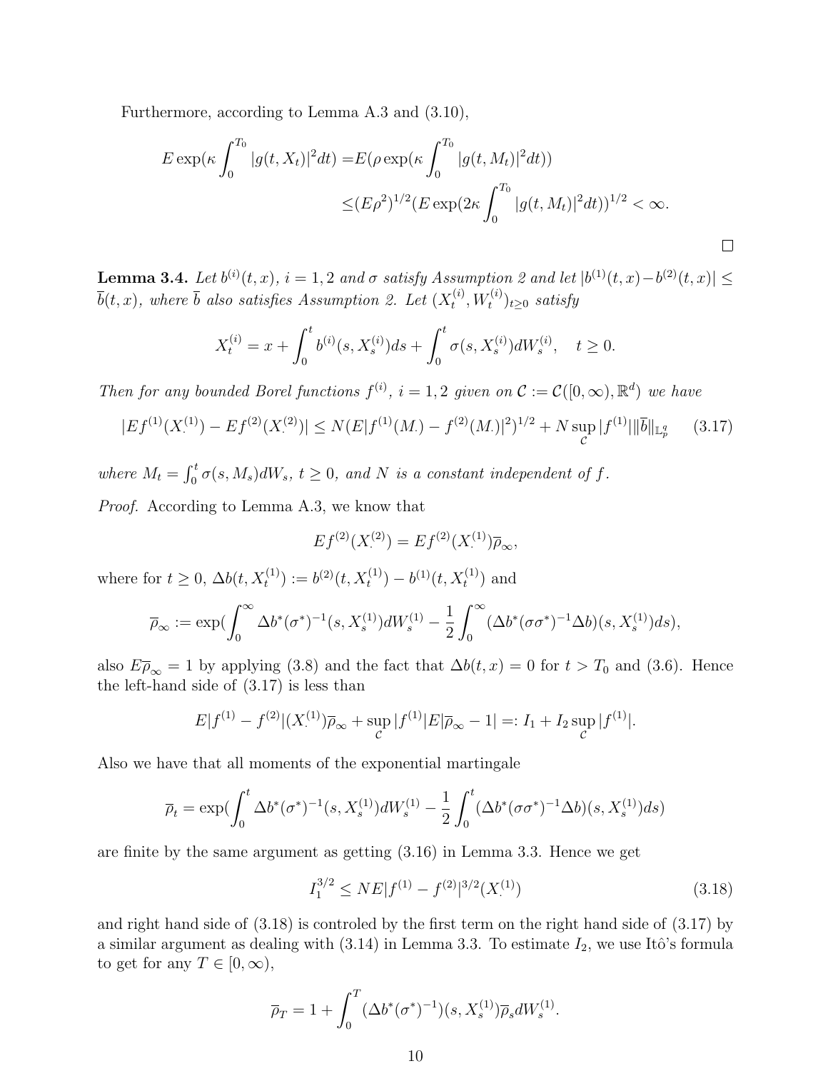Furthermore, according to Lemma A.3 and (3.10),

$$
\begin{aligned}
E\exp(\kappa\int_0^{T_0}|g(t,X_t)|^2dt) =& E(\rho\exp(\kappa\int_0^{T_0}|g(t,M_t)|^2dt)) \\
\le& (E\rho^2)^{1/2}(E\exp(2\kappa\int_0^{T_0}|g(t,M_t)|^2dt))^{1/2} < \infty.
\end{aligned}
$$

□

**Lemma 3.4.** *Let $b^{(i)}(t,x)$, $i=1,2$ and $\sigma$ satisfy Assumption 2 and let $|b^{(1)}(t,x)-b^{(2)}(t,x)| \le \bar{b}(t,x)$, where $\bar{b}$ also satisfies Assumption 2. Let $(X_t^{(i)}, W_t^{(i)})_{t\ge 0}$ satisfy*

$$
X_t^{(i)} = x + \int_0^t b^{(i)}(s, X_s^{(i)})ds + \int_0^t \sigma(s, X_s^{(i)})dW_s^{(i)}, \quad t \ge 0.
$$

*Then for any bounded Borel functions $f^{(i)}$, $i=1,2$ given on $\mathcal{C} := \mathcal{C}([0,\infty),\mathbb{R}^d)$ we have*

$$
|Ef^{(1)}(X_\cdot^{(1)}) - Ef^{(2)}(X_\cdot^{(2)})| \le N(E|f^{(1)}(M_\cdot) - f^{(2)}(M_\cdot)|^2)^{1/2} + N\sup_{\mathcal{C}}|f^{(1)}|\|\bar{b}\|_{\mathbb{L}_p^q} \tag{3.17}
$$

*where $M_t = \int_0^t \sigma(s, M_s)dW_s$, $t\ge 0$, and $N$ is a constant independent of $f$.*

*Proof.* According to Lemma A.3, we know that

$$
Ef^{(2)}(X_\cdot^{(2)}) = Ef^{(2)}(X_\cdot^{(1)})\bar{\rho}_\infty,
$$

where for $t \ge 0$, $\Delta b(t, X_t^{(1)}) := b^{(2)}(t, X_t^{(1)}) - b^{(1)}(t, X_t^{(1)})$ and

$$
\bar{\rho}_\infty := \exp(\int_0^\infty \Delta b^*(\sigma^*)^{-1}(s, X_s^{(1)})dW_s^{(1)} - \frac{1}{2}\int_0^\infty (\Delta b^*(\sigma\sigma^*)^{-1}\Delta b)(s, X_s^{(1)})ds),
$$

also $E\bar{\rho}_\infty = 1$ by applying (3.8) and the fact that $\Delta b(t,x) = 0$ for $t > T_0$ and (3.6). Hence the left-hand side of (3.17) is less than

$$
E|f^{(1)} - f^{(2)}|(X_\cdot^{(1)})\bar{\rho}_\infty + \sup_{\mathcal{C}}|f^{(1)}|E|\bar{\rho}_\infty - 1| =: I_1 + I_2\sup_{\mathcal{C}}|f^{(1)}|.
$$

Also we have that all moments of the exponential martingale

$$
\bar{\rho}_t = \exp(\int_0^t \Delta b^*(\sigma^*)^{-1}(s, X_s^{(1)})dW_s^{(1)} - \frac{1}{2}\int_0^t (\Delta b^*(\sigma\sigma^*)^{-1}\Delta b)(s, X_s^{(1)})ds)
$$

are finite by the same argument as getting (3.16) in Lemma 3.3. Hence we get

$$
I_1^{3/2} \le NE|f^{(1)} - f^{(2)}|^{3/2}(X_\cdot^{(1)}) \tag{3.18}
$$

and right hand side of (3.18) is controled by the first term on the right hand side of (3.17) by a similar argument as dealing with (3.14) in Lemma 3.3. To estimate $I_2$, we use Itô's formula to get for any $T \in [0,\infty)$,

$$
\bar{\rho}_T = 1 + \int_0^T (\Delta b^*(\sigma^*)^{-1})(s, X_s^{(1)})\bar{\rho}_s dW_s^{(1)}.
$$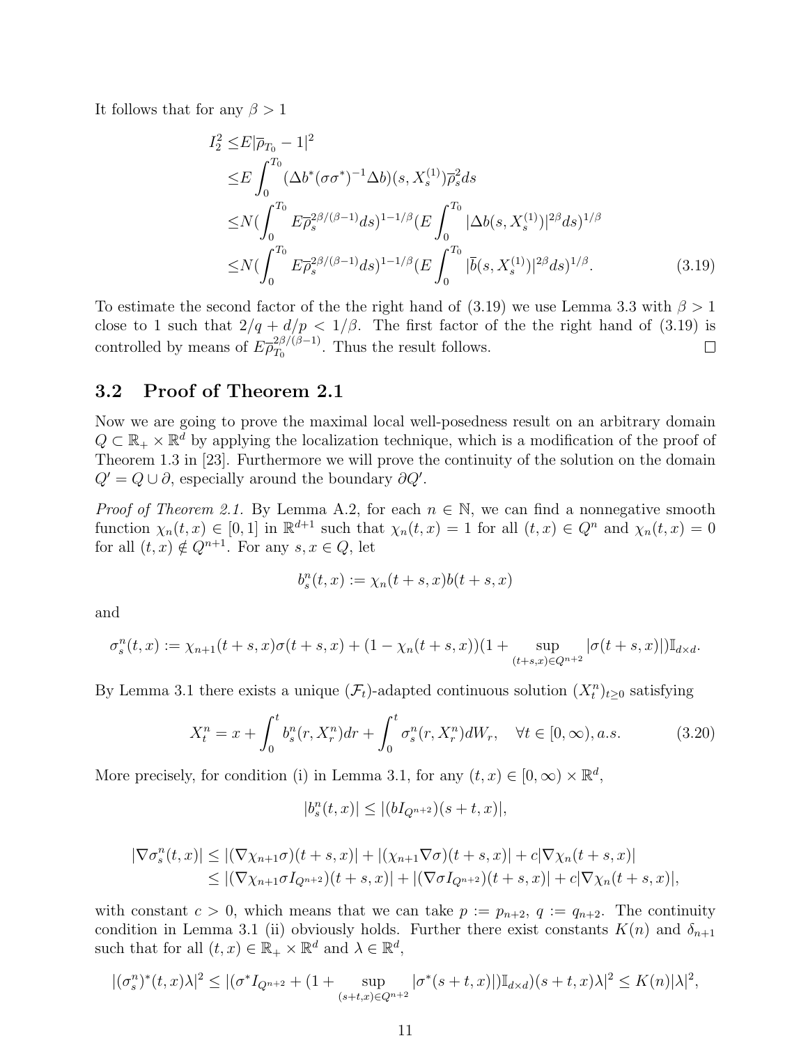It follows that for any $\beta > 1$

$$
\begin{aligned}
I_2^2 \leq & E|\overline{\rho}_{T_0} - 1|^2 \\
\leq & E\int_0^{T_0} (\Delta b^*(\sigma\sigma^*)^{-1}\Delta b)(s, X_s^{(1)})\overline{\rho}_s^2 ds \\
\leq & N(\int_0^{T_0} E\overline{\rho}_s^{2\beta/(\beta-1)} ds)^{1-1/\beta}(E\int_0^{T_0} |\Delta b(s, X_s^{(1)})|^{2\beta} ds)^{1/\beta} \\
\leq & N(\int_0^{T_0} E\overline{\rho}_s^{2\beta/(\beta-1)} ds)^{1-1/\beta}(E\int_0^{T_0} |\overline{b}(s, X_s^{(1)})|^{2\beta} ds)^{1/\beta}.
\end{aligned} \tag{3.19}
$$

To estimate the second factor of the the right hand of (3.19) we use Lemma 3.3 with $\beta > 1$ close to 1 such that $2/q + d/p < 1/\beta$. The first factor of the the right hand of (3.19) is controlled by means of $E\overline{\rho}_{T_0}^{2\beta/(\beta-1)}$. Thus the result follows. □

## 3.2 Proof of Theorem 2.1

Now we are going to prove the maximal local well-posedness result on an arbitrary domain $Q \subset \mathbb{R}_+ \times \mathbb{R}^d$ by applying the localization technique, which is a modification of the proof of Theorem 1.3 in [23]. Furthermore we will prove the continuity of the solution on the domain $Q' = Q \cup \partial$, especially around the boundary $\partial Q'$.

*Proof of Theorem 2.1.* By Lemma A.2, for each $n \in \mathbb{N}$, we can find a nonnegative smooth function $\chi_n(t, x) \in [0, 1]$ in $\mathbb{R}^{d+1}$ such that $\chi_n(t, x) = 1$ for all $(t, x) \in Q^n$ and $\chi_n(t, x) = 0$ for all $(t, x) \notin Q^{n+1}$. For any $s, x \in Q$, let

$$
b_s^n(t, x) := \chi_n(t + s, x)b(t + s, x)
$$

and

$$
\sigma_s^n(t, x) := \chi_{n+1}(t + s, x)\sigma(t + s, x) + (1 - \chi_n(t + s, x))(1 + \sup_{(t+s,x)\in Q^{n+2}} |\sigma(t + s, x)|)\mathbb{I}_{d\times d}.
$$

By Lemma 3.1 there exists a unique $(\mathcal{F}_t)$-adapted continuous solution $(X_t^n)_{t\geq 0}$ satisfying

$$
X_t^n = x + \int_0^t b_s^n(r, X_r^n)dr + \int_0^t \sigma_s^n(r, X_r^n)dW_r, \quad \forall t \in [0, \infty), a.s. \tag{3.20}
$$

More precisely, for condition (i) in Lemma 3.1, for any $(t, x) \in [0, \infty) \times \mathbb{R}^d$,

$$
|b_s^n(t, x)| \leq |(bI_{Q^{n+2}})(s + t, x)|,
$$

$$
\begin{aligned}
|\nabla\sigma_s^n(t, x)| \leq & |(\nabla\chi_{n+1}\sigma)(t + s, x)| + |(\chi_{n+1}\nabla\sigma)(t + s, x)| + c|\nabla\chi_n(t + s, x)| \\
\leq & |(\nabla\chi_{n+1}\sigma I_{Q^{n+2}})(t + s, x)| + |(\nabla\sigma I_{Q^{n+2}})(t + s, x)| + c|\nabla\chi_n(t + s, x)|,
\end{aligned}
$$

with constant $c > 0$, which means that we can take $p := p_{n+2}$, $q := q_{n+2}$. The continuity condition in Lemma 3.1 (ii) obviously holds. Further there exist constants $K(n)$ and $\delta_{n+1}$ such that for all $(t, x) \in \mathbb{R}_+ \times \mathbb{R}^d$ and $\lambda \in \mathbb{R}^d$,

$$
|(\sigma_s^n)^*(t, x)\lambda|^2 \leq |(\sigma^* I_{Q^{n+2}} + (1 + \sup_{(s+t,x)\in Q^{n+2}} |\sigma^*(s + t, x)|)\mathbb{I}_{d\times d})(s + t, x)\lambda|^2 \leq K(n)|\lambda|^2,
$$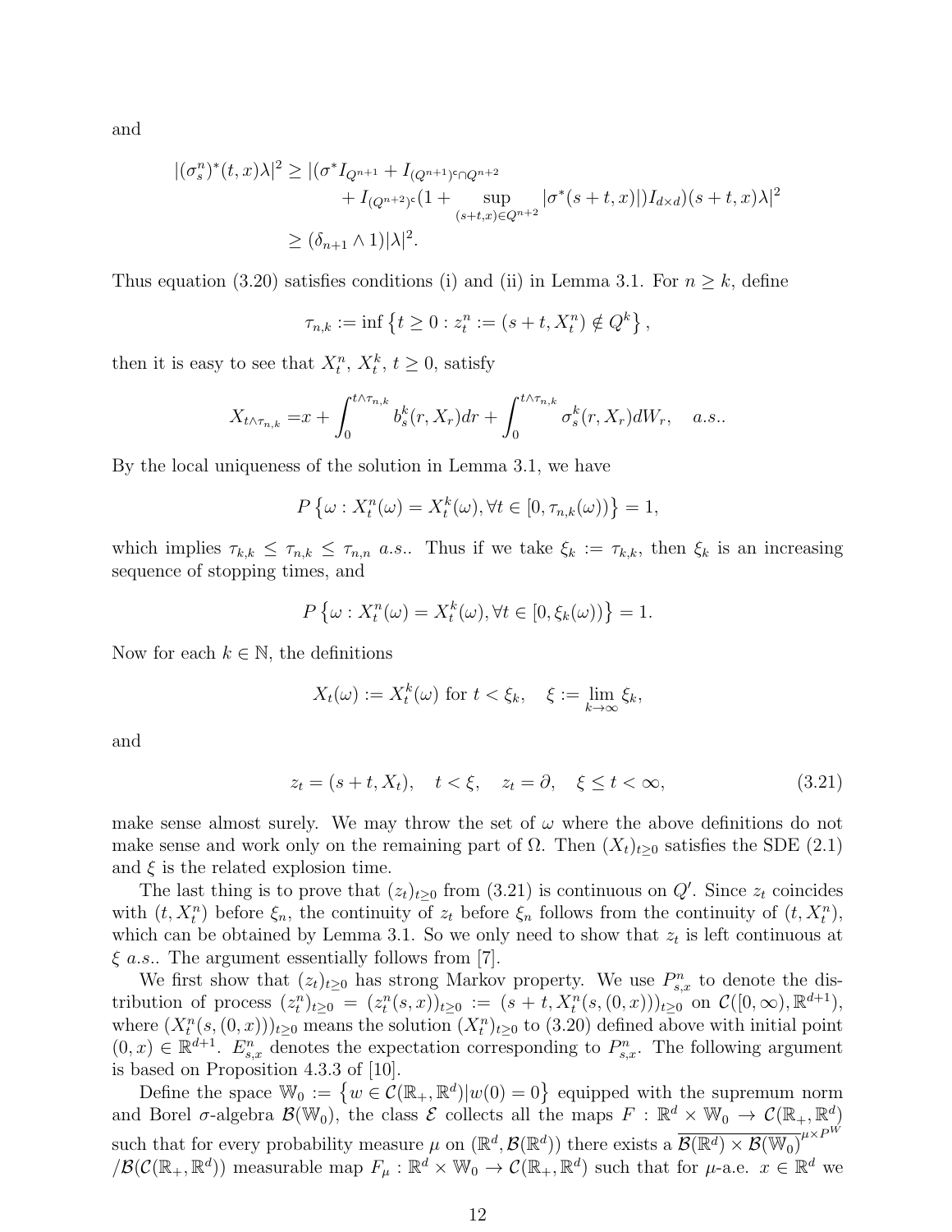and

$$
\begin{aligned}
|(\sigma_s^n)^*(t,x)\lambda|^2 \geq & |(\sigma^* I_{Q^{n+1}} + I_{(Q^{n+1})^c \cap Q^{n+2}} \\
& + I_{(Q^{n+2})^c}(1 + \sup_{(s+t,x)\in Q^{n+2}} |\sigma^*(s+t,x)|) I_{d\times d})(s+t,x)\lambda|^2 \\
\geq & (\delta_{n+1} \wedge 1)|\lambda|^2.
\end{aligned}
$$

Thus equation (3.20) satisfies conditions (i) and (ii) in Lemma 3.1. For $n \geq k$, define

$$
\tau_{n,k} := \inf\left\{t \geq 0 : z_t^n := (s+t, X_t^n) \notin Q^k\right\},
$$

then it is easy to see that $X_t^n$, $X_t^k$, $t \geq 0$, satisfy

$$
X_{t\wedge\tau_{n,k}} = x + \int_0^{t\wedge\tau_{n,k}} b_s^k(r, X_r)dr + \int_0^{t\wedge\tau_{n,k}} \sigma_s^k(r, X_r)dW_r, \quad a.s..
$$

By the local uniqueness of the solution in Lemma 3.1, we have

$$
P\left\{\omega : X_t^n(\omega) = X_t^k(\omega), \forall t \in [0, \tau_{n,k}(\omega))\right\} = 1,
$$

which implies $\tau_{k,k} \leq \tau_{n,k} \leq \tau_{n,n}$ *a.s.*. Thus if we take $\xi_k := \tau_{k,k}$, then $\xi_k$ is an increasing sequence of stopping times, and

$$
P\left\{\omega : X_t^n(\omega) = X_t^k(\omega), \forall t \in [0, \xi_k(\omega))\right\} = 1.
$$

Now for each $k \in \mathbb{N}$, the definitions

$$
X_t(\omega) := X_t^k(\omega) \text{ for } t < \xi_k, \quad \xi := \lim_{k\to\infty} \xi_k,
$$

and

$$
z_t = (s+t, X_t), \quad t < \xi, \quad z_t = \partial, \quad \xi \leq t < \infty, \tag{3.21}
$$

make sense almost surely. We may throw the set of $\omega$ where the above definitions do not make sense and work only on the remaining part of $\Omega$. Then $(X_t)_{t\geq 0}$ satisfies the SDE (2.1) and $\xi$ is the related explosion time.

The last thing is to prove that $(z_t)_{t\geq 0}$ from (3.21) is continuous on $Q'$. Since $z_t$ coincides with $(t, X_t^n)$ before $\xi_n$, the continuity of $z_t$ before $\xi_n$ follows from the continuity of $(t, X_t^n)$, which can be obtained by Lemma 3.1. So we only need to show that $z_t$ is left continuous at $\xi$ *a.s.*. The argument essentially follows from [7].

We first show that $(z_t)_{t\geq 0}$ has strong Markov property. We use $P_{s,x}^n$ to denote the distribution of process $(z_t^n)_{t\geq 0} = (z_t^n(s,x))_{t\geq 0} := (s+t, X_t^n(s,(0,x)))_{t\geq 0}$ on $\mathcal{C}([0,\infty), \mathbb{R}^{d+1})$, where $(X_t^n(s,(0,x)))_{t\geq 0}$ means the solution $(X_t^n)_{t\geq 0}$ to (3.20) defined above with initial point $(0,x) \in \mathbb{R}^{d+1}$. $E_{s,x}^n$ denotes the expectation corresponding to $P_{s,x}^n$. The following argument is based on Proposition 4.3.3 of [10].

Define the space $\mathbb{W}_0 := \left\{w \in \mathcal{C}(\mathbb{R}_+, \mathbb{R}^d) | w(0) = 0\right\}$ equipped with the supremum norm and Borel $\sigma$-algebra $\mathcal{B}(\mathbb{W}_0)$, the class $\mathcal{E}$ collects all the maps $F : \mathbb{R}^d \times \mathbb{W}_0 \to \mathcal{C}(\mathbb{R}_+, \mathbb{R}^d)$ such that for every probability measure $\mu$ on $(\mathbb{R}^d, \mathcal{B}(\mathbb{R}^d))$ there exists a $\overline{\mathcal{B}(\mathbb{R}^d) \times \mathcal{B}(\mathbb{W}_0)}^{\mu\times P^W}$ $/\mathcal{B}(\mathcal{C}(\mathbb{R}_+, \mathbb{R}^d))$ measurable map $F_\mu : \mathbb{R}^d \times \mathbb{W}_0 \to \mathcal{C}(\mathbb{R}_+, \mathbb{R}^d)$ such that for $\mu$-a.e. $x \in \mathbb{R}^d$ we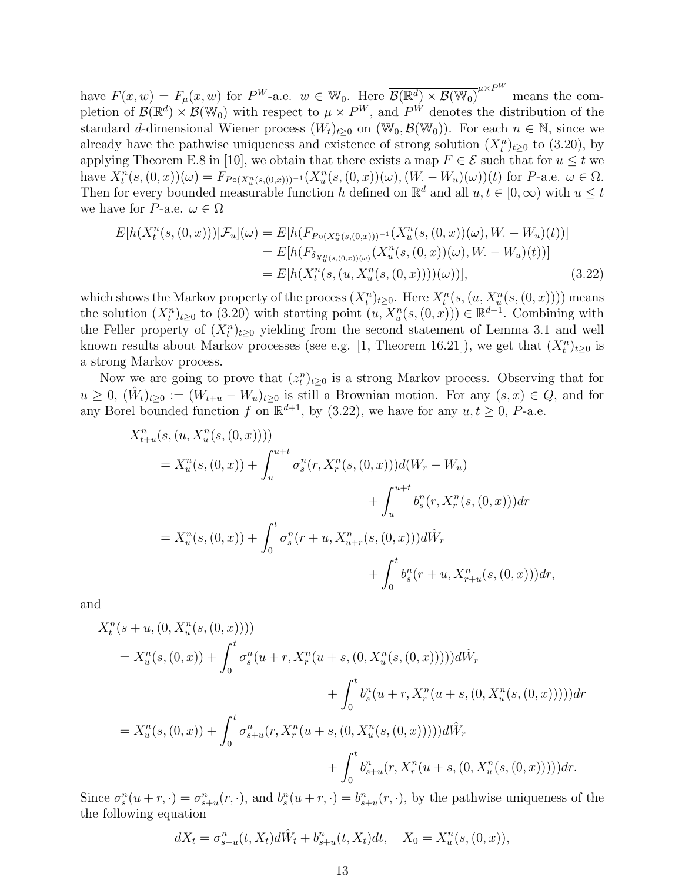have $F(x, w) = F_\mu(x, w)$ for $P^W$-a.e. $w \in \mathbb{W}_0$. Here $\overline{\mathcal{B}(\mathbb{R}^d) \times \mathcal{B}(\mathbb{W}_0)}^{\mu \times P^W}$ means the completion of $\mathcal{B}(\mathbb{R}^d) \times \mathcal{B}(\mathbb{W}_0)$ with respect to $\mu \times P^W$, and $P^W$ denotes the distribution of the standard $d$-dimensional Wiener process $(W_t)_{t\geq 0}$ on $(\mathbb{W}_0, \mathcal{B}(\mathbb{W}_0))$. For each $n \in \mathbb{N}$, since we already have the pathwise uniqueness and existence of strong solution $(X_t^n)_{t\geq 0}$ to (3.20), by applying Theorem E.8 in [10], we obtain that there exists a map $F \in \mathcal{E}$ such that for $u \leq t$ we have $X_t^n(s,(0,x))(\omega) = F_{P\circ(X_u^n(s,(0,x)))^{-1}}(X_u^n(s,(0,x))(\omega), (W_\cdot - W_u)(\omega))(t)$ for $P$-a.e. $\omega \in \Omega$. Then for every bounded measurable function $h$ defined on $\mathbb{R}^d$ and all $u, t \in [0,\infty)$ with $u \leq t$ we have for $P$-a.e. $\omega \in \Omega$

$$
\begin{aligned}
E[h(X_t^n(s,(0,x)))|\mathcal{F}_u](\omega) &= E[h(F_{P\circ(X_u^n(s,(0,x)))^{-1}}(X_u^n(s,(0,x))(\omega), W_\cdot - W_u)(t))] \\
&= E[h(F_{\delta_{X_u^n(s,(0,x))(\omega)}}(X_u^n(s,(0,x))(\omega), W_\cdot - W_u)(t))] \\
&= E[h(X_t^n(s,(u, X_u^n(s,(0,x))))(\omega))], \qquad (3.22)
\end{aligned}
$$

which shows the Markov property of the process $(X_t^n)_{t\geq 0}$. Here $X_t^n(s,(u, X_u^n(s,(0,x))))$ means the solution $(X_t^n)_{t\geq 0}$ to (3.20) with starting point $(u, X_u^n(s,(0,x))) \in \mathbb{R}^{d+1}$. Combining with the Feller property of $(X_t^n)_{t\geq 0}$ yielding from the second statement of Lemma 3.1 and well known results about Markov processes (see e.g. [1, Theorem 16.21]), we get that $(X_t^n)_{t\geq 0}$ is a strong Markov process.

Now we are going to prove that $(z_t^n)_{t\geq 0}$ is a strong Markov process. Observing that for $u \geq 0$, $(\hat{W}_t)_{t\geq 0} := (W_{t+u} - W_u)_{t\geq 0}$ is still a Brownian motion. For any $(s,x) \in Q$, and for any Borel bounded function $f$ on $\mathbb{R}^{d+1}$, by (3.22), we have for any $u, t \geq 0$, $P$-a.e.

$$
\begin{aligned}
&X_{t+u}^n(s,(u, X_u^n(s,(0,x)))) \\
&= X_u^n(s,(0,x)) + \int_u^{u+t} \sigma_s^n(r, X_r^n(s,(0,x))) d(W_r - W_u) \\
&\qquad\qquad + \int_u^{u+t} b_s^n(r, X_r^n(s,(0,x))) dr \\
&= X_u^n(s,(0,x)) + \int_0^t \sigma_s^n(r+u, X_{u+r}^n(s,(0,x))) d\hat{W}_r \\
&\qquad\qquad + \int_0^t b_s^n(r+u, X_{r+u}^n(s,(0,x))) dr,
\end{aligned}
$$

and

$$
\begin{aligned}
&X_t^n(s+u,(0, X_u^n(s,(0,x)))) \\
&= X_u^n(s,(0,x)) + \int_0^t \sigma_s^n(u+r, X_r^n(u+s,(0, X_u^n(s,(0,x))))) d\hat{W}_r \\
&\qquad\qquad + \int_0^t b_s^n(u+r, X_r^n(u+s,(0, X_u^n(s,(0,x))))) dr \\
&= X_u^n(s,(0,x)) + \int_0^t \sigma_{s+u}^n(r, X_r^n(u+s,(0, X_u^n(s,(0,x))))) d\hat{W}_r \\
&\qquad\qquad + \int_0^t b_{s+u}^n(r, X_r^n(u+s,(0, X_u^n(s,(0,x))))) dr.
\end{aligned}
$$

Since $\sigma_s^n(u+r,\cdot) = \sigma_{s+u}^n(r,\cdot)$, and $b_s^n(u+r,\cdot) = b_{s+u}^n(r,\cdot)$, by the pathwise uniqueness of the the following equation

$$
dX_t = \sigma_{s+u}^n(t, X_t) d\hat{W}_t + b_{s+u}^n(t, X_t) dt, \quad X_0 = X_u^n(s,(0,x)),
$$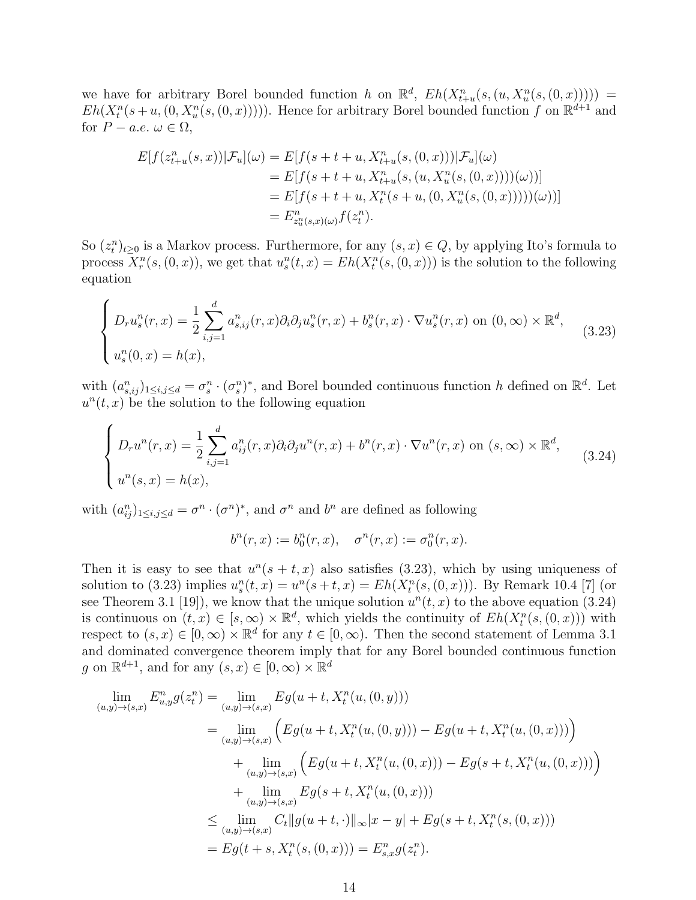we have for arbitrary Borel bounded function $h$ on $\mathbb{R}^d$, $Eh(X^n_{t+u}(s,(u,X^n_u(s,(0,x))))) = Eh(X^n_t(s+u,(0,X^n_u(s,(0,x)))))$. Hence for arbitrary Borel bounded function $f$ on $\mathbb{R}^{d+1}$ and for $P-a.e.\ \omega \in \Omega$,

$$
\begin{aligned}
E[f(z^n_{t+u}(s,x))|\mathcal{F}_u](\omega) &= E[f(s+t+u, X^n_{t+u}(s,(0,x)))|\mathcal{F}_u](\omega) \\
&= E[f(s+t+u, X^n_{t+u}(s,(u,X^n_u(s,(0,x))))(\omega))] \\
&= E[f(s+t+u, X^n_t(s+u,(0,X^n_u(s,(0,x)))))(\omega))] \\
&= E^n_{z^n_u(s,x)(\omega)} f(z^n_t).
\end{aligned}
$$

So $(z^n_t)_{t\geq 0}$ is a Markov process. Furthermore, for any $(s,x)\in Q$, by applying Ito's formula to process $X^n_r(s,(0,x))$, we get that $u^n_s(t,x) = Eh(X^n_t(s,(0,x)))$ is the solution to the following equation

$$
\begin{cases}
D_r u^n_s(r,x) = \dfrac{1}{2}\displaystyle\sum_{i,j=1}^d a^n_{s,ij}(r,x)\partial_i\partial_j u^n_s(r,x) + b^n_s(r,x)\cdot \nabla u^n_s(r,x) \text{ on } (0,\infty)\times\mathbb{R}^d, \\
u^n_s(0,x) = h(x),
\end{cases}
\tag{3.23}
$$

with $(a^n_{s,ij})_{1\leq i,j\leq d} = \sigma^n_s \cdot (\sigma^n_s)^*$, and Borel bounded continuous function $h$ defined on $\mathbb{R}^d$. Let $u^n(t,x)$ be the solution to the following equation

$$
\begin{cases}
D_r u^n(r,x) = \dfrac{1}{2}\displaystyle\sum_{i,j=1}^d a^n_{ij}(r,x)\partial_i\partial_j u^n(r,x) + b^n(r,x)\cdot \nabla u^n(r,x) \text{ on } (s,\infty)\times\mathbb{R}^d, \\
u^n(s,x) = h(x),
\end{cases}
\tag{3.24}
$$

with $(a^n_{ij})_{1\leq i,j\leq d} = \sigma^n\cdot(\sigma^n)^*$, and $\sigma^n$ and $b^n$ are defined as following

$$
b^n(r,x) := b^n_0(r,x), \quad \sigma^n(r,x) := \sigma^n_0(r,x).
$$

Then it is easy to see that $u^n(s+t,x)$ also satisfies (3.23), which by using uniqueness of solution to (3.23) implies $u^n_s(t,x) = u^n(s+t,x) = Eh(X^n_t(s,(0,x)))$. By Remark 10.4 [7] (or see Theorem 3.1 [19]), we know that the unique solution $u^n(t,x)$ to the above equation (3.24) is continuous on $(t,x)\in[s,\infty)\times\mathbb{R}^d$, which yields the continuity of $Eh(X^n_t(s,(0,x)))$ with respect to $(s,x)\in[0,\infty)\times\mathbb{R}^d$ for any $t\in[0,\infty)$. Then the second statement of Lemma 3.1 and dominated convergence theorem imply that for any Borel bounded continuous function $g$ on $\mathbb{R}^{d+1}$, and for any $(s,x)\in[0,\infty)\times\mathbb{R}^d$

$$
\begin{aligned}
\lim_{(u,y)\to(s,x)} E^n_{u,y} g(z^n_t) &= \lim_{(u,y)\to(s,x)} Eg(u+t, X^n_t(u,(0,y))) \\
&= \lim_{(u,y)\to(s,x)} \Big( Eg(u+t, X^n_t(u,(0,y))) - Eg(u+t, X^n_t(u,(0,x))) \Big) \\
&\quad + \lim_{(u,y)\to(s,x)} \Big( Eg(u+t, X^n_t(u,(0,x))) - Eg(s+t, X^n_t(u,(0,x))) \Big) \\
&\quad + \lim_{(u,y)\to(s,x)} Eg(s+t, X^n_t(u,(0,x))) \\
&\leq \lim_{(u,y)\to(s,x)} C_t \|g(u+t,\cdot)\|_\infty |x-y| + Eg(s+t, X^n_t(s,(0,x))) \\
&= Eg(t+s, X^n_t(s,(0,x))) = E^n_{s,x} g(z^n_t).
\end{aligned}
$$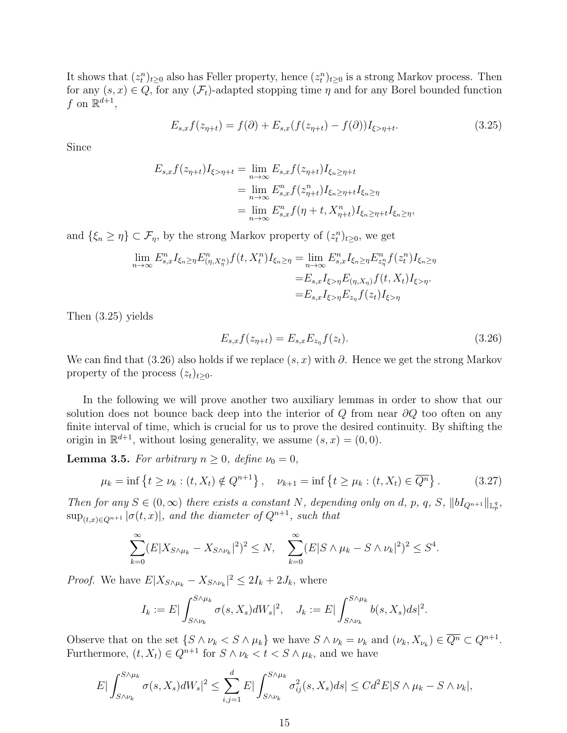It shows that $(z_t^n)_{t\geq 0}$ also has Feller property, hence $(z_t^n)_{t\geq 0}$ is a strong Markov process. Then for any $(s,x)\in Q$, for any $(\mathcal{F}_t)$-adapted stopping time $\eta$ and for any Borel bounded function $f$ on $\mathbb{R}^{d+1}$,

$$E_{s,x}f(z_{\eta+t}) = f(\partial) + E_{s,x}(f(z_{\eta+t}) - f(\partial))I_{\xi>\eta+t}. \tag{3.25}$$

Since

$$\begin{aligned}
E_{s,x}f(z_{\eta+t})I_{\xi>\eta+t} &= \lim_{n\to\infty} E_{s,x}f(z_{\eta+t})I_{\xi_n\geq \eta+t} \\
&= \lim_{n\to\infty} E^n_{s,x}f(z^n_{\eta+t})I_{\xi_n\geq\eta+t}I_{\xi_n\geq\eta} \\
&= \lim_{n\to\infty} E^n_{s,x}f(\eta+t, X^n_{\eta+t})I_{\xi_n\geq\eta+t}I_{\xi_n\geq\eta},
\end{aligned}$$

and $\{\xi_n \geq \eta\}\subset \mathcal{F}_\eta$, by the strong Markov property of $(z_t^n)_{t\geq 0}$, we get

$$\begin{aligned}
\lim_{n\to\infty} E^n_{s,x}I_{\xi_n\geq\eta}E^n_{(\eta,X^n_\eta)}f(t,X^n_t)I_{\xi_n\geq\eta} &= \lim_{n\to\infty}E^n_{s,x}I_{\xi_n\geq\eta}E^n_{z^n_\eta}f(z^n_t)I_{\xi_n\geq\eta} \\
&= E_{s,x}I_{\xi>\eta}E_{(\eta,X_\eta)}f(t,X_t)I_{\xi>\eta}. \\
&= E_{s,x}I_{\xi>\eta}E_{z_\eta}f(z_t)I_{\xi>\eta}
\end{aligned}$$

Then (3.25) yields

$$E_{s,x}f(z_{\eta+t}) = E_{s,x}E_{z_\eta}f(z_t). \tag{3.26}$$

We can find that (3.26) also holds if we replace $(s,x)$ with $\partial$. Hence we get the strong Markov property of the process $(z_t)_{t\geq 0}$.

In the following we will prove another two auxiliary lemmas in order to show that our solution does not bounce back deep into the interior of $Q$ from near $\partial Q$ too often on any finite interval of time, which is crucial for us to prove the desired continuity. By shifting the origin in $\mathbb{R}^{d+1}$, without losing generality, we assume $(s,x) = (0,0)$.

**Lemma 3.5.** *For arbitrary $n\geq 0$, define $\nu_0 = 0$,*

$$\mu_k = \inf\left\{t\geq \nu_k : (t,X_t)\notin Q^{n+1}\right\},\quad \nu_{k+1} = \inf\left\{t\geq\mu_k : (t,X_t)\in\overline{Q^n}\right\}. \tag{3.27}$$

*Then for any $S\in(0,\infty)$ there exists a constant $N$, depending only on $d$, $p$, $q$, $S$, $\|bI_{Q^{n+1}}\|_{\mathbb{L}^q_p}$, $\sup_{(t,x)\in Q^{n+1}}|\sigma(t,x)|$, and the diameter of $Q^{n+1}$, such that*

$$\sum_{k=0}^{\infty}(E|X_{S\wedge\mu_k} - X_{S\wedge\nu_k}|^2)^2 \leq N,\quad \sum_{k=0}^{\infty}(E|S\wedge\mu_k - S\wedge\nu_k|^2)^2\leq S^4.$$

*Proof.* We have $E|X_{S\wedge\mu_k} - X_{S\wedge\nu_k}|^2 \leq 2I_k + 2J_k$, where

$$I_k := E|\int_{S\wedge\nu_k}^{S\wedge\mu_k}\sigma(s,X_s)dW_s|^2,\quad J_k := E|\int_{S\wedge\nu_k}^{S\wedge\mu_k} b(s,X_s)ds|^2.$$

Observe that on the set $\{S\wedge\nu_k < S\wedge\mu_k\}$ we have $S\wedge\nu_k = \nu_k$ and $(\nu_k, X_{\nu_k})\in\overline{Q^n}\subset Q^{n+1}$. Furthermore, $(t,X_t)\in Q^{n+1}$ for $S\wedge\nu_k < t < S\wedge\mu_k$, and we have

$$E|\int_{S\wedge\nu_k}^{S\wedge\mu_k}\sigma(s,X_s)dW_s|^2 \leq \sum_{i,j=1}^{d}E|\int_{S\wedge\nu_k}^{S\wedge\mu_k}\sigma^2_{ij}(s,X_s)ds| \leq Cd^2E|S\wedge\mu_k - S\wedge\nu_k|,$$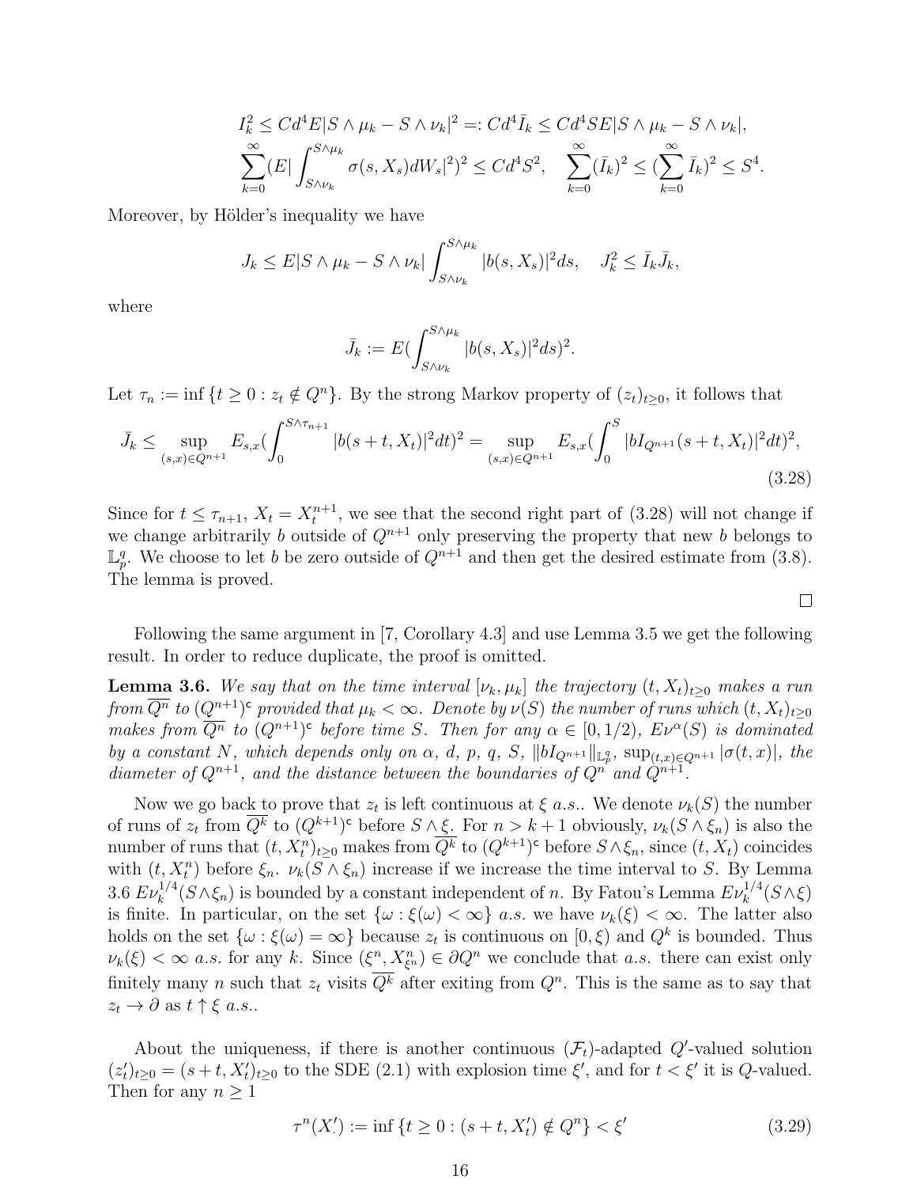$$I_k^2 \le Cd^4 E|S\wedge\mu_k - S\wedge\nu_k|^2 =: Cd^4 \bar I_k \le Cd^4 S E|S\wedge\mu_k - S\wedge\nu_k|,$$
$$\sum_{k=0}^\infty (E|\int_{S\wedge\nu_k}^{S\wedge\mu_k}\sigma(s,X_s)dW_s|^2)^2 \le Cd^4S^2, \quad \sum_{k=0}^\infty (\bar I_k)^2 \le (\sum_{k=0}^\infty \bar I_k)^2 \le S^4.$$

Moreover, by Hölder's inequality we have

$$J_k \le E|S\wedge\mu_k - S\wedge\nu_k|\int_{S\wedge\nu_k}^{S\wedge\mu_k}|b(s,X_s)|^2ds, \quad J_k^2 \le \bar I_k \bar J_k,$$

where

$$\bar J_k := E(\int_{S\wedge\nu_k}^{S\wedge\mu_k}|b(s,X_s)|^2ds)^2.$$

Let $\tau_n := \inf\{t\ge 0 : z_t \notin Q^n\}$. By the strong Markov property of $(z_t)_{t\ge 0}$, it follows that

$$\bar J_k \le \sup_{(s,x)\in Q^{n+1}} E_{s,x}(\int_0^{S\wedge\tau_{n+1}}|b(s+t,X_t)|^2dt)^2 = \sup_{(s,x)\in Q^{n+1}} E_{s,x}(\int_0^S |bI_{Q^{n+1}}(s+t,X_t)|^2dt)^2, \tag{3.28}$$

Since for $t\le\tau_{n+1}$, $X_t = X_t^{n+1}$, we see that the second right part of (3.28) will not change if we change arbitrarily $b$ outside of $Q^{n+1}$ only preserving the property that new $b$ belongs to $\mathbb{L}_p^q$. We choose to let $b$ be zero outside of $Q^{n+1}$ and then get the desired estimate from (3.8). The lemma is proved.

□

Following the same argument in [7, Corollary 4.3] and use Lemma 3.5 we get the following result. In order to reduce duplicate, the proof is omitted.

**Lemma 3.6.** *We say that on the time interval $[\nu_k,\mu_k]$ the trajectory $(t,X_t)_{t\ge0}$ makes a run from $\overline{Q^n}$ to $(Q^{n+1})^{\mathsf{c}}$ provided that $\mu_k<\infty$. Denote by $\nu(S)$ the number of runs which $(t,X_t)_{t\ge0}$ makes from $\overline{Q^n}$ to $(Q^{n+1})^{\mathsf{c}}$ before time $S$. Then for any $\alpha\in[0,1/2)$, $E\nu^\alpha(S)$ is dominated by a constant $N$, which depends only on $\alpha$, $d$, $p$, $q$, $S$, $\|bI_{Q^{n+1}}\|_{\mathbb{L}_p^q}$, $\sup_{(t,x)\in Q^{n+1}}|\sigma(t,x)|$, the diameter of $Q^{n+1}$, and the distance between the boundaries of $Q^n$ and $Q^{n+1}$.*

Now we go back to prove that $z_t$ is left continuous at $\xi$ *a.s.*. We denote $\nu_k(S)$ the number of runs of $z_t$ from $\overline{Q^k}$ to $(Q^{k+1})^{\mathsf{c}}$ before $S\wedge\xi$. For $n>k+1$ obviously, $\nu_k(S\wedge\xi_n)$ is also the number of runs that $(t,X_t^n)_{t\ge0}$ makes from $\overline{Q^k}$ to $(Q^{k+1})^{\mathsf{c}}$ before $S\wedge\xi_n$, since $(t,X_t)$ coincides with $(t,X_t^n)$ before $\xi_n$. $\nu_k(S\wedge\xi_n)$ increase if we increase the time interval to $S$. By Lemma 3.6 $E\nu_k^{1/4}(S\wedge\xi_n)$ is bounded by a constant independent of $n$. By Fatou's Lemma $E\nu_k^{1/4}(S\wedge\xi)$ is finite. In particular, on the set $\{\omega:\xi(\omega)<\infty\}$ *a.s.* we have $\nu_k(\xi)<\infty$. The latter also holds on the set $\{\omega:\xi(\omega)=\infty\}$ because $z_t$ is continuous on $[0,\xi)$ and $Q^k$ is bounded. Thus $\nu_k(\xi)<\infty$ *a.s.* for any $k$. Since $(\xi^n, X^n_{\xi^n})\in\partial Q^n$ we conclude that *a.s.* there can exist only finitely many $n$ such that $z_t$ visits $\overline{Q^k}$ after exiting from $Q^n$. This is the same as to say that $z_t\to\partial$ as $t\uparrow\xi$ *a.s.*.

About the uniqueness, if there is another continuous $(\mathcal{F}_t)$-adapted $Q'$-valued solution $(z'_t)_{t\ge0} = (s+t,X'_t)_{t\ge0}$ to the SDE (2.1) with explosion time $\xi'$, and for $t<\xi'$ it is $Q$-valued. Then for any $n\ge1$

$$\tau^n(X') := \inf\{t\ge0 : (s+t,X'_t)\notin Q^n\} < \xi' \tag{3.29}$$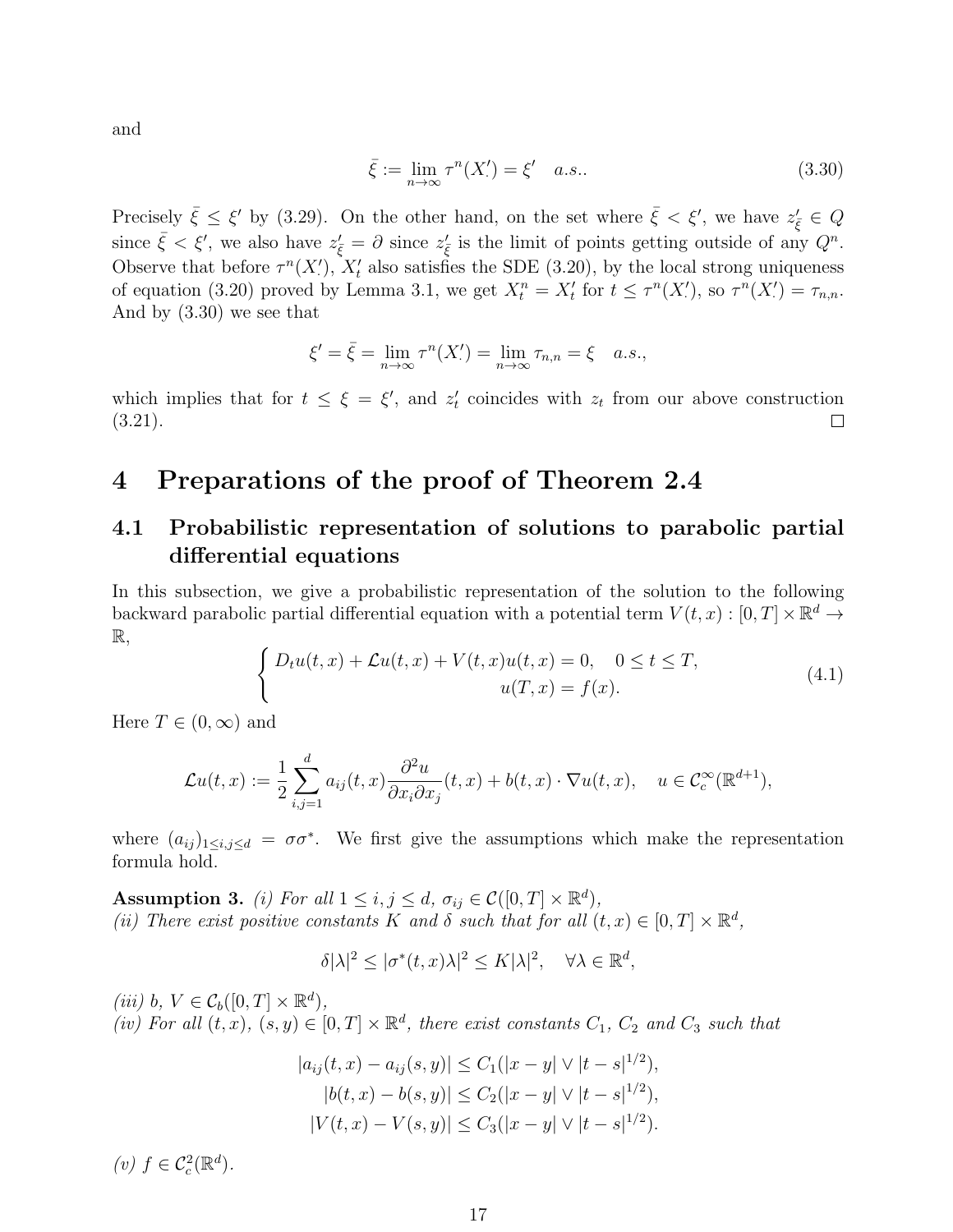and

$$\bar{\xi} := \lim_{n\to\infty} \tau^n(X'_\cdot) = \xi' \quad a.s.. \tag{3.30}$$

Precisely $\bar{\xi} \le \xi'$ by (3.29). On the other hand, on the set where $\bar{\xi} < \xi'$, we have $z'_{\bar{\xi}} \in Q$ since $\bar{\xi} < \xi'$, we also have $z'_{\bar{\xi}} = \partial$ since $z'_{\bar{\xi}}$ is the limit of points getting outside of any $Q^n$. Observe that before $\tau^n(X'_\cdot)$, $X'_t$ also satisfies the SDE (3.20), by the local strong uniqueness of equation (3.20) proved by Lemma 3.1, we get $X^n_t = X'_t$ for $t \le \tau^n(X'_\cdot)$, so $\tau^n(X'_\cdot) = \tau_{n,n}$. And by (3.30) we see that

$$\xi' = \bar{\xi} = \lim_{n\to\infty} \tau^n(X'_\cdot) = \lim_{n\to\infty} \tau_{n,n} = \xi \quad a.s.,$$

which implies that for $t \le \xi = \xi'$, and $z'_t$ coincides with $z_t$ from our above construction (3.21). □

# 4 Preparations of the proof of Theorem 2.4

## 4.1 Probabilistic representation of solutions to parabolic partial differential equations

In this subsection, we give a probabilistic representation of the solution to the following backward parabolic partial differential equation with a potential term $V(t,x) : [0,T] \times \mathbb{R}^d \to \mathbb{R}$,

$$\begin{cases} D_t u(t,x) + \mathcal{L}u(t,x) + V(t,x)u(t,x) = 0, \quad 0 \le t \le T, \\ u(T,x) = f(x). \end{cases} \tag{4.1}$$

Here $T \in (0,\infty)$ and

$$\mathcal{L}u(t,x) := \frac{1}{2}\sum_{i,j=1}^d a_{ij}(t,x)\frac{\partial^2 u}{\partial x_i \partial x_j}(t,x) + b(t,x)\cdot \nabla u(t,x), \quad u \in \mathcal{C}_c^\infty(\mathbb{R}^{d+1}),$$

where $(a_{ij})_{1\le i,j\le d} = \sigma\sigma^*$. We first give the assumptions which make the representation formula hold.

**Assumption 3.** *(i) For all $1 \le i,j \le d$, $\sigma_{ij} \in \mathcal{C}([0,T]\times\mathbb{R}^d)$,*
*(ii) There exist positive constants $K$ and $\delta$ such that for all $(t,x) \in [0,T]\times\mathbb{R}^d$,*

$$\delta|\lambda|^2 \le |\sigma^*(t,x)\lambda|^2 \le K|\lambda|^2, \quad \forall \lambda \in \mathbb{R}^d,$$

*(iii) $b$, $V \in \mathcal{C}_b([0,T]\times\mathbb{R}^d)$,*
*(iv) For all $(t,x)$, $(s,y) \in [0,T]\times\mathbb{R}^d$, there exist constants $C_1$, $C_2$ and $C_3$ such that*

$$\begin{aligned} |a_{ij}(t,x) - a_{ij}(s,y)| &\le C_1(|x-y| \vee |t-s|^{1/2}), \\ |b(t,x) - b(s,y)| &\le C_2(|x-y| \vee |t-s|^{1/2}), \\ |V(t,x) - V(s,y)| &\le C_3(|x-y| \vee |t-s|^{1/2}). \end{aligned}$$

*(v) $f \in \mathcal{C}_c^2(\mathbb{R}^d)$.*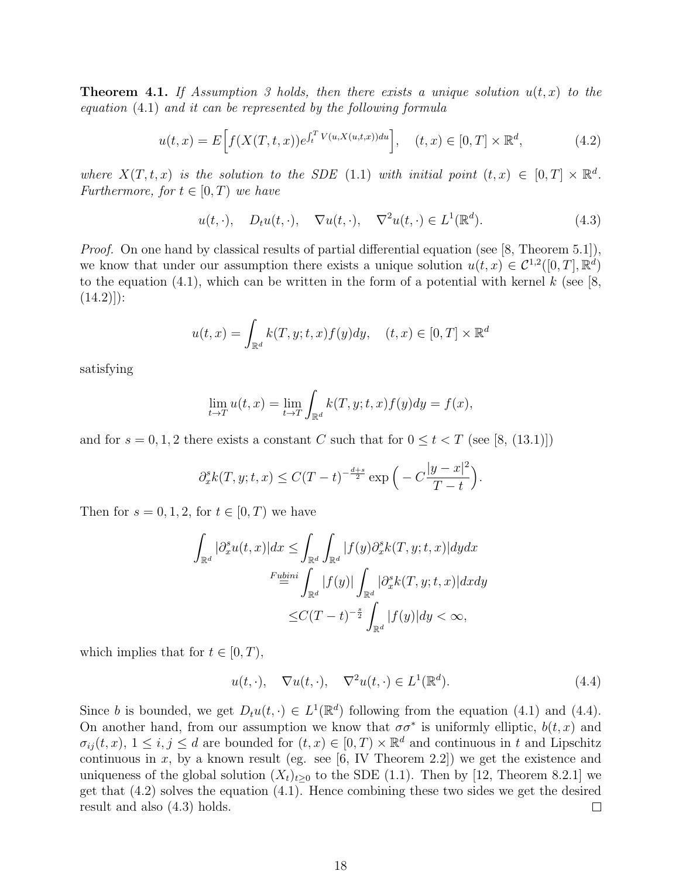**Theorem 4.1.** *If Assumption 3 holds, then there exists a unique solution $u(t,x)$ to the equation (4.1) and it can be represented by the following formula*

$$u(t,x) = E\Big[f(X(T,t,x))e^{\int_t^T V(u,X(u,t,x))du}\Big], \quad (t,x) \in [0,T] \times \mathbb{R}^d, \tag{4.2}$$

*where $X(T,t,x)$ is the solution to the SDE (1.1) with initial point $(t,x) \in [0,T] \times \mathbb{R}^d$. Furthermore, for $t \in [0,T)$ we have*

$$u(t,\cdot), \quad D_t u(t,\cdot), \quad \nabla u(t,\cdot), \quad \nabla^2 u(t,\cdot) \in L^1(\mathbb{R}^d). \tag{4.3}$$

*Proof.* On one hand by classical results of partial differential equation (see [8, Theorem 5.1]), we know that under our assumption there exists a unique solution $u(t,x) \in \mathcal{C}^{1,2}([0,T], \mathbb{R}^d)$ to the equation (4.1), which can be written in the form of a potential with kernel $k$ (see [8, (14.2)]):

$$u(t,x) = \int_{\mathbb{R}^d} k(T,y;t,x)f(y)dy, \quad (t,x) \in [0,T] \times \mathbb{R}^d$$

satisfying

$$\lim_{t \to T} u(t,x) = \lim_{t \to T} \int_{\mathbb{R}^d} k(T,y;t,x)f(y)dy = f(x),$$

and for $s = 0,1,2$ there exists a constant $C$ such that for $0 \le t < T$ (see [8, (13.1)])

$$\partial_x^s k(T,y;t,x) \le C(T-t)^{-\frac{d+s}{2}} \exp\Big(-C\frac{|y-x|^2}{T-t}\Big).$$

Then for $s = 0,1,2$, for $t \in [0,T)$ we have

$$\begin{aligned}
\int_{\mathbb{R}^d} |\partial_x^s u(t,x)|dx &\le \int_{\mathbb{R}^d}\int_{\mathbb{R}^d} |f(y)\partial_x^s k(T,y;t,x)|dydx \\
&\overset{Fubini}{=} \int_{\mathbb{R}^d} |f(y)| \int_{\mathbb{R}^d} |\partial_x^s k(T,y;t,x)|dxdy \\
&\le C(T-t)^{-\frac{s}{2}} \int_{\mathbb{R}^d} |f(y)|dy < \infty,
\end{aligned}$$

which implies that for $t \in [0,T)$,

$$u(t,\cdot), \quad \nabla u(t,\cdot), \quad \nabla^2 u(t,\cdot) \in L^1(\mathbb{R}^d). \tag{4.4}$$

Since $b$ is bounded, we get $D_t u(t,\cdot) \in L^1(\mathbb{R}^d)$ following from the equation (4.1) and (4.4). On another hand, from our assumption we know that $\sigma\sigma^*$ is uniformly elliptic, $b(t,x)$ and $\sigma_{ij}(t,x)$, $1 \le i,j \le d$ are bounded for $(t,x) \in [0,T) \times \mathbb{R}^d$ and continuous in $t$ and Lipschitz continuous in $x$, by a known result (eg. see [6, IV Theorem 2.2]) we get the existence and uniqueness of the global solution $(X_t)_{t \ge 0}$ to the SDE (1.1). Then by [12, Theorem 8.2.1] we get that (4.2) solves the equation (4.1). Hence combining these two sides we get the desired result and also (4.3) holds. $\square$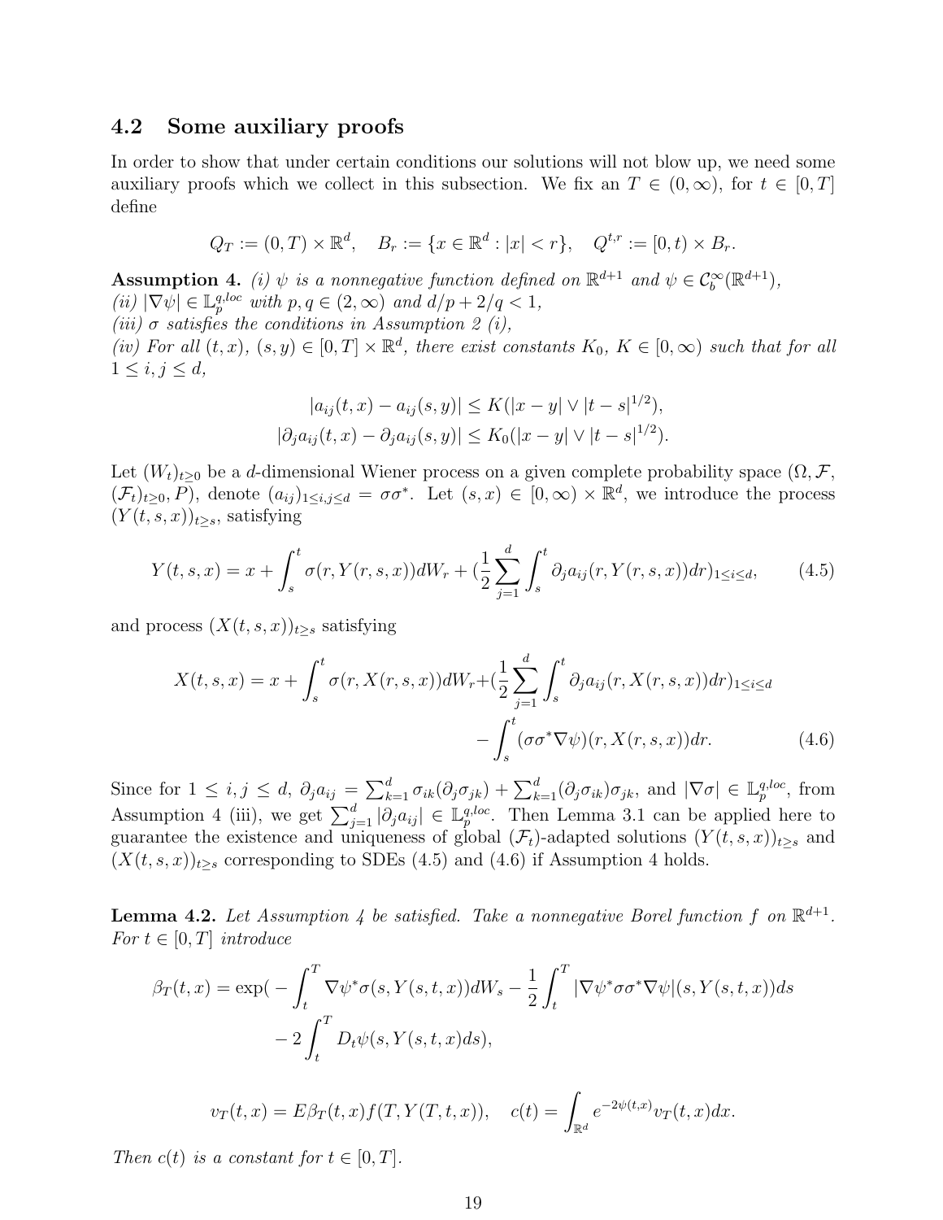## 4.2 Some auxiliary proofs

In order to show that under certain conditions our solutions will not blow up, we need some auxiliary proofs which we collect in this subsection. We fix an $T \in (0, \infty)$, for $t \in [0, T]$ define

$$Q_T := (0, T) \times \mathbb{R}^d, \quad B_r := \{x \in \mathbb{R}^d : |x| < r\}, \quad Q^{t,r} := [0, t) \times B_r.$$

**Assumption 4.** *(i) $\psi$ is a nonnegative function defined on $\mathbb{R}^{d+1}$ and $\psi \in \mathcal{C}_b^\infty(\mathbb{R}^{d+1})$,*
*(ii) $|\nabla \psi| \in \mathbb{L}_p^{q,loc}$ with $p, q \in (2, \infty)$ and $d/p + 2/q < 1$,*
*(iii) $\sigma$ satisfies the conditions in Assumption 2 (i),*
*(iv) For all $(t, x)$, $(s, y) \in [0, T] \times \mathbb{R}^d$, there exist constants $K_0$, $K \in [0, \infty)$ such that for all $1 \leq i, j \leq d$,*

$$|a_{ij}(t, x) - a_{ij}(s, y)| \leq K(|x - y| \vee |t - s|^{1/2}),$$
$$|\partial_j a_{ij}(t, x) - \partial_j a_{ij}(s, y)| \leq K_0(|x - y| \vee |t - s|^{1/2}).$$

Let $(W_t)_{t \geq 0}$ be a $d$-dimensional Wiener process on a given complete probability space $(\Omega, \mathcal{F}, (\mathcal{F}_t)_{t \geq 0}, P)$, denote $(a_{ij})_{1 \leq i,j \leq d} = \sigma\sigma^*$. Let $(s, x) \in [0, \infty) \times \mathbb{R}^d$, we introduce the process $(Y(t, s, x))_{t \geq s}$, satisfying

$$Y(t, s, x) = x + \int_s^t \sigma(r, Y(r, s, x)) dW_r + \Big(\frac{1}{2} \sum_{j=1}^d \int_s^t \partial_j a_{ij}(r, Y(r, s, x)) dr\Big)_{1 \leq i \leq d}, \tag{4.5}$$

and process $(X(t, s, x))_{t \geq s}$ satisfying

$$X(t, s, x) = x + \int_s^t \sigma(r, X(r, s, x)) dW_r + \Big(\frac{1}{2} \sum_{j=1}^d \int_s^t \partial_j a_{ij}(r, X(r, s, x)) dr\Big)_{1 \leq i \leq d} - \int_s^t (\sigma\sigma^* \nabla \psi)(r, X(r, s, x)) dr. \tag{4.6}$$

Since for $1 \leq i, j \leq d$, $\partial_j a_{ij} = \sum_{k=1}^d \sigma_{ik}(\partial_j \sigma_{jk}) + \sum_{k=1}^d (\partial_j \sigma_{ik})\sigma_{jk}$, and $|\nabla \sigma| \in \mathbb{L}_p^{q,loc}$, from Assumption 4 (iii), we get $\sum_{j=1}^d |\partial_j a_{ij}| \in \mathbb{L}_p^{q,loc}$. Then Lemma 3.1 can be applied here to guarantee the existence and uniqueness of global $(\mathcal{F}_t)$-adapted solutions $(Y(t, s, x))_{t \geq s}$ and $(X(t, s, x))_{t \geq s}$ corresponding to SDEs (4.5) and (4.6) if Assumption 4 holds.

**Lemma 4.2.** *Let Assumption 4 be satisfied. Take a nonnegative Borel function $f$ on $\mathbb{R}^{d+1}$. For $t \in [0, T]$ introduce*

$$\beta_T(t, x) = \exp\Big( - \int_t^T \nabla \psi^* \sigma(s, Y(s, t, x)) dW_s - \frac{1}{2} \int_t^T |\nabla \psi^* \sigma\sigma^* \nabla \psi|(s, Y(s, t, x)) ds - 2 \int_t^T D_t \psi(s, Y(s, t, x) ds\Big),$$

$$v_T(t, x) = E\beta_T(t, x) f(T, Y(T, t, x)), \quad c(t) = \int_{\mathbb{R}^d} e^{-2\psi(t,x)} v_T(t, x) dx.$$

*Then $c(t)$ is a constant for $t \in [0, T]$.*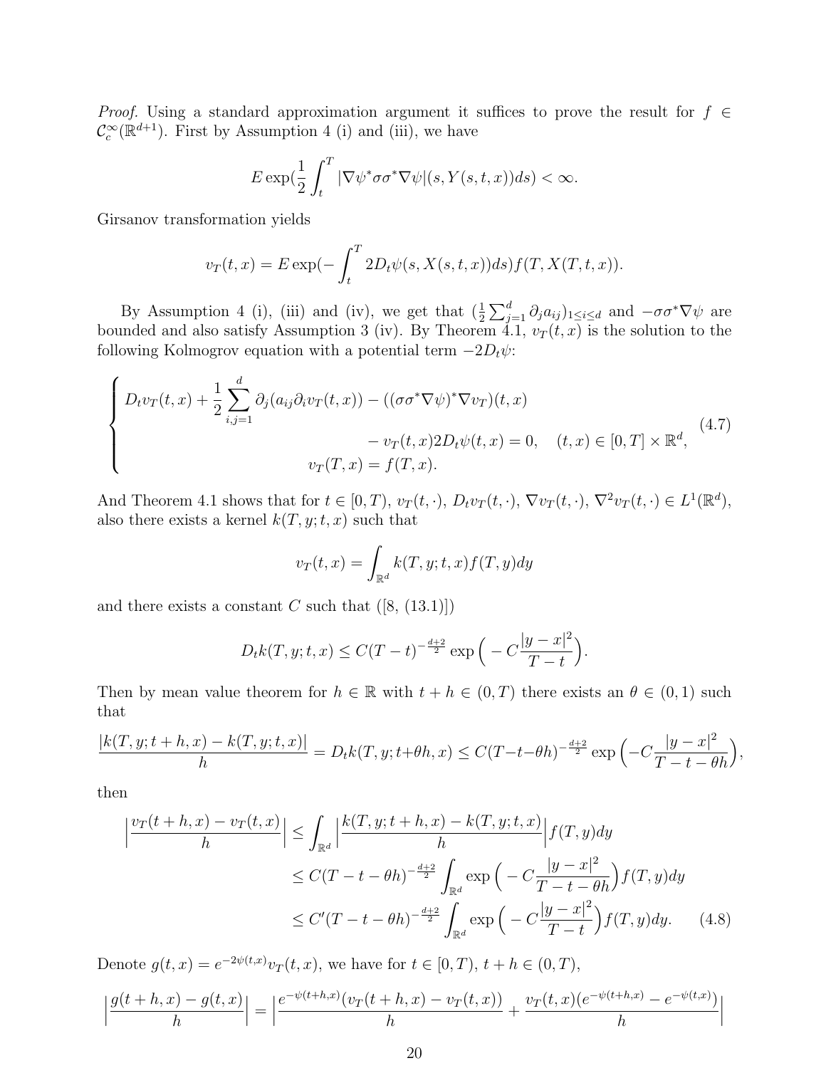*Proof.* Using a standard approximation argument it suffices to prove the result for $f \in \mathcal{C}_c^\infty(\mathbb{R}^{d+1})$. First by Assumption 4 (i) and (iii), we have

$$E\exp(\frac{1}{2}\int_t^T |\nabla\psi^*\sigma\sigma^*\nabla\psi|(s, Y(s,t,x))ds) < \infty.$$

Girsanov transformation yields

$$v_T(t,x) = E\exp(-\int_t^T 2D_t\psi(s, X(s,t,x))ds)f(T, X(T,t,x)).$$

By Assumption 4 (i), (iii) and (iv), we get that $(\frac{1}{2}\sum_{j=1}^d \partial_j a_{ij})_{1\le i\le d}$ and $-\sigma\sigma^*\nabla\psi$ are bounded and also satisfy Assumption 3 (iv). By Theorem 4.1, $v_T(t,x)$ is the solution to the following Kolmogrov equation with a potential term $-2D_t\psi$:

$$\begin{cases} D_t v_T(t,x) + \frac{1}{2}\sum_{i,j=1}^d \partial_j(a_{ij}\partial_i v_T(t,x)) - ((\sigma\sigma^*\nabla\psi)^*\nabla v_T)(t,x) \\ \qquad\qquad\qquad - v_T(t,x)2D_t\psi(t,x) = 0, \quad (t,x)\in[0,T]\times\mathbb{R}^d, \\ \qquad\qquad v_T(T,x) = f(T,x). \end{cases} \tag{4.7}$$

And Theorem 4.1 shows that for $t \in [0,T)$, $v_T(t,\cdot)$, $D_t v_T(t,\cdot)$, $\nabla v_T(t,\cdot)$, $\nabla^2 v_T(t,\cdot) \in L^1(\mathbb{R}^d)$, also there exists a kernel $k(T,y;t,x)$ such that

$$v_T(t,x) = \int_{\mathbb{R}^d} k(T,y;t,x)f(T,y)dy$$

and there exists a constant $C$ such that ([8, (13.1)])

$$D_t k(T,y;t,x) \le C(T-t)^{-\frac{d+2}{2}}\exp\Big(-C\frac{|y-x|^2}{T-t}\Big).$$

Then by mean value theorem for $h \in \mathbb{R}$ with $t+h \in (0,T)$ there exists an $\theta \in (0,1)$ such that

$$\frac{|k(T,y;t+h,x) - k(T,y;t,x)|}{h} = D_t k(T,y;t+\theta h,x) \le C(T-t-\theta h)^{-\frac{d+2}{2}}\exp\Big(-C\frac{|y-x|^2}{T-t-\theta h}\Big),$$

then

$$\begin{aligned} \Big|\frac{v_T(t+h,x) - v_T(t,x)}{h}\Big| &\le \int_{\mathbb{R}^d}\Big|\frac{k(T,y;t+h,x) - k(T,y;t,x)}{h}\Big| f(T,y)dy \\ &\le C(T-t-\theta h)^{-\frac{d+2}{2}}\int_{\mathbb{R}^d}\exp\Big(-C\frac{|y-x|^2}{T-t-\theta h}\Big)f(T,y)dy \\ &\le C'(T-t-\theta h)^{-\frac{d+2}{2}}\int_{\mathbb{R}^d}\exp\Big(-C\frac{|y-x|^2}{T-t}\Big)f(T,y)dy. \end{aligned} \tag{4.8}$$

Denote $g(t,x) = e^{-2\psi(t,x)}v_T(t,x)$, we have for $t \in [0,T)$, $t+h \in (0,T)$,

$$\Big|\frac{g(t+h,x) - g(t,x)}{h}\Big| = \Big|\frac{e^{-\psi(t+h,x)}(v_T(t+h,x) - v_T(t,x))}{h} + \frac{v_T(t,x)(e^{-\psi(t+h,x)} - e^{-\psi(t,x)})}{h}\Big|$$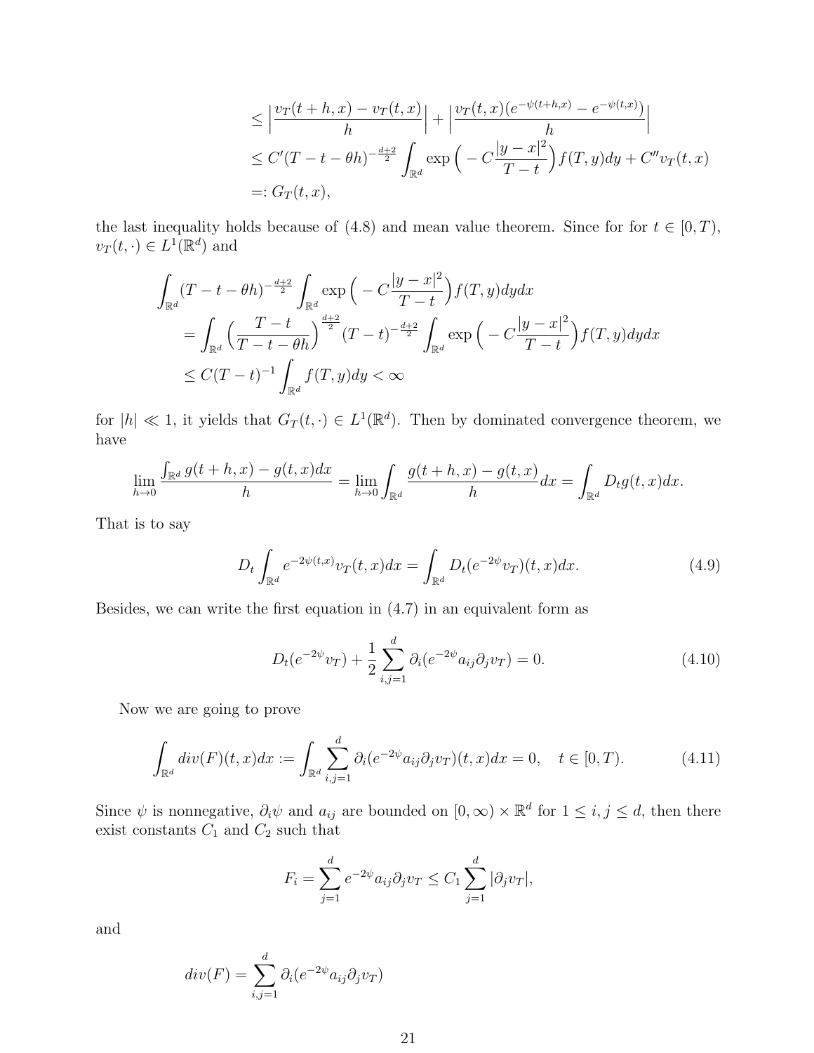$$
\begin{aligned}
&\leq \Big|\frac{v_T(t+h,x)-v_T(t,x)}{h}\Big| + \Big|\frac{v_T(t,x)(e^{-\psi(t+h,x)}-e^{-\psi(t,x)})}{h}\Big| \\
&\leq C'(T-t-\theta h)^{-\frac{d+2}{2}} \int_{\mathbb{R}^d} \exp\Big(-C\frac{|y-x|^2}{T-t}\Big) f(T,y)dy + C'' v_T(t,x) \\
&=: G_T(t,x),
\end{aligned}
$$

the last inequality holds because of (4.8) and mean value theorem. Since for for $t \in [0,T)$, $v_T(t,\cdot) \in L^1(\mathbb{R}^d)$ and

$$
\begin{aligned}
&\int_{\mathbb{R}^d} (T-t-\theta h)^{-\frac{d+2}{2}} \int_{\mathbb{R}^d} \exp\Big(-C\frac{|y-x|^2}{T-t}\Big) f(T,y)dydx \\
&= \int_{\mathbb{R}^d} \Big(\frac{T-t}{T-t-\theta h}\Big)^{\frac{d+2}{2}} (T-t)^{-\frac{d+2}{2}} \int_{\mathbb{R}^d} \exp\Big(-C\frac{|y-x|^2}{T-t}\Big) f(T,y)dydx \\
&\leq C(T-t)^{-1} \int_{\mathbb{R}^d} f(T,y)dy < \infty
\end{aligned}
$$

for $|h| \ll 1$, it yields that $G_T(t,\cdot) \in L^1(\mathbb{R}^d)$. Then by dominated convergence theorem, we have

$$
\lim_{h\to 0} \frac{\int_{\mathbb{R}^d} g(t+h,x) - g(t,x)dx}{h} = \lim_{h\to 0} \int_{\mathbb{R}^d} \frac{g(t+h,x)-g(t,x)}{h}dx = \int_{\mathbb{R}^d} D_t g(t,x)dx.
$$

That is to say

$$
D_t \int_{\mathbb{R}^d} e^{-2\psi(t,x)} v_T(t,x)dx = \int_{\mathbb{R}^d} D_t(e^{-2\psi} v_T)(t,x)dx. \tag{4.9}
$$

Besides, we can write the first equation in (4.7) in an equivalent form as

$$
D_t(e^{-2\psi} v_T) + \frac{1}{2}\sum_{i,j=1}^d \partial_i(e^{-2\psi} a_{ij}\partial_j v_T) = 0. \tag{4.10}
$$

Now we are going to prove

$$
\int_{\mathbb{R}^d} div(F)(t,x)dx := \int_{\mathbb{R}^d} \sum_{i,j=1}^d \partial_i(e^{-2\psi} a_{ij}\partial_j v_T)(t,x)dx = 0, \quad t \in [0,T). \tag{4.11}
$$

Since $\psi$ is nonnegative, $\partial_i \psi$ and $a_{ij}$ are bounded on $[0,\infty)\times\mathbb{R}^d$ for $1 \leq i,j \leq d$, then there exist constants $C_1$ and $C_2$ such that

$$
F_i = \sum_{j=1}^d e^{-2\psi} a_{ij}\partial_j v_T \leq C_1 \sum_{j=1}^d |\partial_j v_T|,
$$

and

$$
div(F) = \sum_{i,j=1}^d \partial_i(e^{-2\psi} a_{ij}\partial_j v_T)
$$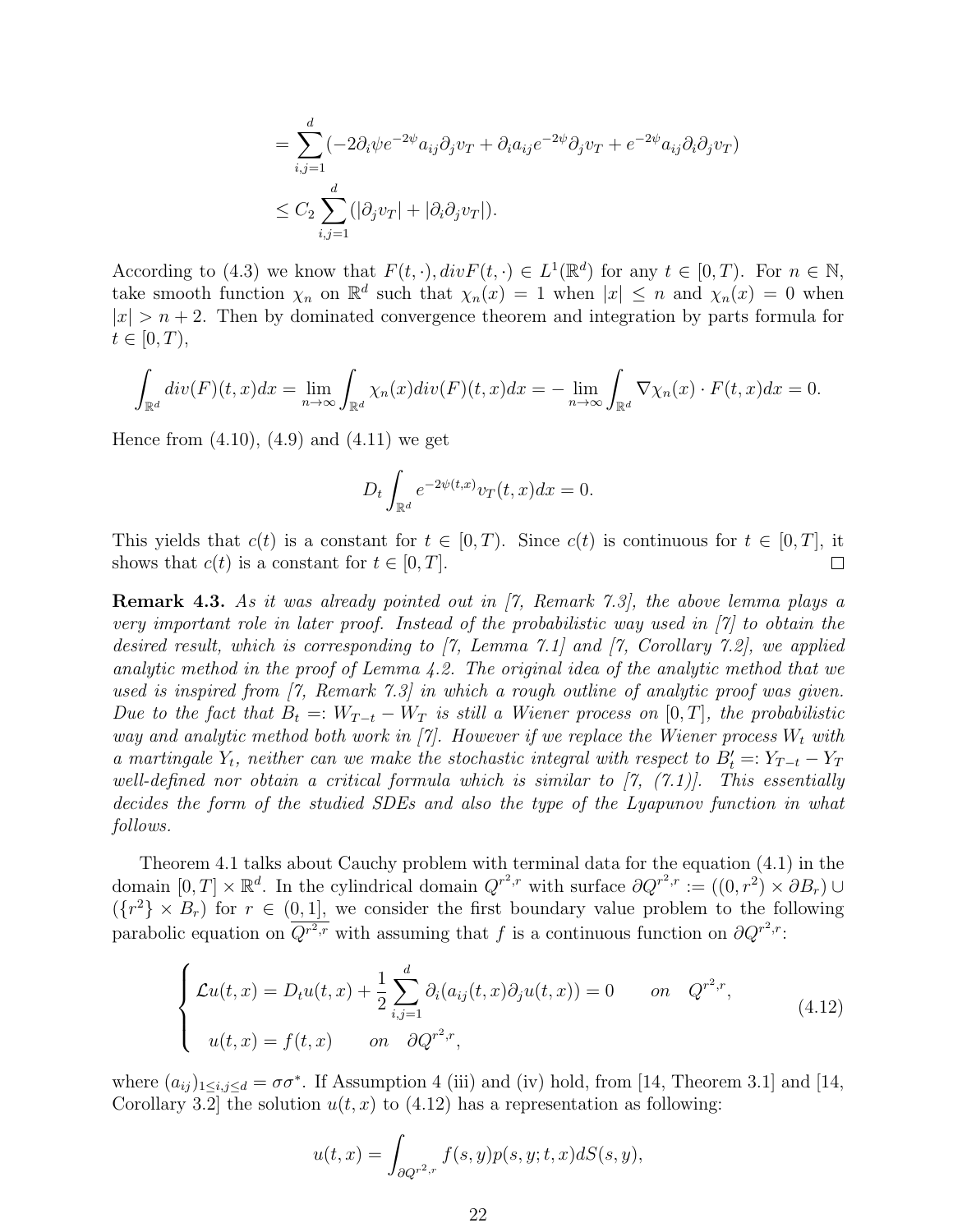$$
\begin{aligned}
&= \sum_{i,j=1}^{d} (-2\partial_i \psi e^{-2\psi} a_{ij} \partial_j v_T + \partial_i a_{ij} e^{-2\psi} \partial_j v_T + e^{-2\psi} a_{ij} \partial_i \partial_j v_T) \\
&\leq C_2 \sum_{i,j=1}^{d} (|\partial_j v_T| + |\partial_i \partial_j v_T|).
\end{aligned}
$$

According to (4.3) we know that $F(t,\cdot), divF(t,\cdot) \in L^1(\mathbb{R}^d)$ for any $t \in [0,T)$. For $n \in \mathbb{N}$, take smooth function $\chi_n$ on $\mathbb{R}^d$ such that $\chi_n(x) = 1$ when $|x| \leq n$ and $\chi_n(x) = 0$ when $|x| > n+2$. Then by dominated convergence theorem and integration by parts formula for $t \in [0,T)$,

$$
\int_{\mathbb{R}^d} div(F)(t,x)dx = \lim_{n\to\infty} \int_{\mathbb{R}^d} \chi_n(x) div(F)(t,x)dx = -\lim_{n\to\infty} \int_{\mathbb{R}^d} \nabla \chi_n(x) \cdot F(t,x)dx = 0.
$$

Hence from (4.10), (4.9) and (4.11) we get

$$
D_t \int_{\mathbb{R}^d} e^{-2\psi(t,x)} v_T(t,x)dx = 0.
$$

This yields that $c(t)$ is a constant for $t \in [0,T)$. Since $c(t)$ is continuous for $t \in [0,T]$, it shows that $c(t)$ is a constant for $t \in [0,T]$. □

**Remark 4.3.** *As it was already pointed out in [7, Remark 7.3], the above lemma plays a very important role in later proof. Instead of the probabilistic way used in [7] to obtain the desired result, which is corresponding to [7, Lemma 7.1] and [7, Corollary 7.2], we applied analytic method in the proof of Lemma 4.2. The original idea of the analytic method that we used is inspired from [7, Remark 7.3] in which a rough outline of analytic proof was given. Due to the fact that $B_t =: W_{T-t} - W_T$ is still a Wiener process on $[0,T]$, the probabilistic way and analytic method both work in [7]. However if we replace the Wiener process $W_t$ with a martingale $Y_t$, neither can we make the stochastic integral with respect to $B'_t =: Y_{T-t} - Y_T$ well-defined nor obtain a critical formula which is similar to [7, (7.1)]. This essentially decides the form of the studied SDEs and also the type of the Lyapunov function in what follows.*

Theorem 4.1 talks about Cauchy problem with terminal data for the equation (4.1) in the domain $[0,T] \times \mathbb{R}^d$. In the cylindrical domain $Q^{r^2,r}$ with surface $\partial Q^{r^2,r} := ((0,r^2) \times \partial B_r) \cup (\{r^2\} \times B_r)$ for $r \in (0,1]$, we consider the first boundary value problem to the following parabolic equation on $\overline{Q^{r^2,r}}$ with assuming that $f$ is a continuous function on $\partial Q^{r^2,r}$:

$$
\begin{cases}
\mathcal{L}u(t,x) = D_t u(t,x) + \dfrac{1}{2} \displaystyle\sum_{i,j=1}^{d} \partial_i (a_{ij}(t,x) \partial_j u(t,x)) = 0 \qquad on \quad Q^{r^2,r}, \\
\quad u(t,x) = f(t,x) \qquad on \quad \partial Q^{r^2,r},
\end{cases}
\tag{4.12}
$$

where $(a_{ij})_{1\leq i,j\leq d} = \sigma\sigma^*$. If Assumption 4 (iii) and (iv) hold, from [14, Theorem 3.1] and [14, Corollary 3.2] the solution $u(t,x)$ to (4.12) has a representation as following:

$$
u(t,x) = \int_{\partial Q^{r^2,r}} f(s,y) p(s,y;t,x) dS(s,y),
$$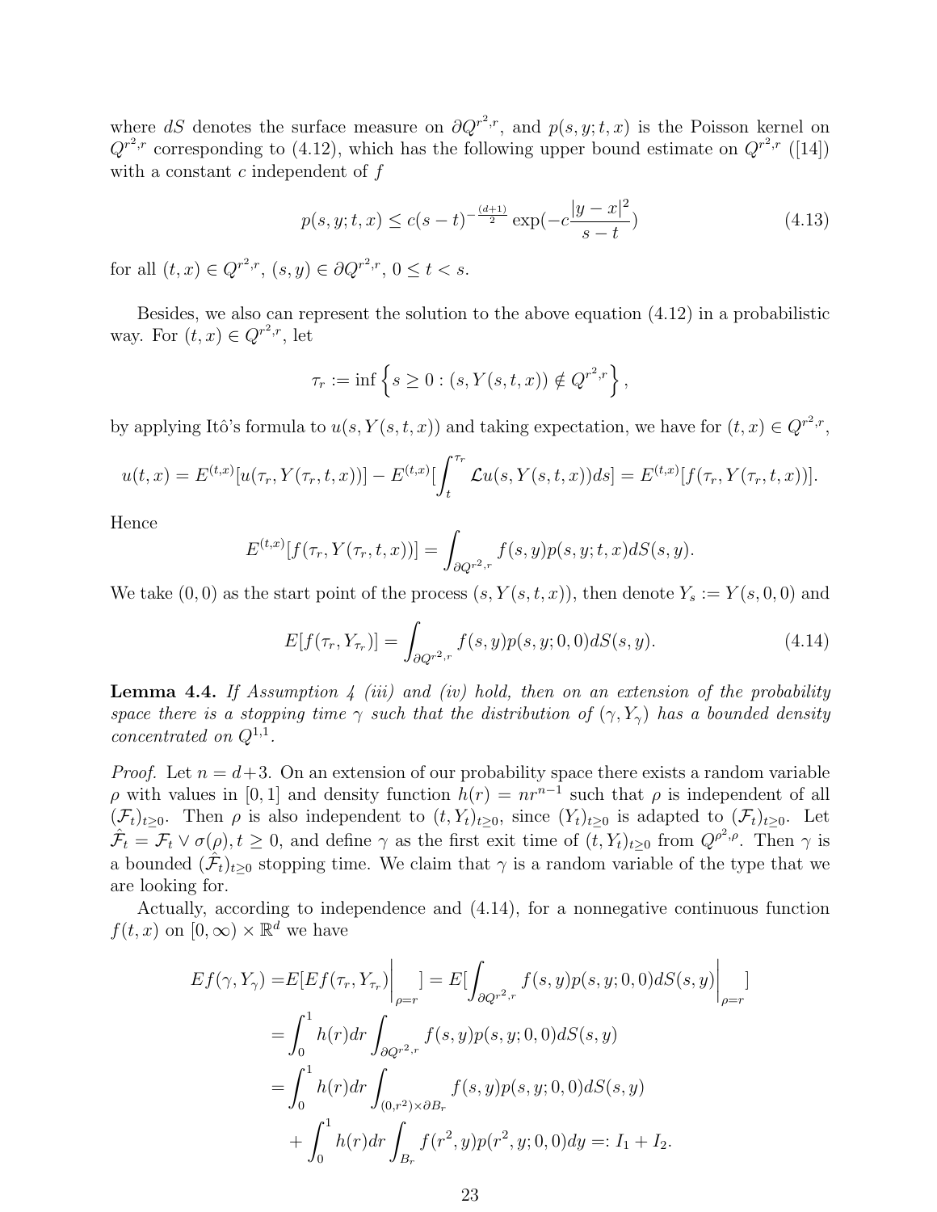where $dS$ denotes the surface measure on $\partial Q^{r^2,r}$, and $p(s,y;t,x)$ is the Poisson kernel on $Q^{r^2,r}$ corresponding to (4.12), which has the following upper bound estimate on $Q^{r^2,r}$ ([14]) with a constant $c$ independent of $f$

$$p(s,y;t,x) \le c(s-t)^{-\frac{(d+1)}{2}} \exp(-c\frac{|y-x|^2}{s-t}) \tag{4.13}$$

for all $(t,x) \in Q^{r^2,r}$, $(s,y) \in \partial Q^{r^2,r}$, $0 \le t < s$.

Besides, we also can represent the solution to the above equation (4.12) in a probabilistic way. For $(t,x) \in Q^{r^2,r}$, let

$$\tau_r := \inf\left\{ s \ge 0 : (s, Y(s,t,x)) \notin Q^{r^2,r} \right\},$$

by applying Itô's formula to $u(s, Y(s,t,x))$ and taking expectation, we have for $(t,x) \in Q^{r^2,r}$,

$$u(t,x) = E^{(t,x)}[u(\tau_r, Y(\tau_r,t,x))] - E^{(t,x)}[\int_t^{\tau_r} \mathcal{L}u(s, Y(s,t,x))ds] = E^{(t,x)}[f(\tau_r, Y(\tau_r,t,x))].$$

Hence

$$E^{(t,x)}[f(\tau_r, Y(\tau_r,t,x))] = \int_{\partial Q^{r^2,r}} f(s,y)p(s,y;t,x)dS(s,y).$$

We take $(0,0)$ as the start point of the process $(s, Y(s,t,x))$, then denote $Y_s := Y(s,0,0)$ and

$$E[f(\tau_r, Y_{\tau_r})] = \int_{\partial Q^{r^2,r}} f(s,y)p(s,y;0,0)dS(s,y). \tag{4.14}$$

**Lemma 4.4.** *If Assumption 4 (iii) and (iv) hold, then on an extension of the probability space there is a stopping time $\gamma$ such that the distribution of $(\gamma, Y_\gamma)$ has a bounded density concentrated on $Q^{1,1}$.*

*Proof.* Let $n = d+3$. On an extension of our probability space there exists a random variable $\rho$ with values in $[0,1]$ and density function $h(r) = nr^{n-1}$ such that $\rho$ is independent of all $(\mathcal{F}_t)_{t\ge0}$. Then $\rho$ is also independent to $(t, Y_t)_{t\ge0}$, since $(Y_t)_{t\ge0}$ is adapted to $(\mathcal{F}_t)_{t\ge0}$. Let $\hat{\mathcal{F}}_t = \mathcal{F}_t \vee \sigma(\rho), t \ge 0$, and define $\gamma$ as the first exit time of $(t, Y_t)_{t\ge0}$ from $Q^{\rho^2,\rho}$. Then $\gamma$ is a bounded $(\hat{\mathcal{F}}_t)_{t\ge0}$ stopping time. We claim that $\gamma$ is a random variable of the type that we are looking for.

Actually, according to independence and (4.14), for a nonnegative continuous function $f(t,x)$ on $[0,\infty) \times \mathbb{R}^d$ we have

$$\begin{aligned}
Ef(\gamma, Y_\gamma) =& E[Ef(\tau_r, Y_{\tau_r})\Big|_{\rho=r}] = E[\int_{\partial Q^{r^2,r}} f(s,y)p(s,y;0,0)dS(s,y)\Big|_{\rho=r}] \\
=& \int_0^1 h(r)dr \int_{\partial Q^{r^2,r}} f(s,y)p(s,y;0,0)dS(s,y) \\
=& \int_0^1 h(r)dr \int_{(0,r^2)\times\partial B_r} f(s,y)p(s,y;0,0)dS(s,y) \\
&+ \int_0^1 h(r)dr \int_{B_r} f(r^2,y)p(r^2,y;0,0)dy =: I_1 + I_2.
\end{aligned}$$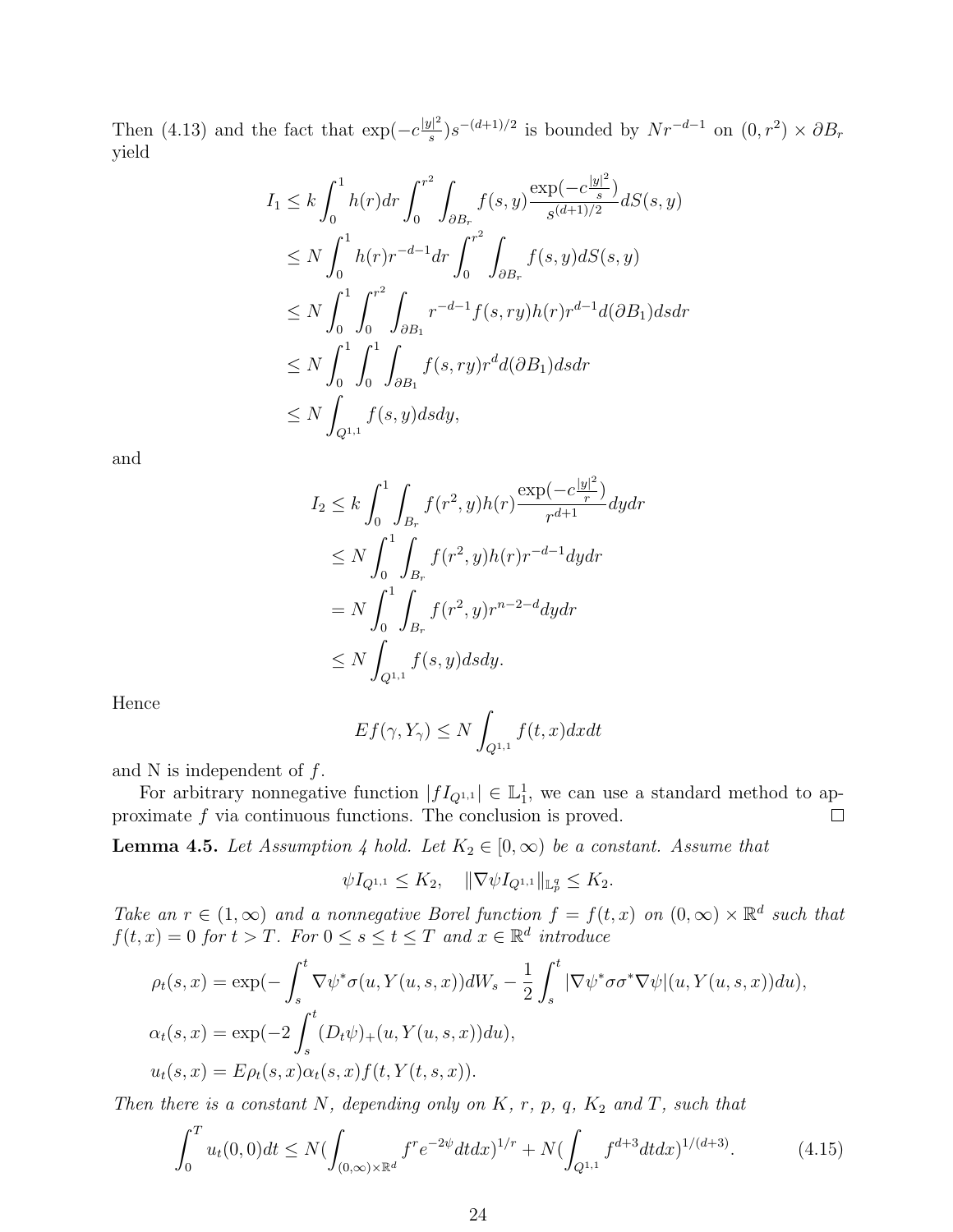Then (4.13) and the fact that $\exp(-c\frac{|y|^2}{s})s^{-(d+1)/2}$ is bounded by $Nr^{-d-1}$ on $(0,r^2)\times\partial B_r$ yield

$$
\begin{aligned}
I_1 &\le k\int_0^1 h(r)dr\int_0^{r^2}\int_{\partial B_r} f(s,y)\frac{\exp(-c\frac{|y|^2}{s})}{s^{(d+1)/2}}dS(s,y)\\
&\le N\int_0^1 h(r)r^{-d-1}dr\int_0^{r^2}\int_{\partial B_r} f(s,y)dS(s,y)\\
&\le N\int_0^1\int_0^{r^2}\int_{\partial B_1} r^{-d-1}f(s,ry)h(r)r^{d-1}d(\partial B_1)dsdr\\
&\le N\int_0^1\int_0^1\int_{\partial B_1} f(s,ry)r^d d(\partial B_1)dsdr\\
&\le N\int_{Q^{1,1}} f(s,y)dsdy,
\end{aligned}
$$

and

$$
\begin{aligned}
I_2 &\le k\int_0^1\int_{B_r} f(r^2,y)h(r)\frac{\exp(-c\frac{|y|^2}{r})}{r^{d+1}}dydr\\
&\le N\int_0^1\int_{B_r} f(r^2,y)h(r)r^{-d-1}dydr\\
&= N\int_0^1\int_{B_r} f(r^2,y)r^{n-2-d}dydr\\
&\le N\int_{Q^{1,1}} f(s,y)dsdy.
\end{aligned}
$$

Hence

$$
Ef(\gamma,Y_\gamma)\le N\int_{Q^{1,1}} f(t,x)dxdt
$$

and N is independent of $f$.

For arbitrary nonnegative function $|fI_{Q^{1,1}}|\in\mathbb{L}_1^1$, we can use a standard method to approximate $f$ via continuous functions. The conclusion is proved. $\square$

**Lemma 4.5.** *Let Assumption 4 hold. Let $K_2\in[0,\infty)$ be a constant. Assume that*

$$
\psi I_{Q^{1,1}}\le K_2,\quad \|\nabla\psi I_{Q^{1,1}}\|_{\mathbb{L}_p^q}\le K_2.
$$

*Take an $r\in(1,\infty)$ and a nonnegative Borel function $f=f(t,x)$ on $(0,\infty)\times\mathbb{R}^d$ such that $f(t,x)=0$ for $t>T$. For $0\le s\le t\le T$ and $x\in\mathbb{R}^d$ introduce*

$$
\begin{aligned}
&\rho_t(s,x)=\exp(-\int_s^t\nabla\psi^*\sigma(u,Y(u,s,x))dW_s-\frac{1}{2}\int_s^t|\nabla\psi^*\sigma\sigma^*\nabla\psi|(u,Y(u,s,x))du),\\
&\alpha_t(s,x)=\exp(-2\int_s^t(D_t\psi)_+(u,Y(u,s,x))du),\\
&u_t(s,x)=E\rho_t(s,x)\alpha_t(s,x)f(t,Y(t,s,x)).
\end{aligned}
$$

*Then there is a constant $N$, depending only on $K$, $r$, $p$, $q$, $K_2$ and $T$, such that*

$$
\int_0^T u_t(0,0)dt\le N(\int_{(0,\infty)\times\mathbb{R}^d} f^r e^{-2\psi}dtdx)^{1/r}+N(\int_{Q^{1,1}} f^{d+3}dtdx)^{1/(d+3)}. \tag{4.15}
$$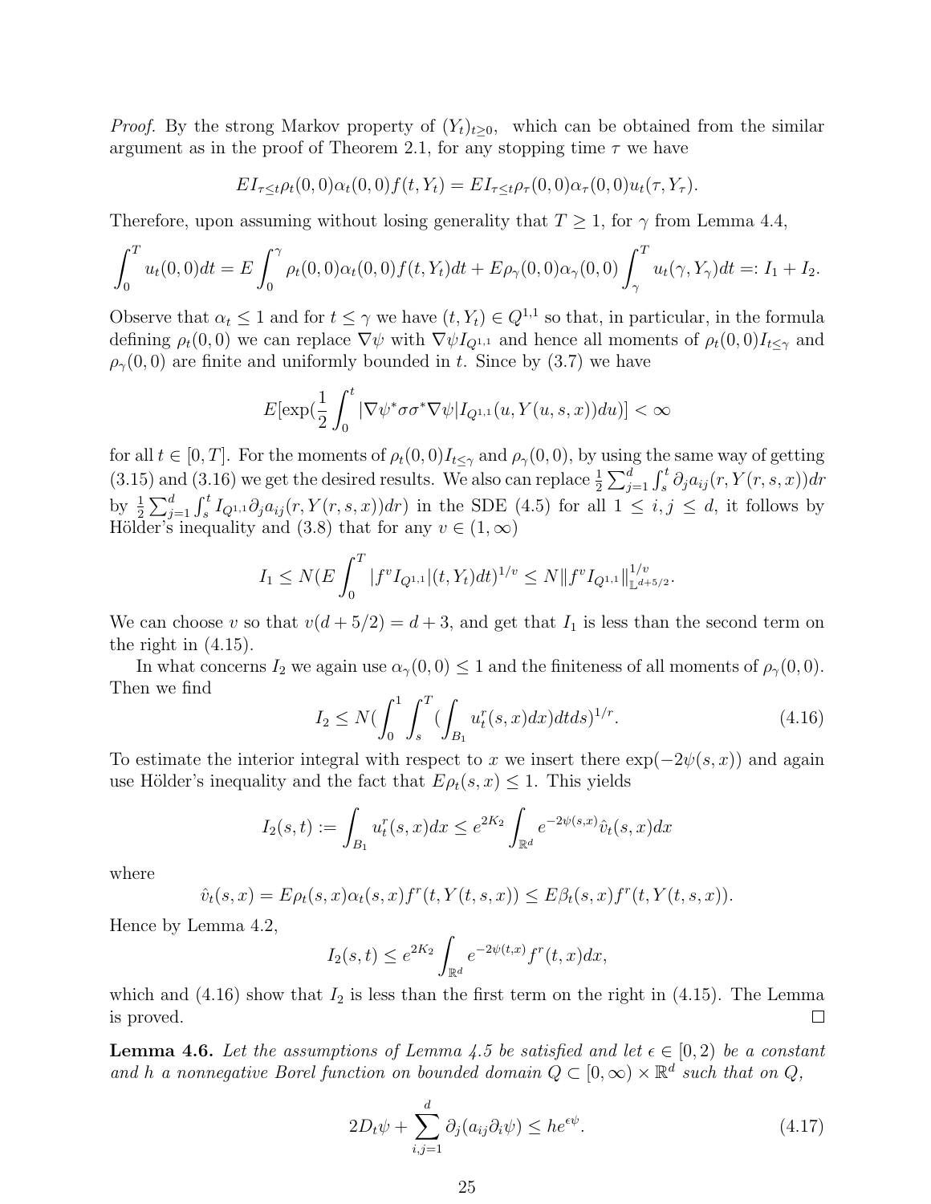*Proof.* By the strong Markov property of $(Y_t)_{t\geq 0}$, which can be obtained from the similar argument as in the proof of Theorem 2.1, for any stopping time $\tau$ we have

$$EI_{\tau\leq t}\rho_t(0,0)\alpha_t(0,0)f(t,Y_t) = EI_{\tau\leq t}\rho_\tau(0,0)\alpha_\tau(0,0)u_t(\tau,Y_\tau).$$

Therefore, upon assuming without losing generality that $T\geq 1$, for $\gamma$ from Lemma 4.4,

$$\int_0^T u_t(0,0)dt = E\int_0^\gamma \rho_t(0,0)\alpha_t(0,0)f(t,Y_t)dt + E\rho_\gamma(0,0)\alpha_\gamma(0,0)\int_\gamma^T u_t(\gamma,Y_\gamma)dt =: I_1 + I_2.$$

Observe that $\alpha_t\leq 1$ and for $t\leq\gamma$ we have $(t,Y_t)\in Q^{1,1}$ so that, in particular, in the formula defining $\rho_t(0,0)$ we can replace $\nabla\psi$ with $\nabla\psi I_{Q^{1,1}}$ and hence all moments of $\rho_t(0,0)I_{t\leq\gamma}$ and $\rho_\gamma(0,0)$ are finite and uniformly bounded in $t$. Since by (3.7) we have

$$E[\exp(\frac{1}{2}\int_0^t |\nabla\psi^*\sigma\sigma^*\nabla\psi|I_{Q^{1,1}}(u,Y(u,s,x))du)] < \infty$$

for all $t\in[0,T]$. For the moments of $\rho_t(0,0)I_{t\leq\gamma}$ and $\rho_\gamma(0,0)$, by using the same way of getting (3.15) and (3.16) we get the desired results. We also can replace $\frac{1}{2}\sum_{j=1}^d\int_s^t\partial_j a_{ij}(r,Y(r,s,x))dr$ by $\frac{1}{2}\sum_{j=1}^d\int_s^t I_{Q^{1,1}}\partial_j a_{ij}(r,Y(r,s,x))dr)$ in the SDE (4.5) for all $1\leq i,j\leq d$, it follows by Hölder's inequality and (3.8) that for any $v\in(1,\infty)$

$$I_1 \leq N(E\int_0^T |f^v I_{Q^{1,1}}|(t,Y_t)dt)^{1/v} \leq N\|f^v I_{Q^{1,1}}\|^{1/v}_{\mathbb{L}^{d+5/2}}.$$

We can choose $v$ so that $v(d+5/2)=d+3$, and get that $I_1$ is less than the second term on the right in (4.15).

In what concerns $I_2$ we again use $\alpha_\gamma(0,0)\leq 1$ and the finiteness of all moments of $\rho_\gamma(0,0)$. Then we find

$$I_2 \leq N(\int_0^1\int_s^T(\int_{B_1}u_t^r(s,x)dx)dtds)^{1/r}. \tag{4.16}$$

To estimate the interior integral with respect to $x$ we insert there $\exp(-2\psi(s,x))$ and again use Hölder's inequality and the fact that $E\rho_t(s,x)\leq 1$. This yields

$$I_2(s,t) := \int_{B_1}u_t^r(s,x)dx \leq e^{2K_2}\int_{\mathbb{R}^d}e^{-2\psi(s,x)}\hat{v}_t(s,x)dx$$

where

$$\hat{v}_t(s,x) = E\rho_t(s,x)\alpha_t(s,x)f^r(t,Y(t,s,x)) \leq E\beta_t(s,x)f^r(t,Y(t,s,x)).$$

Hence by Lemma 4.2,

$$I_2(s,t) \leq e^{2K_2}\int_{\mathbb{R}^d}e^{-2\psi(t,x)}f^r(t,x)dx,$$

which and (4.16) show that $I_2$ is less than the first term on the right in (4.15). The Lemma is proved. □

**Lemma 4.6.** *Let the assumptions of Lemma 4.5 be satisfied and let $\epsilon\in[0,2)$ be a constant and $h$ a nonnegative Borel function on bounded domain $Q\subset[0,\infty)\times\mathbb{R}^d$ such that on $Q$,*

$$2D_t\psi + \sum_{i,j=1}^d\partial_j(a_{ij}\partial_i\psi) \leq he^{\epsilon\psi}. \tag{4.17}$$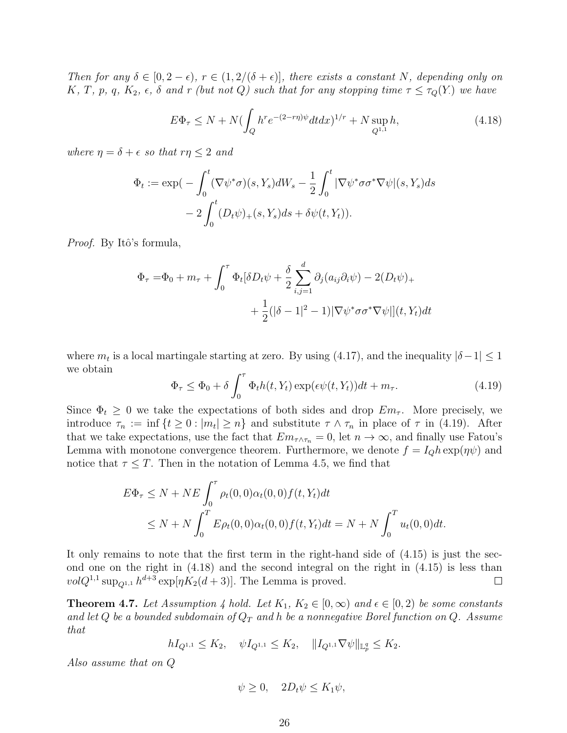*Then for any $\delta \in [0, 2-\epsilon)$, $r \in (1, 2/(\delta+\epsilon)]$, there exists a constant $N$, depending only on $K$, $T$, $p$, $q$, $K_2$, $\epsilon$, $\delta$ and $r$ (but not $Q$) such that for any stopping time $\tau \le \tau_Q(Y.)$ we have*

$$E\Phi_\tau \le N + N\Big(\int_Q h^r e^{-(2-r\eta)\psi} dtdx\Big)^{1/r} + N \sup_{Q^{1,1}} h, \tag{4.18}$$

*where $\eta = \delta + \epsilon$ so that $r\eta \le 2$ and*

$$\begin{aligned}\Phi_t := \exp\Big( &- \int_0^t (\nabla\psi^*\sigma)(s, Y_s)dW_s - \frac{1}{2}\int_0^t |\nabla\psi^*\sigma\sigma^*\nabla\psi|(s, Y_s)ds \\ &- 2\int_0^t (D_t\psi)_+(s, Y_s)ds + \delta\psi(t, Y_t)\Big).\end{aligned}$$

*Proof.* By Itô's formula,

$$\begin{aligned}\Phi_\tau = &\Phi_0 + m_\tau + \int_0^\tau \Phi_t[\delta D_t\psi + \frac{\delta}{2}\sum_{i,j=1}^d \partial_j(a_{ij}\partial_i\psi) - 2(D_t\psi)_+ \\ &+ \frac{1}{2}(|\delta-1|^2 - 1)|\nabla\psi^*\sigma\sigma^*\nabla\psi|](t, Y_t)dt\end{aligned}$$

where $m_t$ is a local martingale starting at zero. By using (4.17), and the inequality $|\delta - 1| \le 1$ we obtain

$$\Phi_\tau \le \Phi_0 + \delta\int_0^\tau \Phi_t h(t, Y_t)\exp(\epsilon\psi(t, Y_t))dt + m_\tau. \tag{4.19}$$

Since $\Phi_t \ge 0$ we take the expectations of both sides and drop $Em_\tau$. More precisely, we introduce $\tau_n := \inf\{t \ge 0 : |m_t| \ge n\}$ and substitute $\tau \wedge \tau_n$ in place of $\tau$ in (4.19). After that we take expectations, use the fact that $Em_{\tau\wedge\tau_n} = 0$, let $n \to \infty$, and finally use Fatou's Lemma with monotone convergence theorem. Furthermore, we denote $f = I_Q h\exp(\eta\psi)$ and notice that $\tau \le T$. Then in the notation of Lemma 4.5, we find that

$$\begin{aligned}E\Phi_\tau &\le N + NE\int_0^\tau \rho_t(0,0)\alpha_t(0,0)f(t, Y_t)dt \\ &\le N + N\int_0^T E\rho_t(0,0)\alpha_t(0,0)f(t, Y_t)dt = N + N\int_0^T u_t(0,0)dt.\end{aligned}$$

It only remains to note that the first term in the right-hand side of (4.15) is just the second one on the right in (4.18) and the second integral on the right in (4.15) is less than $volQ^{1,1}\sup_{Q^{1,1}} h^{d+3}\exp[\eta K_2(d+3)]$. The Lemma is proved. $\square$

**Theorem 4.7.** *Let Assumption 4 hold. Let $K_1$, $K_2 \in [0, \infty)$ and $\epsilon \in [0, 2)$ be some constants and let $Q$ be a bounded subdomain of $Q_T$ and $h$ be a nonnegative Borel function on $Q$. Assume that*

$$hI_{Q^{1,1}} \le K_2, \quad \psi I_{Q^{1,1}} \le K_2, \quad \|I_{Q^{1,1}}\nabla\psi\|_{\mathbb{L}_p^q} \le K_2.$$

*Also assume that on $Q$*

$$\psi \ge 0, \quad 2D_t\psi \le K_1\psi,$$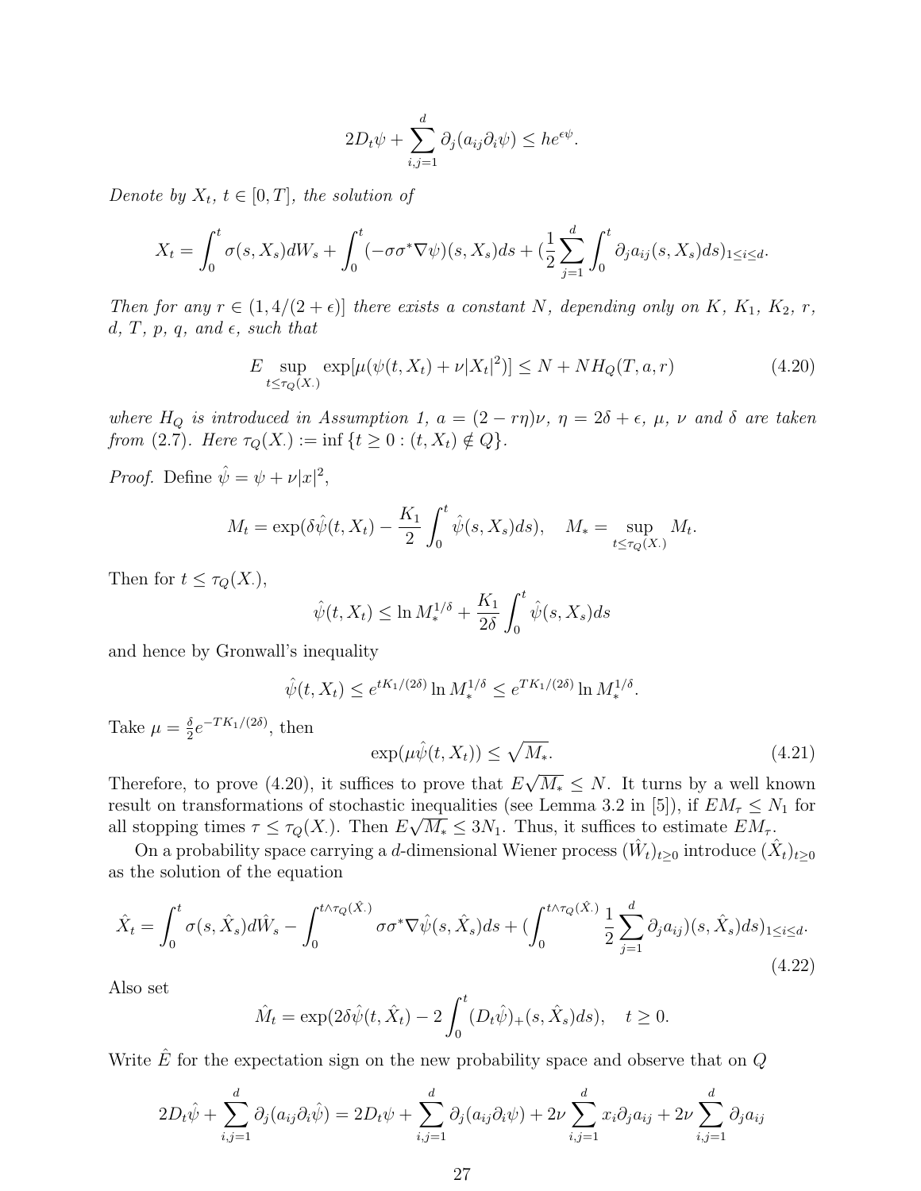$$2D_t\psi + \sum_{i,j=1}^d \partial_j(a_{ij}\partial_i\psi) \le he^{\epsilon\psi}.$$

*Denote by $X_t$, $t \in [0,T]$, the solution of*

$$X_t = \int_0^t \sigma(s, X_s)dW_s + \int_0^t (-\sigma\sigma^*\nabla\psi)(s, X_s)ds + (\frac{1}{2}\sum_{j=1}^d \int_0^t \partial_j a_{ij}(s, X_s)ds)_{1\le i\le d}.$$

*Then for any $r \in (1, 4/(2+\epsilon)]$ there exists a constant $N$, depending only on $K$, $K_1$, $K_2$, $r$, $d$, $T$, $p$, $q$, and $\epsilon$, such that*

$$E\sup_{t\le\tau_Q(X.)} \exp[\mu(\psi(t, X_t) + \nu|X_t|^2)] \le N + NH_Q(T, a, r) \tag{4.20}$$

*where $H_Q$ is introduced in Assumption 1, $a = (2 - r\eta)\nu$, $\eta = 2\delta + \epsilon$, $\mu$, $\nu$ and $\delta$ are taken from (2.7). Here $\tau_Q(X.) := \inf\{t \ge 0 : (t, X_t) \notin Q\}$.*

*Proof.* Define $\hat\psi = \psi + \nu|x|^2$,

$$M_t = \exp(\delta\hat\psi(t, X_t) - \frac{K_1}{2}\int_0^t \hat\psi(s, X_s)ds), \quad M_* = \sup_{t\le\tau_Q(X.)} M_t.$$

Then for $t \le \tau_Q(X.)$,

$$\hat\psi(t, X_t) \le \ln M_*^{1/\delta} + \frac{K_1}{2\delta}\int_0^t \hat\psi(s, X_s)ds$$

and hence by Gronwall's inequality

$$\hat\psi(t, X_t) \le e^{tK_1/(2\delta)} \ln M_*^{1/\delta} \le e^{TK_1/(2\delta)} \ln M_*^{1/\delta}.$$

Take $\mu = \frac{\delta}{2}e^{-TK_1/(2\delta)}$, then

$$\exp(\mu\hat\psi(t, X_t)) \le \sqrt{M_*}. \tag{4.21}$$

Therefore, to prove (4.20), it suffices to prove that $E\sqrt{M_*} \le N$. It turns by a well known result on transformations of stochastic inequalities (see Lemma 3.2 in [5]), if $EM_\tau \le N_1$ for all stopping times $\tau \le \tau_Q(X.)$. Then $E\sqrt{M_*} \le 3N_1$. Thus, it suffices to estimate $EM_\tau$.

On a probability space carrying a $d$-dimensional Wiener process $(\hat W_t)_{t\ge0}$ introduce $(\hat X_t)_{t\ge0}$ as the solution of the equation

$$\hat X_t = \int_0^t \sigma(s, \hat X_s)d\hat W_s - \int_0^{t\wedge\tau_Q(\hat X.)} \sigma\sigma^*\nabla\hat\psi(s, \hat X_s)ds + (\int_0^{t\wedge\tau_Q(\hat X.)} \frac{1}{2}\sum_{j=1}^d \partial_j a_{ij})(s, \hat X_s)ds)_{1\le i\le d}. \tag{4.22}$$

Also set

$$\hat M_t = \exp(2\delta\hat\psi(t, \hat X_t) - 2\int_0^t (D_t\hat\psi)_+(s, \hat X_s)ds), \quad t \ge 0.$$

Write $\hat E$ for the expectation sign on the new probability space and observe that on $Q$

$$2D_t\hat\psi + \sum_{i,j=1}^d \partial_j(a_{ij}\partial_i\hat\psi) = 2D_t\psi + \sum_{i,j=1}^d \partial_j(a_{ij}\partial_i\psi) + 2\nu\sum_{i,j=1}^d x_i\partial_j a_{ij} + 2\nu\sum_{i,j=1}^d \partial_j a_{ij}$$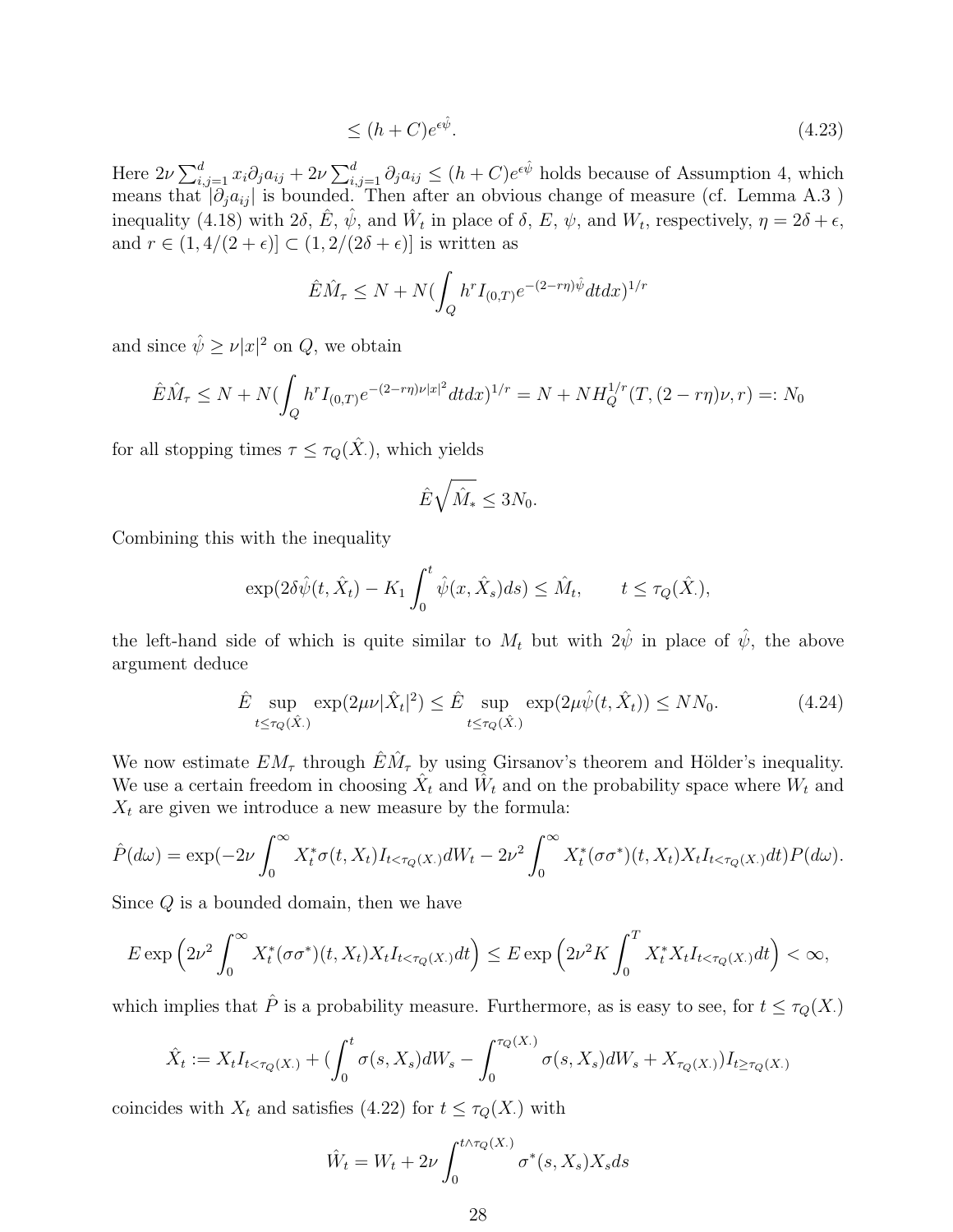$$\leq (h + C)e^{\epsilon\hat{\psi}}. \tag{4.23}$$

Here $2\nu\sum_{i,j=1}^{d} x_i\partial_j a_{ij} + 2\nu\sum_{i,j=1}^{d}\partial_j a_{ij} \leq (h+C)e^{\epsilon\hat{\psi}}$ holds because of Assumption 4, which means that $|\partial_j a_{ij}|$ is bounded. Then after an obvious change of measure (cf. Lemma A.3 ) inequality (4.18) with $2\delta$, $\hat{E}$, $\hat{\psi}$, and $\hat{W}_t$ in place of $\delta$, $E$, $\psi$, and $W_t$, respectively, $\eta = 2\delta + \epsilon$, and $r \in (1, 4/(2+\epsilon)] \subset (1, 2/(2\delta+\epsilon)]$ is written as

$$\hat{E}\hat{M}_\tau \leq N + N\Big(\int_Q h^r I_{(0,T)} e^{-(2-r\eta)\hat{\psi}}dtdx\Big)^{1/r}$$

and since $\hat{\psi} \geq \nu|x|^2$ on $Q$, we obtain

$$\hat{E}\hat{M}_\tau \leq N + N\Big(\int_Q h^r I_{(0,T)} e^{-(2-r\eta)\nu|x|^2}dtdx\Big)^{1/r} = N + NH_Q^{1/r}(T, (2-r\eta)\nu, r) =: N_0$$

for all stopping times $\tau \leq \tau_Q(\hat{X}_\cdot)$, which yields

$$\hat{E}\sqrt{\hat{M}_*} \leq 3N_0.$$

Combining this with the inequality

$$\exp(2\delta\hat{\psi}(t,\hat{X}_t) - K_1\int_0^t \hat{\psi}(x,\hat{X}_s)ds) \leq \hat{M}_t, \qquad t \leq \tau_Q(\hat{X}_\cdot),$$

the left-hand side of which is quite similar to $M_t$ but with $2\hat{\psi}$ in place of $\hat{\psi}$, the above argument deduce

$$\hat{E}\sup_{t\leq\tau_Q(\hat{X}_\cdot)}\exp(2\mu\nu|\hat{X}_t|^2) \leq \hat{E}\sup_{t\leq\tau_Q(\hat{X}_\cdot)}\exp(2\mu\hat{\psi}(t,\hat{X}_t)) \leq NN_0. \tag{4.24}$$

We now estimate $EM_\tau$ through $\hat{E}\hat{M}_\tau$ by using Girsanov's theorem and Hölder's inequality. We use a certain freedom in choosing $\hat{X}_t$ and $\hat{W}_t$ and on the probability space where $W_t$ and $X_t$ are given we introduce a new measure by the formula:

$$\hat{P}(d\omega) = \exp(-2\nu\int_0^\infty X_t^*\sigma(t,X_t)I_{t<\tau_Q(X_\cdot)}dW_t - 2\nu^2\int_0^\infty X_t^*(\sigma\sigma^*)(t,X_t)X_tI_{t<\tau_Q(X_\cdot)}dt)P(d\omega).$$

Since $Q$ is a bounded domain, then we have

$$E\exp\Big(2\nu^2\int_0^\infty X_t^*(\sigma\sigma^*)(t,X_t)X_tI_{t<\tau_Q(X_\cdot)}dt\Big) \leq E\exp\Big(2\nu^2K\int_0^T X_t^*X_tI_{t<\tau_Q(X_\cdot)}dt\Big) < \infty,$$

which implies that $\hat{P}$ is a probability measure. Furthermore, as is easy to see, for $t \leq \tau_Q(X_\cdot)$

$$\hat{X}_t := X_tI_{t<\tau_Q(X_\cdot)} + \Big(\int_0^t \sigma(s,X_s)dW_s - \int_0^{\tau_Q(X_\cdot)}\sigma(s,X_s)dW_s + X_{\tau_Q(X_\cdot)}\Big)I_{t\geq\tau_Q(X_\cdot)}$$

coincides with $X_t$ and satisfies (4.22) for $t \leq \tau_Q(X_\cdot)$ with

$$\hat{W}_t = W_t + 2\nu\int_0^{t\wedge\tau_Q(X_\cdot)}\sigma^*(s,X_s)X_sds$$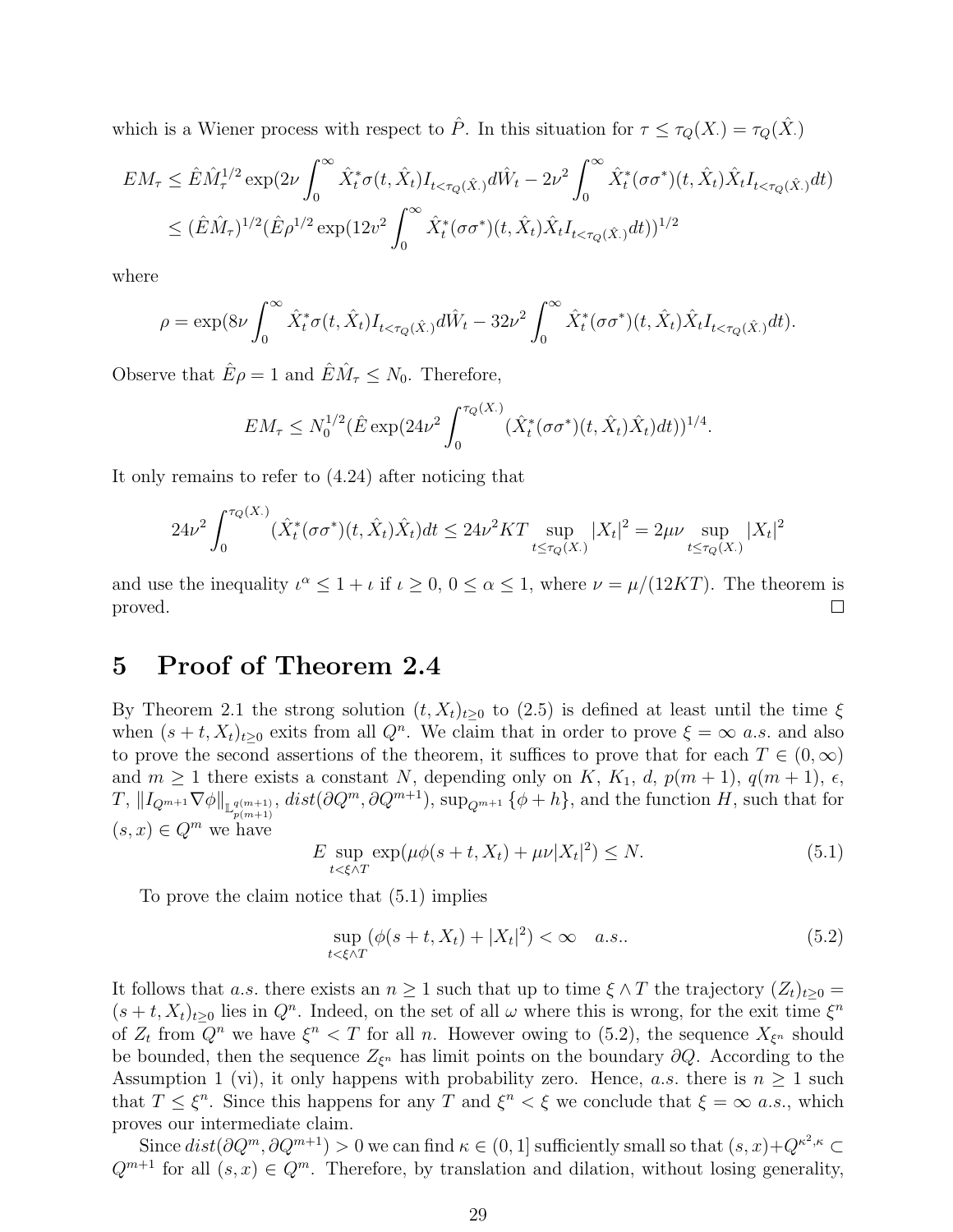which is a Wiener process with respect to $\hat{P}$. In this situation for $\tau \leq \tau_Q(X_\cdot) = \tau_Q(\hat{X}_\cdot)$

$$
\begin{aligned}
EM_\tau &\leq \hat{E}\hat{M}_\tau^{1/2} \exp(2\nu \int_0^\infty \hat{X}_t^* \sigma(t, \hat{X}_t) I_{t<\tau_Q(\hat{X}_\cdot)} d\hat{W}_t - 2\nu^2 \int_0^\infty \hat{X}_t^* (\sigma\sigma^*)(t, \hat{X}_t) \hat{X}_t I_{t<\tau_Q(\hat{X}_\cdot)} dt) \\
&\leq (\hat{E}\hat{M}_\tau)^{1/2} (\hat{E}\rho^{1/2} \exp(12 v^2 \int_0^\infty \hat{X}_t^* (\sigma\sigma^*)(t, \hat{X}_t) \hat{X}_t I_{t<\tau_Q(\hat{X}_\cdot)} dt))^{1/2}
\end{aligned}
$$

where

$$
\rho = \exp(8\nu \int_0^\infty \hat{X}_t^* \sigma(t, \hat{X}_t) I_{t<\tau_Q(\hat{X}_\cdot)} d\hat{W}_t - 32\nu^2 \int_0^\infty \hat{X}_t^* (\sigma\sigma^*)(t, \hat{X}_t) \hat{X}_t I_{t<\tau_Q(\hat{X}_\cdot)} dt).
$$

Observe that $\hat{E}\rho = 1$ and $\hat{E}\hat{M}_\tau \leq N_0$. Therefore,

$$
EM_\tau \leq N_0^{1/2} (\hat{E} \exp(24\nu^2 \int_0^{\tau_Q(X_\cdot)} (\hat{X}_t^* (\sigma\sigma^*)(t, \hat{X}_t) \hat{X}_t) dt))^{1/4}.
$$

It only remains to refer to (4.24) after noticing that

$$
24\nu^2 \int_0^{\tau_Q(X_\cdot)} (\hat{X}_t^* (\sigma\sigma^*)(t, \hat{X}_t) \hat{X}_t) dt \leq 24\nu^2 KT \sup_{t \leq \tau_Q(X_\cdot)} |X_t|^2 = 2\mu\nu \sup_{t \leq \tau_Q(X_\cdot)} |X_t|^2
$$

and use the inequality $\iota^\alpha \leq 1 + \iota$ if $\iota \geq 0$, $0 \leq \alpha \leq 1$, where $\nu = \mu/(12KT)$. The theorem is proved. □

# 5 Proof of Theorem 2.4

By Theorem 2.1 the strong solution $(t, X_t)_{t \geq 0}$ to (2.5) is defined at least until the time $\xi$ when $(s + t, X_t)_{t \geq 0}$ exits from all $Q^n$. We claim that in order to prove $\xi = \infty$ *a.s.* and also to prove the second assertions of the theorem, it suffices to prove that for each $T \in (0, \infty)$ and $m \geq 1$ there exists a constant $N$, depending only on $K$, $K_1$, $d$, $p(m+1)$, $q(m+1)$, $\epsilon$, $T$, $\|I_{Q^{m+1}} \nabla \phi\|_{\mathbb{L}_{p(m+1)}^{q(m+1)}}$, $dist(\partial Q^m, \partial Q^{m+1})$, $\sup_{Q^{m+1}} \{\phi + h\}$, and the function $H$, such that for $(s, x) \in Q^m$ we have

$$
E \sup_{t < \xi \wedge T} \exp(\mu\phi(s + t, X_t) + \mu\nu|X_t|^2) \leq N. \tag{5.1}
$$

To prove the claim notice that (5.1) implies

$$
\sup_{t < \xi \wedge T} (\phi(s + t, X_t) + |X_t|^2) < \infty \quad a.s.. \tag{5.2}
$$

It follows that *a.s.* there exists an $n \geq 1$ such that up to time $\xi \wedge T$ the trajectory $(Z_t)_{t \geq 0} = (s + t, X_t)_{t \geq 0}$ lies in $Q^n$. Indeed, on the set of all $\omega$ where this is wrong, for the exit time $\xi^n$ of $Z_t$ from $Q^n$ we have $\xi^n < T$ for all $n$. However owing to (5.2), the sequence $X_{\xi^n}$ should be bounded, then the sequence $Z_{\xi^n}$ has limit points on the boundary $\partial Q$. According to the Assumption 1 (vi), it only happens with probability zero. Hence, *a.s.* there is $n \geq 1$ such that $T \leq \xi^n$. Since this happens for any $T$ and $\xi^n < \xi$ we conclude that $\xi = \infty$ *a.s.*, which proves our intermediate claim.

Since $dist(\partial Q^m, \partial Q^{m+1}) > 0$ we can find $\kappa \in (0, 1]$ sufficiently small so that $(s, x) + Q^{\kappa^2, \kappa} \subset Q^{m+1}$ for all $(s, x) \in Q^m$. Therefore, by translation and dilation, without losing generality,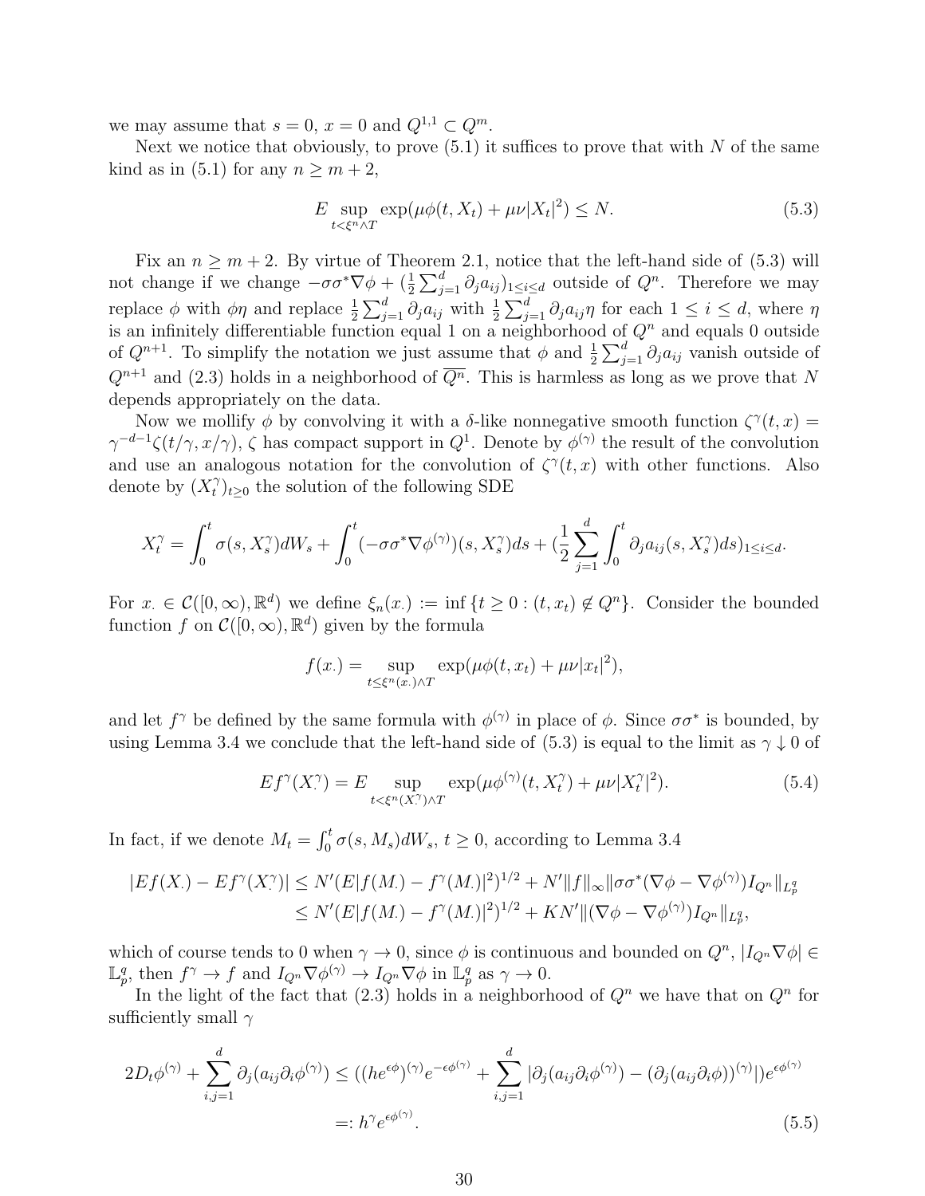we may assume that $s = 0$, $x = 0$ and $Q^{1,1} \subset Q^m$.

Next we notice that obviously, to prove (5.1) it suffices to prove that with $N$ of the same kind as in (5.1) for any $n \geq m+2$,

$$E \sup_{t<\xi^n \wedge T} \exp(\mu\phi(t, X_t) + \mu\nu|X_t|^2) \leq N. \tag{5.3}$$

Fix an $n \geq m+2$. By virtue of Theorem 2.1, notice that the left-hand side of (5.3) will not change if we change $-\sigma\sigma^*\nabla\phi + (\frac{1}{2}\sum_{j=1}^d \partial_j a_{ij})_{1\leq i\leq d}$ outside of $Q^n$. Therefore we may replace $\phi$ with $\phi\eta$ and replace $\frac{1}{2}\sum_{j=1}^d \partial_j a_{ij}$ with $\frac{1}{2}\sum_{j=1}^d \partial_j a_{ij}\eta$ for each $1 \leq i \leq d$, where $\eta$ is an infinitely differentiable function equal 1 on a neighborhood of $Q^n$ and equals 0 outside of $Q^{n+1}$. To simplify the notation we just assume that $\phi$ and $\frac{1}{2}\sum_{j=1}^d \partial_j a_{ij}$ vanish outside of $Q^{n+1}$ and (2.3) holds in a neighborhood of $\overline{Q^n}$. This is harmless as long as we prove that $N$ depends appropriately on the data.

Now we mollify $\phi$ by convolving it with a $\delta$-like nonnegative smooth function $\zeta^\gamma(t,x) = \gamma^{-d-1}\zeta(t/\gamma, x/\gamma)$, $\zeta$ has compact support in $Q^1$. Denote by $\phi^{(\gamma)}$ the result of the convolution and use an analogous notation for the convolution of $\zeta^\gamma(t,x)$ with other functions. Also denote by $(X_t^\gamma)_{t\geq 0}$ the solution of the following SDE

$$X_t^\gamma = \int_0^t \sigma(s, X_s^\gamma)dW_s + \int_0^t (-\sigma\sigma^*\nabla\phi^{(\gamma)})(s, X_s^\gamma)ds + (\frac{1}{2}\sum_{j=1}^d \int_0^t \partial_j a_{ij}(s, X_s^\gamma)ds)_{1\leq i\leq d}.$$

For $x_\cdot \in \mathcal{C}([0,\infty), \mathbb{R}^d)$ we define $\xi_n(x_\cdot) := \inf\{t \geq 0 : (t, x_t) \notin Q^n\}$. Consider the bounded function $f$ on $\mathcal{C}([0,\infty), \mathbb{R}^d)$ given by the formula

$$f(x_\cdot) = \sup_{t\leq\xi^n(x_\cdot)\wedge T} \exp(\mu\phi(t, x_t) + \mu\nu|x_t|^2),$$

and let $f^\gamma$ be defined by the same formula with $\phi^{(\gamma)}$ in place of $\phi$. Since $\sigma\sigma^*$ is bounded, by using Lemma 3.4 we conclude that the left-hand side of (5.3) is equal to the limit as $\gamma \downarrow 0$ of

$$Ef^\gamma(X_\cdot^\gamma) = E \sup_{t<\xi^n(X_\cdot^\gamma)\wedge T} \exp(\mu\phi^{(\gamma)}(t, X_t^\gamma) + \mu\nu|X_t^\gamma|^2). \tag{5.4}$$

In fact, if we denote $M_t = \int_0^t \sigma(s, M_s)dW_s$, $t \geq 0$, according to Lemma 3.4

$$\begin{aligned}
|Ef(X_\cdot) - Ef^\gamma(X_\cdot^\gamma)| &\leq N'(E|f(M_\cdot) - f^\gamma(M_\cdot)|^2)^{1/2} + N'\|f\|_\infty \|\sigma\sigma^*(\nabla\phi - \nabla\phi^{(\gamma)})I_{Q^n}\|_{L_p^q} \\
&\leq N'(E|f(M_\cdot) - f^\gamma(M_\cdot)|^2)^{1/2} + KN'\|(\nabla\phi - \nabla\phi^{(\gamma)})I_{Q^n}\|_{L_p^q},
\end{aligned}$$

which of course tends to 0 when $\gamma \to 0$, since $\phi$ is continuous and bounded on $Q^n$, $|I_{Q^n}\nabla\phi| \in \mathbb{L}_p^q$, then $f^\gamma \to f$ and $I_{Q^n}\nabla\phi^{(\gamma)} \to I_{Q^n}\nabla\phi$ in $\mathbb{L}_p^q$ as $\gamma \to 0$.

In the light of the fact that (2.3) holds in a neighborhood of $Q^n$ we have that on $Q^n$ for sufficiently small $\gamma$

$$\begin{aligned}
2D_t\phi^{(\gamma)} + \sum_{i,j=1}^d \partial_j(a_{ij}\partial_i\phi^{(\gamma)}) &\leq ((he^{\epsilon\phi})^{(\gamma)}e^{-\epsilon\phi^{(\gamma)}} + \sum_{i,j=1}^d |\partial_j(a_{ij}\partial_i\phi^{(\gamma)}) - (\partial_j(a_{ij}\partial_i\phi))^{(\gamma)}|)e^{\epsilon\phi^{(\gamma)}} \\
&=: h^\gamma e^{\epsilon\phi^{(\gamma)}}.
\end{aligned} \tag{5.5}$$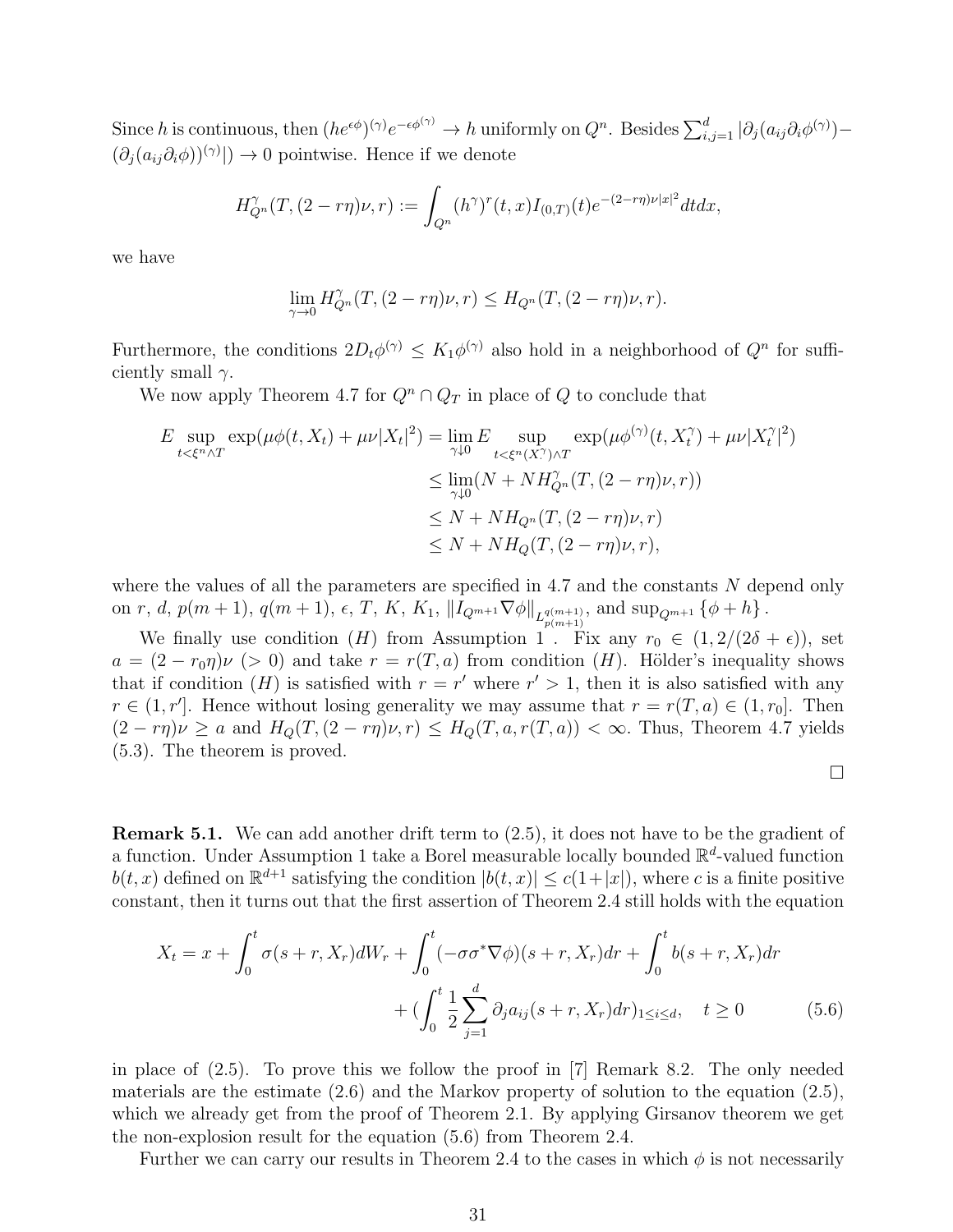Since $h$ is continuous, then $(he^{\epsilon\phi})^{(\gamma)}e^{-\epsilon\phi^{(\gamma)}} \to h$ uniformly on $Q^n$. Besides $\sum_{i,j=1}^d |\partial_j(a_{ij}\partial_i\phi^{(\gamma)}) - (\partial_j(a_{ij}\partial_i\phi))^{(\gamma)}|) \to 0$ pointwise. Hence if we denote

$$H^\gamma_{Q^n}(T,(2-r\eta)\nu,r) := \int_{Q^n}(h^\gamma)^r(t,x)I_{(0,T)}(t)e^{-(2-r\eta)\nu|x|^2}dtdx,$$

we have

$$\lim_{\gamma\to 0} H^\gamma_{Q^n}(T,(2-r\eta)\nu,r) \leq H_{Q^n}(T,(2-r\eta)\nu,r).$$

Furthermore, the conditions $2D_t\phi^{(\gamma)} \leq K_1\phi^{(\gamma)}$ also hold in a neighborhood of $Q^n$ for sufficiently small $\gamma$.

We now apply Theorem 4.7 for $Q^n \cap Q_T$ in place of $Q$ to conclude that

$$\begin{aligned}
E\sup_{t<\xi^n\wedge T}\exp(\mu\phi(t,X_t)+\mu\nu|X_t|^2) &= \lim_{\gamma\downarrow 0} E\sup_{t<\xi^n(X^\gamma)\wedge T}\exp(\mu\phi^{(\gamma)}(t,X^\gamma_t)+\mu\nu|X^\gamma_t|^2)\\
&\leq \lim_{\gamma\downarrow 0}(N+NH^\gamma_{Q^n}(T,(2-r\eta)\nu,r))\\
&\leq N+NH_{Q^n}(T,(2-r\eta)\nu,r)\\
&\leq N+NH_Q(T,(2-r\eta)\nu,r),
\end{aligned}$$

where the values of all the parameters are specified in 4.7 and the constants $N$ depend only on $r$, $d$, $p(m+1)$, $q(m+1)$, $\epsilon$, $T$, $K$, $K_1$, $\|I_{Q^{m+1}}\nabla\phi\|_{L^{q(m+1)}_{p(m+1)}}$, and $\sup_{Q^{m+1}}\{\phi+h\}$.

We finally use condition $(H)$ from Assumption 1 . Fix any $r_0 \in (1, 2/(2\delta+\epsilon))$, set $a = (2-r_0\eta)\nu$ $(>0)$ and take $r = r(T,a)$ from condition $(H)$. Hölder's inequality shows that if condition $(H)$ is satisfied with $r = r'$ where $r' > 1$, then it is also satisfied with any $r \in (1, r']$. Hence without losing generality we may assume that $r = r(T,a) \in (1, r_0]$. Then $(2-r\eta)\nu \geq a$ and $H_Q(T,(2-r\eta)\nu,r) \leq H_Q(T,a,r(T,a)) < \infty$. Thus, Theorem 4.7 yields (5.3). The theorem is proved.

□

**Remark 5.1.** We can add another drift term to (2.5), it does not have to be the gradient of a function. Under Assumption 1 take a Borel measurable locally bounded $\mathbb{R}^d$-valued function $b(t,x)$ defined on $\mathbb{R}^{d+1}$ satisfying the condition $|b(t,x)| \leq c(1+|x|)$, where $c$ is a finite positive constant, then it turns out that the first assertion of Theorem 2.4 still holds with the equation

$$\begin{aligned}
X_t = x + \int_0^t \sigma(s+r,X_r)dW_r + \int_0^t(-\sigma\sigma^*\nabla\phi)(s+r,X_r)dr + \int_0^t b(s+r,X_r)dr\\
+ (\int_0^t \frac{1}{2}\sum_{j=1}^d \partial_j a_{ij}(s+r,X_r)dr)_{1\leq i\leq d}, \quad t \geq 0 \qquad (5.6)
\end{aligned}$$

in place of (2.5). To prove this we follow the proof in [7] Remark 8.2. The only needed materials are the estimate (2.6) and the Markov property of solution to the equation (2.5), which we already get from the proof of Theorem 2.1. By applying Girsanov theorem we get the non-explosion result for the equation (5.6) from Theorem 2.4.

Further we can carry our results in Theorem 2.4 to the cases in which $\phi$ is not necessarily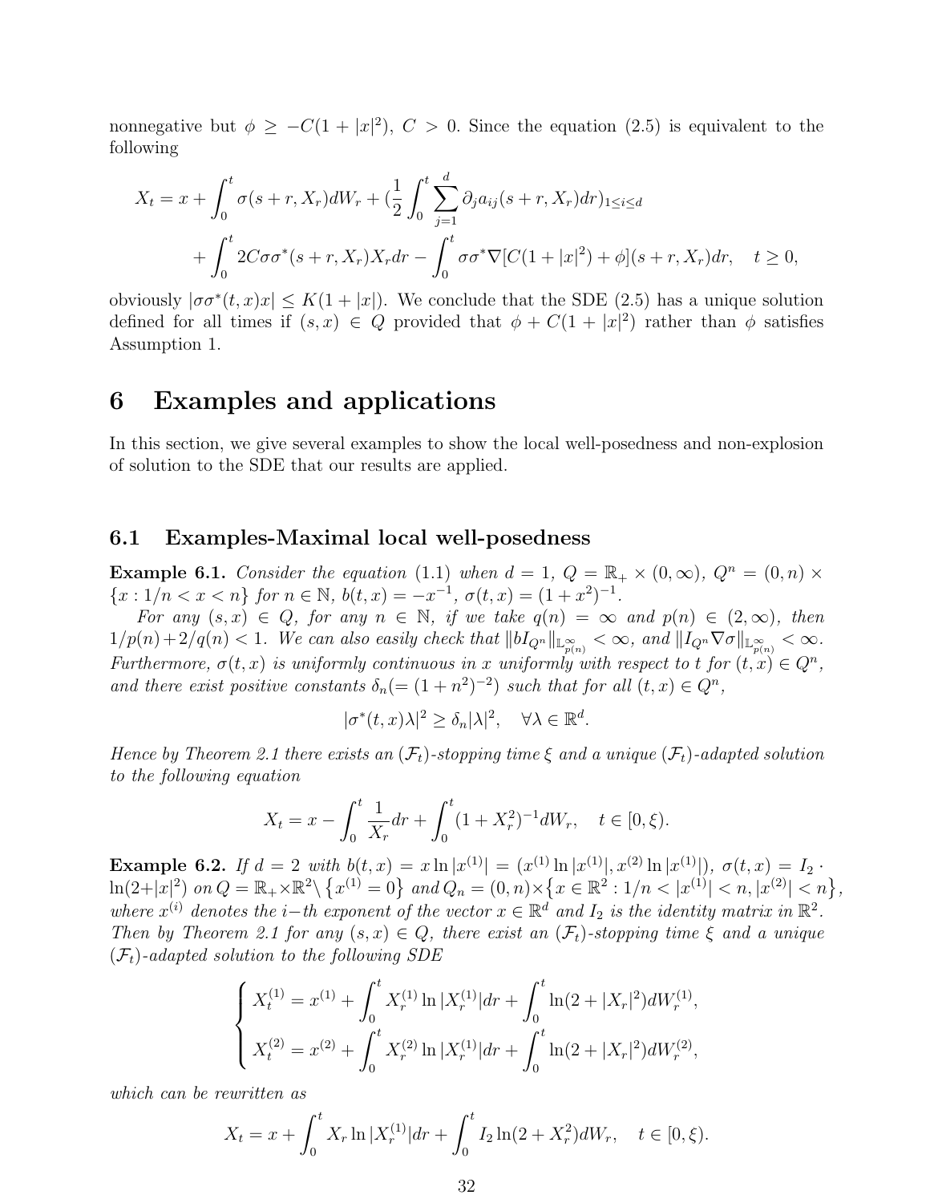nonnegative but $\phi \geq -C(1+|x|^2)$, $C > 0$. Since the equation (2.5) is equivalent to the following

$$
\begin{aligned}
X_t = x &+ \int_0^t \sigma(s+r, X_r)dW_r + (\frac{1}{2}\int_0^t \sum_{j=1}^d \partial_j a_{ij}(s+r, X_r)dr)_{1\leq i\leq d} \\
&+ \int_0^t 2C\sigma\sigma^*(s+r, X_r)X_r dr - \int_0^t \sigma\sigma^*\nabla[C(1+|x|^2)+\phi](s+r, X_r)dr, \quad t \geq 0,
\end{aligned}
$$

obviously $|\sigma\sigma^*(t,x)x| \leq K(1+|x|)$. We conclude that the SDE (2.5) has a unique solution defined for all times if $(s,x) \in Q$ provided that $\phi + C(1+|x|^2)$ rather than $\phi$ satisfies Assumption 1.

# 6 Examples and applications

In this section, we give several examples to show the local well-posedness and non-explosion of solution to the SDE that our results are applied.

## 6.1 Examples-Maximal local well-posedness

**Example 6.1.** *Consider the equation (1.1) when $d = 1$, $Q = \mathbb{R}_+ \times (0,\infty)$, $Q^n = (0,n) \times \{x : 1/n < x < n\}$ for $n \in \mathbb{N}$, $b(t,x) = -x^{-1}$, $\sigma(t,x) = (1+x^2)^{-1}$.*

*For any $(s,x) \in Q$, for any $n \in \mathbb{N}$, if we take $q(n) = \infty$ and $p(n) \in (2,\infty)$, then $1/p(n) + 2/q(n) < 1$. We can also easily check that $\|bI_{Q^n}\|_{\mathbb{L}^{\infty}_{p(n)}} < \infty$, and $\|I_{Q^n}\nabla\sigma\|_{\mathbb{L}^{\infty}_{p(n)}} < \infty$. Furthermore, $\sigma(t,x)$ is uniformly continuous in $x$ uniformly with respect to $t$ for $(t,x) \in Q^n$, and there exist positive constants $\delta_n (= (1+n^2)^{-2})$ such that for all $(t,x) \in Q^n$,*

$$
|\sigma^*(t,x)\lambda|^2 \geq \delta_n |\lambda|^2, \quad \forall \lambda \in \mathbb{R}^d.
$$

*Hence by Theorem 2.1 there exists an $(\mathcal{F}_t)$-stopping time $\xi$ and a unique $(\mathcal{F}_t)$-adapted solution to the following equation*

$$
X_t = x - \int_0^t \frac{1}{X_r}dr + \int_0^t (1+X_r^2)^{-1}dW_r, \quad t \in [0,\xi).
$$

**Example 6.2.** *If $d = 2$ with $b(t,x) = x\ln|x^{(1)}| = (x^{(1)}\ln|x^{(1)}|, x^{(2)}\ln|x^{(1)}|)$, $\sigma(t,x) = I_2 \cdot \ln(2+|x|^2)$ on $Q = \mathbb{R}_+ \times \mathbb{R}^2 \setminus \{x^{(1)} = 0\}$ and $Q_n = (0,n) \times \{x \in \mathbb{R}^2 : 1/n < |x^{(1)}| < n, |x^{(2)}| < n\}$, where $x^{(i)}$ denotes the $i-$th exponent of the vector $x \in \mathbb{R}^d$ and $I_2$ is the identity matrix in $\mathbb{R}^2$. Then by Theorem 2.1 for any $(s,x) \in Q$, there exist an $(\mathcal{F}_t)$-stopping time $\xi$ and a unique $(\mathcal{F}_t)$-adapted solution to the following SDE*

$$
\begin{cases}
X_t^{(1)} = x^{(1)} + \int_0^t X_r^{(1)}\ln|X_r^{(1)}|dr + \int_0^t \ln(2+|X_r|^2)dW_r^{(1)}, \\
X_t^{(2)} = x^{(2)} + \int_0^t X_r^{(2)}\ln|X_r^{(1)}|dr + \int_0^t \ln(2+|X_r|^2)dW_r^{(2)},
\end{cases}
$$

*which can be rewritten as*

$$
X_t = x + \int_0^t X_r \ln|X_r^{(1)}|dr + \int_0^t I_2\ln(2+X_r^2)dW_r, \quad t \in [0,\xi).
$$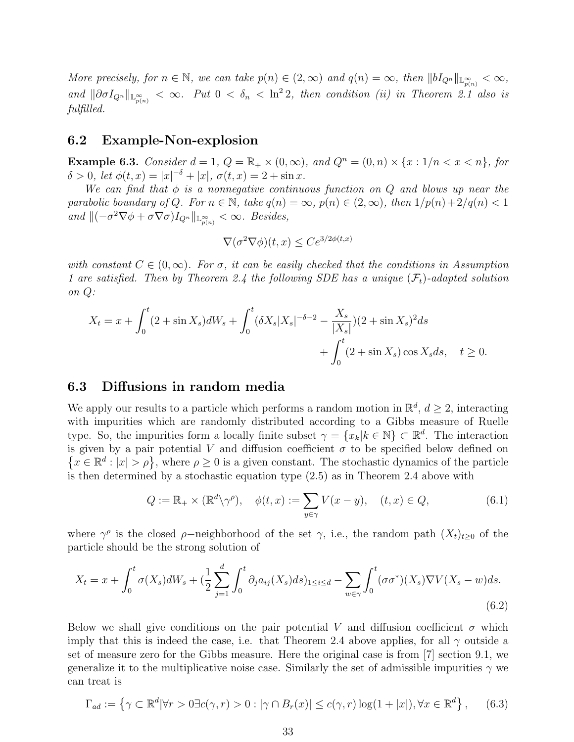*More precisely, for $n \in \mathbb{N}$, we can take $p(n) \in (2, \infty)$ and $q(n) = \infty$, then $\|bI_{Q^n}\|_{\mathbb{L}^{\infty}_{p(n)}} < \infty$, and $\|\partial\sigma I_{Q^n}\|_{\mathbb{L}^{\infty}_{p(n)}} < \infty$. Put $0 < \delta_n < \ln^2 2$, then condition (ii) in Theorem 2.1 also is fulfilled.*

## 6.2 Example-Non-explosion

**Example 6.3.** *Consider $d = 1$, $Q = \mathbb{R}_+ \times (0, \infty)$, and $Q^n = (0, n) \times \{x : 1/n < x < n\}$, for $\delta > 0$, let $\phi(t, x) = |x|^{-\delta} + |x|$, $\sigma(t, x) = 2 + \sin x$.*

*We can find that $\phi$ is a nonnegative continuous function on $Q$ and blows up near the parabolic boundary of $Q$. For $n \in \mathbb{N}$, take $q(n) = \infty$, $p(n) \in (2, \infty)$, then $1/p(n)+2/q(n) < 1$ and $\|(-\sigma^2\nabla\phi + \sigma\nabla\sigma)I_{Q^n}\|_{\mathbb{L}^{\infty}_{p(n)}} < \infty$. Besides,*

$$\nabla(\sigma^2\nabla\phi)(t, x) \leq Ce^{3/2\phi(t,x)}$$

*with constant $C \in (0, \infty)$. For $\sigma$, it can be easily checked that the conditions in Assumption 1 are satisfied. Then by Theorem 2.4 the following SDE has a unique $(\mathcal{F}_t)$-adapted solution on $Q$:*

$$X_t = x + \int_0^t (2 + \sin X_s)dW_s + \int_0^t (\delta X_s|X_s|^{-\delta-2} - \frac{X_s}{|X_s|})(2 + \sin X_s)^2 ds + \int_0^t (2 + \sin X_s)\cos X_s ds, \quad t \geq 0.$$

## 6.3 Diffusions in random media

We apply our results to a particle which performs a random motion in $\mathbb{R}^d$, $d \geq 2$, interacting with impurities which are randomly distributed according to a Gibbs measure of Ruelle type. So, the impurities form a locally finite subset $\gamma = \{x_k | k \in \mathbb{N}\} \subset \mathbb{R}^d$. The interaction is given by a pair potential $V$ and diffusion coefficient $\sigma$ to be specified below defined on $\{x \in \mathbb{R}^d : |x| > \rho\}$, where $\rho \geq 0$ is a given constant. The stochastic dynamics of the particle is then determined by a stochastic equation type (2.5) as in Theorem 2.4 above with

$$Q := \mathbb{R}_+ \times (\mathbb{R}^d \backslash \gamma^\rho), \quad \phi(t, x) := \sum_{y\in\gamma} V(x - y), \quad (t, x) \in Q, \tag{6.1}$$

where $\gamma^\rho$ is the closed $\rho-$neighborhood of the set $\gamma$, i.e., the random path $(X_t)_{t\geq0}$ of the particle should be the strong solution of

$$X_t = x + \int_0^t \sigma(X_s)dW_s + (\frac{1}{2}\sum_{j=1}^d \int_0^t \partial_j a_{ij}(X_s)ds)_{1\leq i\leq d} - \sum_{w\in\gamma}\int_0^t (\sigma\sigma^*)(X_s)\nabla V(X_s - w)ds. \tag{6.2}$$

Below we shall give conditions on the pair potential $V$ and diffusion coefficient $\sigma$ which imply that this is indeed the case, i.e. that Theorem 2.4 above applies, for all $\gamma$ outside a set of measure zero for the Gibbs measure. Here the original case is from [7] section 9.1, we generalize it to the multiplicative noise case. Similarly the set of admissible impurities $\gamma$ we can treat is

$$\Gamma_{ad} := \left\{\gamma \subset \mathbb{R}^d | \forall r > 0 \exists c(\gamma, r) > 0 : |\gamma \cap B_r(x)| \leq c(\gamma, r)\log(1 + |x|), \forall x \in \mathbb{R}^d\right\}, \tag{6.3}$$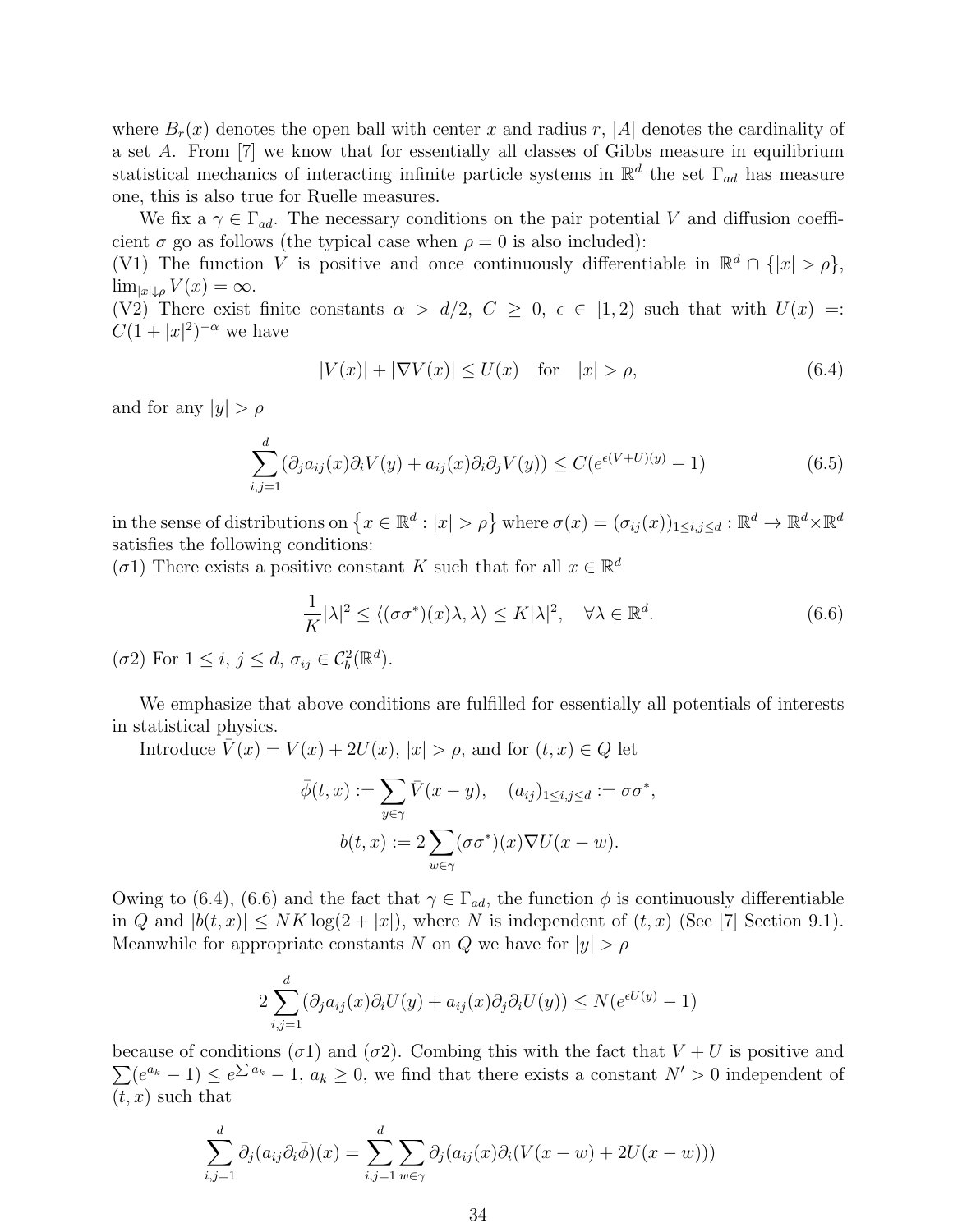where $B_r(x)$ denotes the open ball with center $x$ and radius $r$, $|A|$ denotes the cardinality of a set $A$. From [7] we know that for essentially all classes of Gibbs measure in equilibrium statistical mechanics of interacting infinite particle systems in $\mathbb{R}^d$ the set $\Gamma_{ad}$ has measure one, this is also true for Ruelle measures.

We fix a $\gamma \in \Gamma_{ad}$. The necessary conditions on the pair potential $V$ and diffusion coefficient $\sigma$ go as follows (the typical case when $\rho = 0$ is also included):

(V1) The function $V$ is positive and once continuously differentiable in $\mathbb{R}^d \cap \{|x| > \rho\}$, $\lim_{|x| \downarrow \rho} V(x) = \infty$.

(V2) There exist finite constants $\alpha > d/2$, $C \geq 0$, $\epsilon \in [1, 2)$ such that with $U(x) =: C(1 + |x|^2)^{-\alpha}$ we have

$$|V(x)| + |\nabla V(x)| \leq U(x) \quad \text{for} \quad |x| > \rho, \tag{6.4}$$

and for any $|y| > \rho$

$$\sum_{i,j=1}^{d} (\partial_j a_{ij}(x) \partial_i V(y) + a_{ij}(x) \partial_i \partial_j V(y)) \leq C(e^{\epsilon(V+U)(y)} - 1) \tag{6.5}$$

in the sense of distributions on $\left\{x \in \mathbb{R}^d : |x| > \rho\right\}$ where $\sigma(x) = (\sigma_{ij}(x))_{1 \leq i,j \leq d} : \mathbb{R}^d \to \mathbb{R}^d \times \mathbb{R}^d$ satisfies the following conditions:

($\sigma$1) There exists a positive constant $K$ such that for all $x \in \mathbb{R}^d$

$$\frac{1}{K}|\lambda|^2 \leq \langle (\sigma\sigma^*)(x)\lambda, \lambda \rangle \leq K|\lambda|^2, \quad \forall \lambda \in \mathbb{R}^d. \tag{6.6}$$

($\sigma$2) For $1 \leq i, j \leq d$, $\sigma_{ij} \in \mathcal{C}_b^2(\mathbb{R}^d)$.

We emphasize that above conditions are fulfilled for essentially all potentials of interests in statistical physics.

Introduce $\bar{V}(x) = V(x) + 2U(x)$, $|x| > \rho$, and for $(t, x) \in Q$ let

$$\bar{\phi}(t, x) := \sum_{y \in \gamma} \bar{V}(x - y), \quad (a_{ij})_{1 \leq i,j \leq d} := \sigma\sigma^*,$$

$$b(t, x) := 2 \sum_{w \in \gamma} (\sigma\sigma^*)(x) \nabla U(x - w).$$

Owing to (6.4), (6.6) and the fact that $\gamma \in \Gamma_{ad}$, the function $\phi$ is continuously differentiable in $Q$ and $|b(t, x)| \leq NK \log(2 + |x|)$, where $N$ is independent of $(t, x)$ (See [7] Section 9.1). Meanwhile for appropriate constants $N$ on $Q$ we have for $|y| > \rho$

$$2 \sum_{i,j=1}^{d} (\partial_j a_{ij}(x) \partial_i U(y) + a_{ij}(x) \partial_j \partial_i U(y)) \leq N(e^{\epsilon U(y)} - 1)$$

because of conditions ($\sigma$1) and ($\sigma$2). Combing this with the fact that $V + U$ is positive and $\sum(e^{a_k} - 1) \leq e^{\sum a_k} - 1$, $a_k \geq 0$, we find that there exists a constant $N' > 0$ independent of $(t, x)$ such that

$$\sum_{i,j=1}^{d} \partial_j (a_{ij} \partial_i \bar{\phi})(x) = \sum_{i,j=1}^{d} \sum_{w \in \gamma} \partial_j (a_{ij}(x) \partial_i (V(x - w) + 2U(x - w)))$$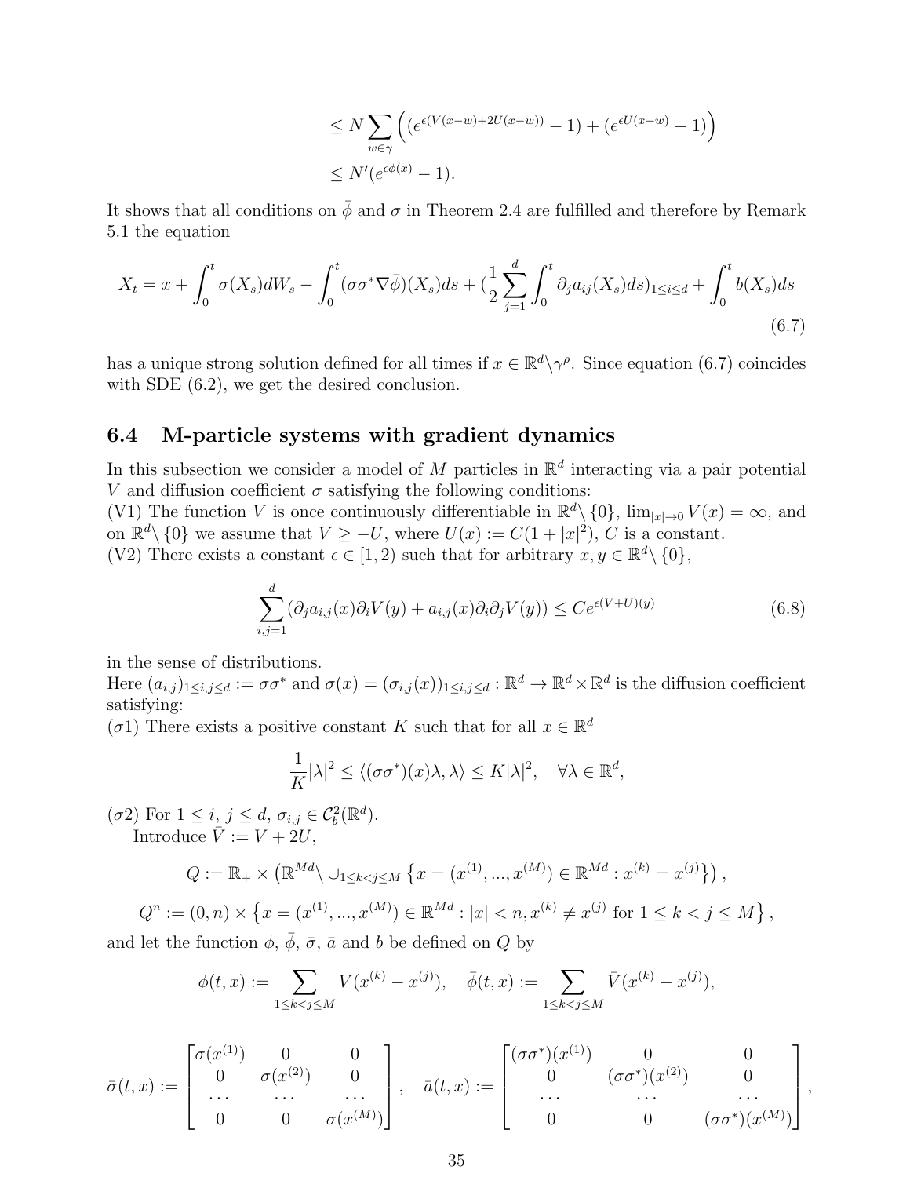$$
\begin{aligned}
&\leq N \sum_{w \in \gamma} \Big( (e^{\epsilon(V(x-w)+2U(x-w))} - 1) + (e^{\epsilon U(x-w)} - 1) \Big) \\
&\leq N'(e^{\epsilon \bar{\phi}(x)} - 1).
\end{aligned}
$$

It shows that all conditions on $\bar{\phi}$ and $\sigma$ in Theorem 2.4 are fulfilled and therefore by Remark 5.1 the equation

$$
X_t = x + \int_0^t \sigma(X_s) dW_s - \int_0^t (\sigma\sigma^* \nabla \bar{\phi})(X_s) ds + (\frac{1}{2} \sum_{j=1}^d \int_0^t \partial_j a_{ij}(X_s) ds)_{1 \leq i \leq d} + \int_0^t b(X_s) ds \tag{6.7}
$$

has a unique strong solution defined for all times if $x \in \mathbb{R}^d \backslash \gamma^\rho$. Since equation (6.7) coincides with SDE (6.2), we get the desired conclusion.

### 6.4 M-particle systems with gradient dynamics

In this subsection we consider a model of $M$ particles in $\mathbb{R}^d$ interacting via a pair potential $V$ and diffusion coefficient $\sigma$ satisfying the following conditions:
(V1) The function $V$ is once continuously differentiable in $\mathbb{R}^d \backslash \{0\}$, $\lim_{|x| \to 0} V(x) = \infty$, and on $\mathbb{R}^d \backslash \{0\}$ we assume that $V \geq -U$, where $U(x) := C(1 + |x|^2)$, $C$ is a constant.
(V2) There exists a constant $\epsilon \in [1, 2)$ such that for arbitrary $x, y \in \mathbb{R}^d \backslash \{0\}$,

$$
\sum_{i,j=1}^d (\partial_j a_{i,j}(x) \partial_i V(y) + a_{i,j}(x) \partial_i \partial_j V(y)) \leq C e^{\epsilon(V+U)(y)} \tag{6.8}
$$

in the sense of distributions.
Here $(a_{i,j})_{1 \leq i,j \leq d} := \sigma\sigma^*$ and $\sigma(x) = (\sigma_{i,j}(x))_{1 \leq i,j \leq d} : \mathbb{R}^d \to \mathbb{R}^d \times \mathbb{R}^d$ is the diffusion coefficient satisfying:
($\sigma$1) There exists a positive constant $K$ such that for all $x \in \mathbb{R}^d$

$$
\frac{1}{K} |\lambda|^2 \leq \langle (\sigma\sigma^*)(x) \lambda, \lambda \rangle \leq K |\lambda|^2, \quad \forall \lambda \in \mathbb{R}^d,
$$

($\sigma$2) For $1 \leq i, j \leq d$, $\sigma_{i,j} \in \mathcal{C}_b^2(\mathbb{R}^d)$.
Introduce $\bar{V} := V + 2U$,

$$
Q := \mathbb{R}_+ \times \left( \mathbb{R}^{Md} \backslash \cup_{1 \leq k < j \leq M} \left\{ x = (x^{(1)}, ..., x^{(M)}) \in \mathbb{R}^{Md} : x^{(k)} = x^{(j)} \right\} \right),
$$

$$
Q^n := (0, n) \times \left\{ x = (x^{(1)}, ..., x^{(M)}) \in \mathbb{R}^{Md} : |x| < n, x^{(k)} \neq x^{(j)} \text{ for } 1 \leq k < j \leq M \right\},
$$

and let the function $\phi$, $\bar{\phi}$, $\bar{\sigma}$, $\bar{a}$ and $b$ be defined on $Q$ by

$$
\phi(t, x) := \sum_{1 \leq k < j \leq M} V(x^{(k)} - x^{(j)}), \quad \bar{\phi}(t, x) := \sum_{1 \leq k < j \leq M} \bar{V}(x^{(k)} - x^{(j)}),
$$

$$
\bar{\sigma}(t, x) := \begin{bmatrix} \sigma(x^{(1)}) & 0 & 0 \\ 0 & \sigma(x^{(2)}) & 0 \\ \cdots & \cdots & \cdots \\ 0 & 0 & \sigma(x^{(M)}) \end{bmatrix}, \quad \bar{a}(t, x) := \begin{bmatrix} (\sigma\sigma^*)(x^{(1)}) & 0 & 0 \\ 0 & (\sigma\sigma^*)(x^{(2)}) & 0 \\ \cdots & \cdots & \cdots \\ 0 & 0 & (\sigma\sigma^*)(x^{(M)}) \end{bmatrix},
$$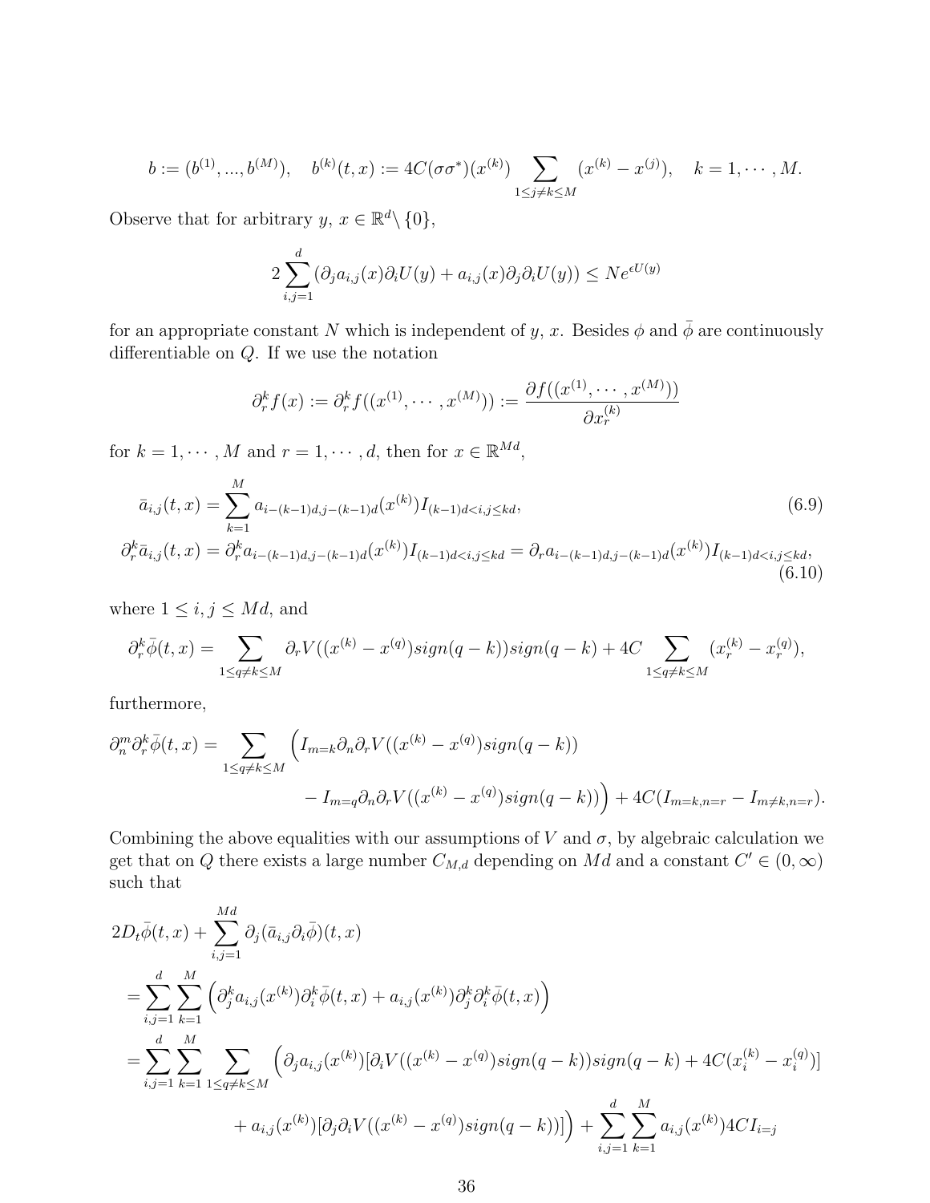$$b := (b^{(1)}, ..., b^{(M)}), \quad b^{(k)}(t,x) := 4C(\sigma\sigma^*)(x^{(k)}) \sum_{1\leq j\neq k\leq M} (x^{(k)} - x^{(j)}), \quad k = 1, \cdots, M.$$

Observe that for arbitrary $y,\, x \in \mathbb{R}^d \backslash \{0\}$,

$$2\sum_{i,j=1}^{d} (\partial_j a_{i,j}(x)\partial_i U(y) + a_{i,j}(x)\partial_j\partial_i U(y)) \leq N e^{\epsilon U(y)}$$

for an appropriate constant $N$ which is independent of $y$, $x$. Besides $\phi$ and $\bar{\phi}$ are continuously differentiable on $Q$. If we use the notation

$$\partial_r^k f(x) := \partial_r^k f((x^{(1)}, \cdots, x^{(M)})) := \frac{\partial f((x^{(1)}, \cdots, x^{(M)}))}{\partial x_r^{(k)}}$$

for $k = 1, \cdots, M$ and $r = 1, \cdots, d$, then for $x \in \mathbb{R}^{Md}$,

$$\bar{a}_{i,j}(t,x) = \sum_{k=1}^{M} a_{i-(k-1)d,j-(k-1)d}(x^{(k)}) I_{(k-1)d<i,j\leq kd}, \tag{6.9}$$

$$\partial_r^k \bar{a}_{i,j}(t,x) = \partial_r^k a_{i-(k-1)d,j-(k-1)d}(x^{(k)}) I_{(k-1)d<i,j\leq kd} = \partial_r a_{i-(k-1)d,j-(k-1)d}(x^{(k)}) I_{(k-1)d<i,j\leq kd}, \tag{6.10}$$

where $1 \leq i, j \leq Md$, and

$$\partial_r^k \bar{\phi}(t,x) = \sum_{1\leq q\neq k\leq M} \partial_r V((x^{(k)} - x^{(q)}) sign(q-k)) sign(q-k) + 4C \sum_{1\leq q\neq k\leq M} (x_r^{(k)} - x_r^{(q)}),$$

furthermore,

$$\begin{aligned}
\partial_n^m \partial_r^k \bar{\phi}(t,x) = \sum_{1\leq q\neq k\leq M} \Big( & I_{m=k}\partial_n\partial_r V((x^{(k)} - x^{(q)}) sign(q-k)) \\
& - I_{m=q}\partial_n\partial_r V((x^{(k)} - x^{(q)}) sign(q-k))\Big) + 4C(I_{m=k,n=r} - I_{m\neq k,n=r}).
\end{aligned}$$

Combining the above equalities with our assumptions of $V$ and $\sigma$, by algebraic calculation we get that on $Q$ there exists a large number $C_{M,d}$ depending on $Md$ and a constant $C' \in (0, \infty)$ such that

$$\begin{aligned}
& 2D_t\bar{\phi}(t,x) + \sum_{i,j=1}^{Md} \partial_j(\bar{a}_{i,j}\partial_i\bar{\phi})(t,x) \\
&= \sum_{i,j=1}^{d}\sum_{k=1}^{M} \Big(\partial_j^k a_{i,j}(x^{(k)})\partial_i^k\bar{\phi}(t,x) + a_{i,j}(x^{(k)})\partial_j^k\partial_i^k\bar{\phi}(t,x)\Big) \\
&= \sum_{i,j=1}^{d}\sum_{k=1}^{M}\sum_{1\leq q\neq k\leq M} \Big(\partial_j a_{i,j}(x^{(k)})[\partial_i V((x^{(k)} - x^{(q)}) sign(q-k)) sign(q-k) + 4C(x_i^{(k)} - x_i^{(q)})] \\
&\qquad + a_{i,j}(x^{(k)})[\partial_j\partial_i V((x^{(k)} - x^{(q)}) sign(q-k))]\Big) + \sum_{i,j=1}^{d}\sum_{k=1}^{M} a_{i,j}(x^{(k)}) 4C I_{i=j}
\end{aligned}$$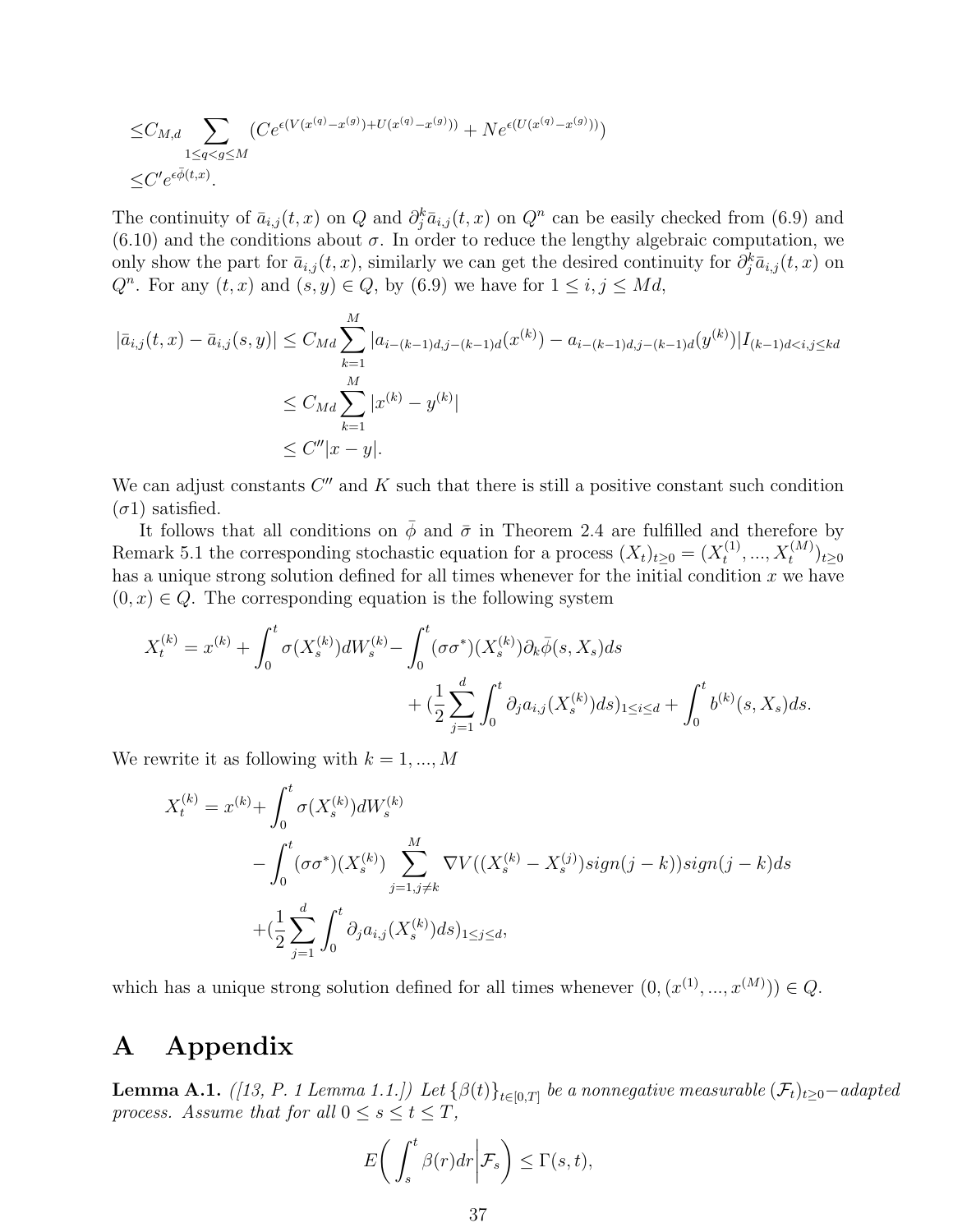$$
\begin{aligned}
&\leq C_{M,d} \sum_{1\leq q<g\leq M} (Ce^{\epsilon(V(x^{(q)}-x^{(g)})+U(x^{(q)}-x^{(g)}))} + Ne^{\epsilon(U(x^{(q)}-x^{(g)}))}) \\
&\leq C' e^{\epsilon\bar{\phi}(t,x)}.
\end{aligned}
$$

The continuity of $\bar{a}_{i,j}(t,x)$ on $Q$ and $\partial_j^k \bar{a}_{i,j}(t,x)$ on $Q^n$ can be easily checked from (6.9) and (6.10) and the conditions about $\sigma$. In order to reduce the lengthy algebraic computation, we only show the part for $\bar{a}_{i,j}(t,x)$, similarly we can get the desired continuity for $\partial_j^k \bar{a}_{i,j}(t,x)$ on $Q^n$. For any $(t,x)$ and $(s,y) \in Q$, by (6.9) we have for $1 \leq i,j \leq Md$,

$$
\begin{aligned}
|\bar{a}_{i,j}(t,x) - \bar{a}_{i,j}(s,y)| &\leq C_{Md} \sum_{k=1}^{M} |a_{i-(k-1)d,j-(k-1)d}(x^{(k)}) - a_{i-(k-1)d,j-(k-1)d}(y^{(k)})| I_{(k-1)d<i,j\leq kd} \\
&\leq C_{Md} \sum_{k=1}^{M} |x^{(k)} - y^{(k)}| \\
&\leq C''|x-y|.
\end{aligned}
$$

We can adjust constants $C''$ and $K$ such that there is still a positive constant such condition ($\sigma$1) satisfied.

It follows that all conditions on $\bar{\phi}$ and $\bar{\sigma}$ in Theorem 2.4 are fulfilled and therefore by Remark 5.1 the corresponding stochastic equation for a process $(X_t)_{t\geq 0} = (X_t^{(1)}, ..., X_t^{(M)})_{t\geq 0}$ has a unique strong solution defined for all times whenever for the initial condition $x$ we have $(0,x) \in Q$. The corresponding equation is the following system

$$
\begin{aligned}
X_t^{(k)} = x^{(k)} + \int_0^t \sigma(X_s^{(k)}) dW_s^{(k)} - &\int_0^t (\sigma\sigma^*)(X_s^{(k)}) \partial_k \bar{\phi}(s, X_s) ds \\
&+ (\frac{1}{2}\sum_{j=1}^{d} \int_0^t \partial_j a_{i,j}(X_s^{(k)}) ds)_{1\leq i\leq d} + \int_0^t b^{(k)}(s, X_s) ds.
\end{aligned}
$$

We rewrite it as following with $k = 1, ..., M$

$$
\begin{aligned}
X_t^{(k)} = x^{(k)} + &\int_0^t \sigma(X_s^{(k)}) dW_s^{(k)} \\
&- \int_0^t (\sigma\sigma^*)(X_s^{(k)}) \sum_{j=1, j\neq k}^{M} \nabla V((X_s^{(k)} - X_s^{(j)}) sign(j-k)) sign(j-k) ds \\
&+ (\frac{1}{2}\sum_{j=1}^{d} \int_0^t \partial_j a_{i,j}(X_s^{(k)}) ds)_{1\leq j\leq d},
\end{aligned}
$$

which has a unique strong solution defined for all times whenever $(0, (x^{(1)}, ..., x^{(M)})) \in Q$.

# A Appendix

**Lemma A.1.** *([13, P. 1 Lemma 1.1.]) Let $\{\beta(t)\}_{t\in[0,T]}$ be a nonnegative measurable $(\mathcal{F}_t)_{t\geq 0}$−adapted process. Assume that for all $0 \leq s \leq t \leq T$,*

$$
E\bigg( \int_s^t \beta(r) dr \bigg| \mathcal{F}_s \bigg) \leq \Gamma(s,t),
$$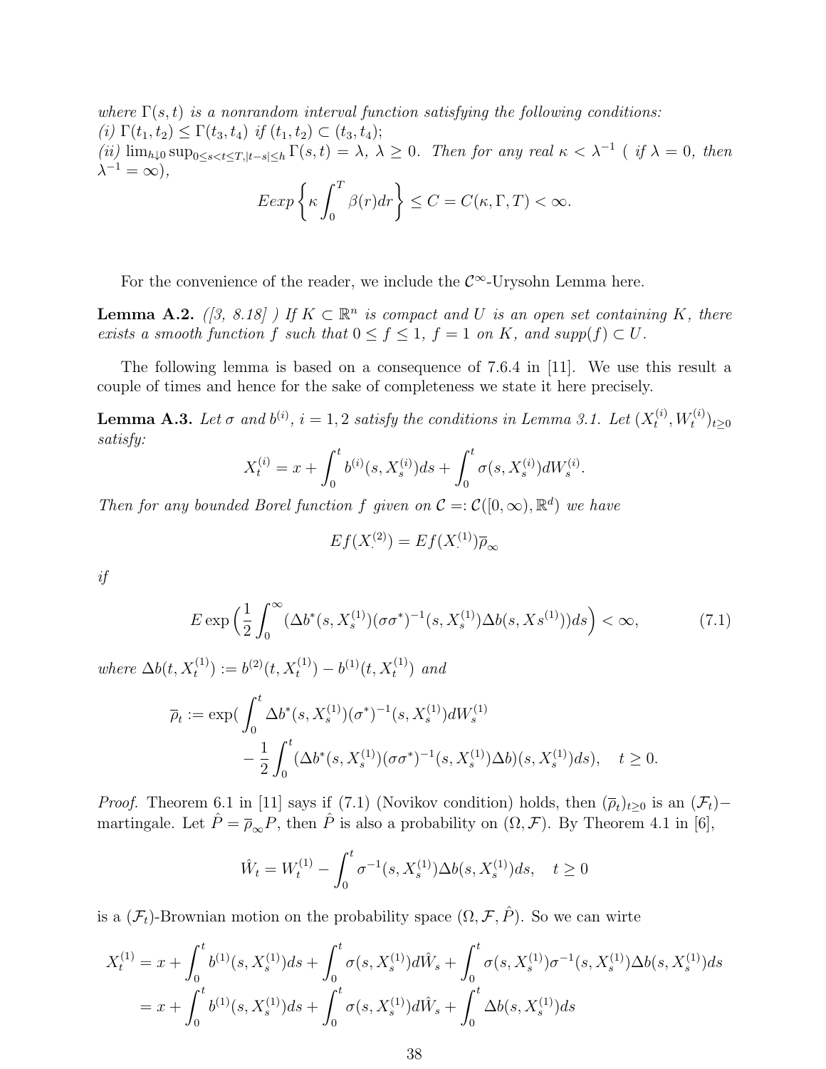*where $\Gamma(s,t)$ is a nonrandom interval function satisfying the following conditions:*
*(i) $\Gamma(t_1,t_2) \le \Gamma(t_3,t_4)$ if $(t_1,t_2) \subset (t_3,t_4)$;*
*(ii) $\lim_{h\downarrow 0} \sup_{0\le s<t\le T, |t-s|\le h} \Gamma(s,t) = \lambda$, $\lambda \ge 0$. Then for any real $\kappa < \lambda^{-1}$ ( if $\lambda = 0$, then $\lambda^{-1} = \infty$),*

$$Eexp\left\{\kappa \int_0^T \beta(r)dr\right\} \le C = C(\kappa, \Gamma, T) < \infty.$$

For the convenience of the reader, we include the $\mathcal{C}^\infty$-Urysohn Lemma here.

**Lemma A.2.** *([3, 8.18] ) If $K \subset \mathbb{R}^n$ is compact and $U$ is an open set containing $K$, there exists a smooth function $f$ such that $0 \le f \le 1$, $f = 1$ on $K$, and $supp(f) \subset U$.*

The following lemma is based on a consequence of 7.6.4 in [11]. We use this result a couple of times and hence for the sake of completeness we state it here precisely.

**Lemma A.3.** *Let $\sigma$ and $b^{(i)}$, $i = 1,2$ satisfy the conditions in Lemma 3.1. Let $(X_t^{(i)}, W_t^{(i)})_{t\ge 0}$ satisfy:*

$$X_t^{(i)} = x + \int_0^t b^{(i)}(s, X_s^{(i)})ds + \int_0^t \sigma(s, X_s^{(i)})dW_s^{(i)}.$$

*Then for any bounded Borel function $f$ given on $\mathcal{C} =: \mathcal{C}([0,\infty), \mathbb{R}^d)$ we have*

$$Ef(X_\cdot^{(2)}) = Ef(X_\cdot^{(1)})\overline{\rho}_\infty$$

*if*

$$E\exp\Big(\frac{1}{2}\int_0^\infty (\Delta b^*(s, X_s^{(1)})(\sigma\sigma^*)^{-1}(s, X_s^{(1)})\Delta b(s, Xs^{(1)}))ds\Big) < \infty, \tag{7.1}$$

*where $\Delta b(t, X_t^{(1)}) := b^{(2)}(t, X_t^{(1)}) - b^{(1)}(t, X_t^{(1)})$ and*

$$\begin{aligned}\overline{\rho}_t := \exp(&\int_0^t \Delta b^*(s, X_s^{(1)})(\sigma^*)^{-1}(s, X_s^{(1)})dW_s^{(1)} \\ &- \frac{1}{2}\int_0^t (\Delta b^*(s, X_s^{(1)})(\sigma\sigma^*)^{-1}(s, X_s^{(1)})\Delta b)(s, X_s^{(1)})ds), \quad t \ge 0.\end{aligned}$$

*Proof.* Theorem 6.1 in [11] says if (7.1) (Novikov condition) holds, then $(\overline{\rho}_t)_{t\ge 0}$ is an $(\mathcal{F}_t)-$ martingale. Let $\hat{P} = \overline{\rho}_\infty P$, then $\hat{P}$ is also a probability on $(\Omega, \mathcal{F})$. By Theorem 4.1 in [6],

$$\hat{W}_t = W_t^{(1)} - \int_0^t \sigma^{-1}(s, X_s^{(1)})\Delta b(s, X_s^{(1)})ds, \quad t \ge 0$$

is a $(\mathcal{F}_t)$-Brownian motion on the probability space $(\Omega, \mathcal{F}, \hat{P})$. So we can wirte

$$\begin{aligned}X_t^{(1)} &= x + \int_0^t b^{(1)}(s, X_s^{(1)})ds + \int_0^t \sigma(s, X_s^{(1)})d\hat{W}_s + \int_0^t \sigma(s, X_s^{(1)})\sigma^{-1}(s, X_s^{(1)})\Delta b(s, X_s^{(1)})ds \\ &= x + \int_0^t b^{(1)}(s, X_s^{(1)})ds + \int_0^t \sigma(s, X_s^{(1)})d\hat{W}_s + \int_0^t \Delta b(s, X_s^{(1)})ds\end{aligned}$$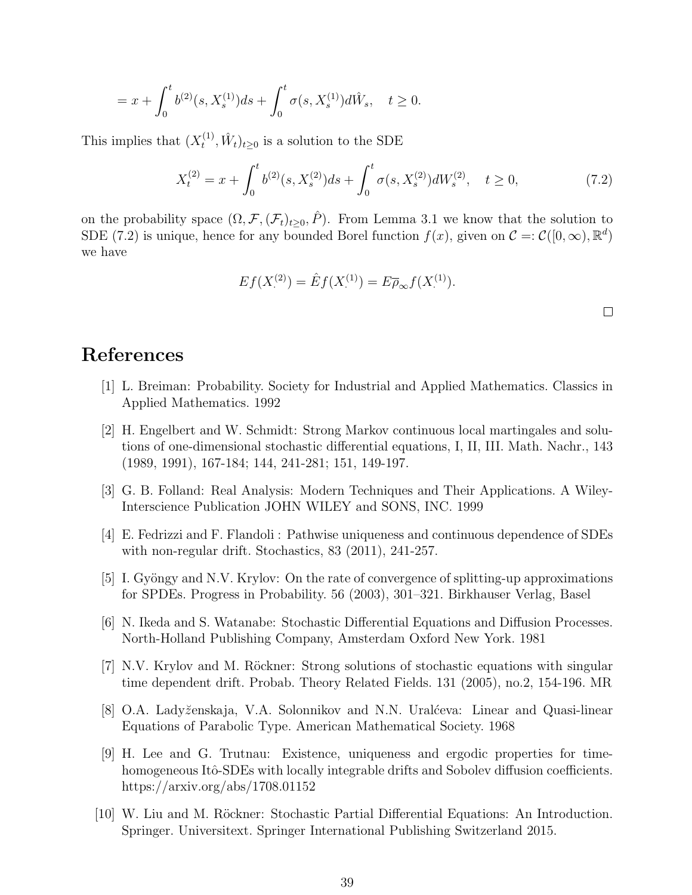$$= x + \int_0^t b^{(2)}(s, X_s^{(1)})ds + \int_0^t \sigma(s, X_s^{(1)})d\hat{W}_s, \quad t \geq 0.$$

This implies that $(X_t^{(1)}, \hat{W}_t)_{t \geq 0}$ is a solution to the SDE

$$X_t^{(2)} = x + \int_0^t b^{(2)}(s, X_s^{(2)})ds + \int_0^t \sigma(s, X_s^{(2)})dW_s^{(2)}, \quad t \geq 0, \tag{7.2}$$

on the probability space $(\Omega, \mathcal{F}, (\mathcal{F}_t)_{t \geq 0}, \hat{P})$. From Lemma 3.1 we know that the solution to SDE (7.2) is unique, hence for any bounded Borel function $f(x)$, given on $\mathcal{C} =: \mathcal{C}([0, \infty), \mathbb{R}^d)$ we have

$$Ef(X_\cdot^{(2)}) = \hat{E}f(X_\cdot^{(1)}) = E\overline{\rho}_\infty f(X_\cdot^{(1)}).$$

□

# References

[1] L. Breiman: Probability. Society for Industrial and Applied Mathematics. Classics in Applied Mathematics. 1992

[2] H. Engelbert and W. Schmidt: Strong Markov continuous local martingales and solutions of one-dimensional stochastic differential equations, I, II, III. Math. Nachr., 143 (1989, 1991), 167-184; 144, 241-281; 151, 149-197.

[3] G. B. Folland: Real Analysis: Modern Techniques and Their Applications. A Wiley-Interscience Publication JOHN WILEY and SONS, INC. 1999

[4] E. Fedrizzi and F. Flandoli : Pathwise uniqueness and continuous dependence of SDEs with non-regular drift. Stochastics, 83 (2011), 241-257.

[5] I. Gyöngy and N.V. Krylov: On the rate of convergence of splitting-up approximations for SPDEs. Progress in Probability. 56 (2003), 301–321. Birkhauser Verlag, Basel

[6] N. Ikeda and S. Watanabe: Stochastic Differential Equations and Diffusion Processes. North-Holland Publishing Company, Amsterdam Oxford New York. 1981

[7] N.V. Krylov and M. Röckner: Strong solutions of stochastic equations with singular time dependent drift. Probab. Theory Related Fields. 131 (2005), no.2, 154-196. MR

[8] O.A. Ladyženskaja, V.A. Solonnikov and N.N. Uralćeva: Linear and Quasi-linear Equations of Parabolic Type. American Mathematical Society. 1968

[9] H. Lee and G. Trutnau: Existence, uniqueness and ergodic properties for time-homogeneous Itô-SDEs with locally integrable drifts and Sobolev diffusion coefficients. https://arxiv.org/abs/1708.01152

[10] W. Liu and M. Röckner: Stochastic Partial Differential Equations: An Introduction. Springer. Universitext. Springer International Publishing Switzerland 2015.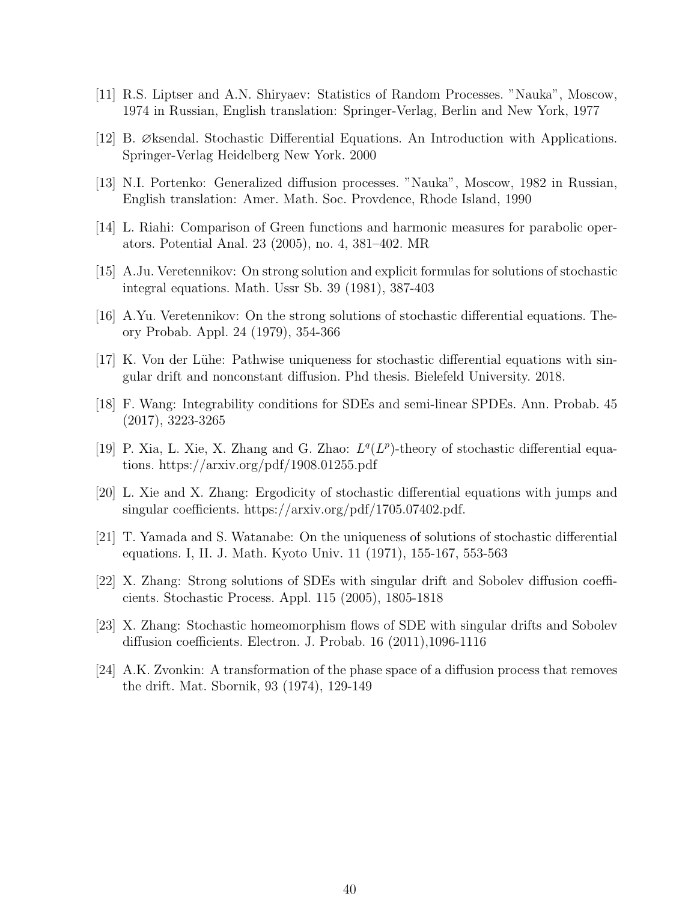[11] R.S. Liptser and A.N. Shiryaev: Statistics of Random Processes. "Nauka", Moscow, 1974 in Russian, English translation: Springer-Verlag, Berlin and New York, 1977

[12] B. Øksendal. Stochastic Differential Equations. An Introduction with Applications. Springer-Verlag Heidelberg New York. 2000

[13] N.I. Portenko: Generalized diffusion processes. "Nauka", Moscow, 1982 in Russian, English translation: Amer. Math. Soc. Provdence, Rhode Island, 1990

[14] L. Riahi: Comparison of Green functions and harmonic measures for parabolic operators. Potential Anal. 23 (2005), no. 4, 381–402. MR

[15] A.Ju. Veretennikov: On strong solution and explicit formulas for solutions of stochastic integral equations. Math. Ussr Sb. 39 (1981), 387-403

[16] A.Yu. Veretennikov: On the strong solutions of stochastic differential equations. Theory Probab. Appl. 24 (1979), 354-366

[17] K. Von der Lühe: Pathwise uniqueness for stochastic differential equations with singular drift and nonconstant diffusion. Phd thesis. Bielefeld University. 2018.

[18] F. Wang: Integrability conditions for SDEs and semi-linear SPDEs. Ann. Probab. 45 (2017), 3223-3265

[19] P. Xia, L. Xie, X. Zhang and G. Zhao: $L^q(L^p)$-theory of stochastic differential equations. https://arxiv.org/pdf/1908.01255.pdf

[20] L. Xie and X. Zhang: Ergodicity of stochastic differential equations with jumps and singular coefficients. https://arxiv.org/pdf/1705.07402.pdf.

[21] T. Yamada and S. Watanabe: On the uniqueness of solutions of stochastic differential equations. I, II. J. Math. Kyoto Univ. 11 (1971), 155-167, 553-563

[22] X. Zhang: Strong solutions of SDEs with singular drift and Sobolev diffusion coefficients. Stochastic Process. Appl. 115 (2005), 1805-1818

[23] X. Zhang: Stochastic homeomorphism flows of SDE with singular drifts and Sobolev diffusion coefficients. Electron. J. Probab. 16 (2011),1096-1116

[24] A.K. Zvonkin: A transformation of the phase space of a diffusion process that removes the drift. Mat. Sbornik, 93 (1974), 129-149